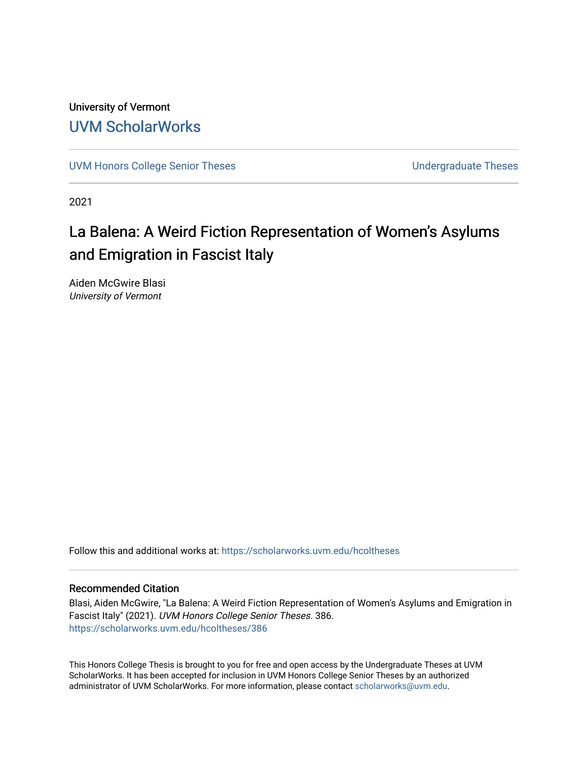University of Vermont

# UVM ScholarWorks

UVM Honors College Senior Theses | Undergraduate Theses

2021

## La Balena: A Weird Fiction Representation of Women's Asylums and Emigration in Fascist Italy

Aiden McGwire Blasi
*University of Vermont*

Follow this and additional works at: https://scholarworks.uvm.edu/hcoltheses

### Recommended Citation

Blasi, Aiden McGwire, "La Balena: A Weird Fiction Representation of Women's Asylums and Emigration in Fascist Italy" (2021). *UVM Honors College Senior Theses*. 386.
https://scholarworks.uvm.edu/hcoltheses/386

This Honors College Thesis is brought to you for free and open access by the Undergraduate Theses at UVM ScholarWorks. It has been accepted for inclusion in UVM Honors College Senior Theses by an authorized administrator of UVM ScholarWorks. For more information, please contact scholarworks@uvm.edu.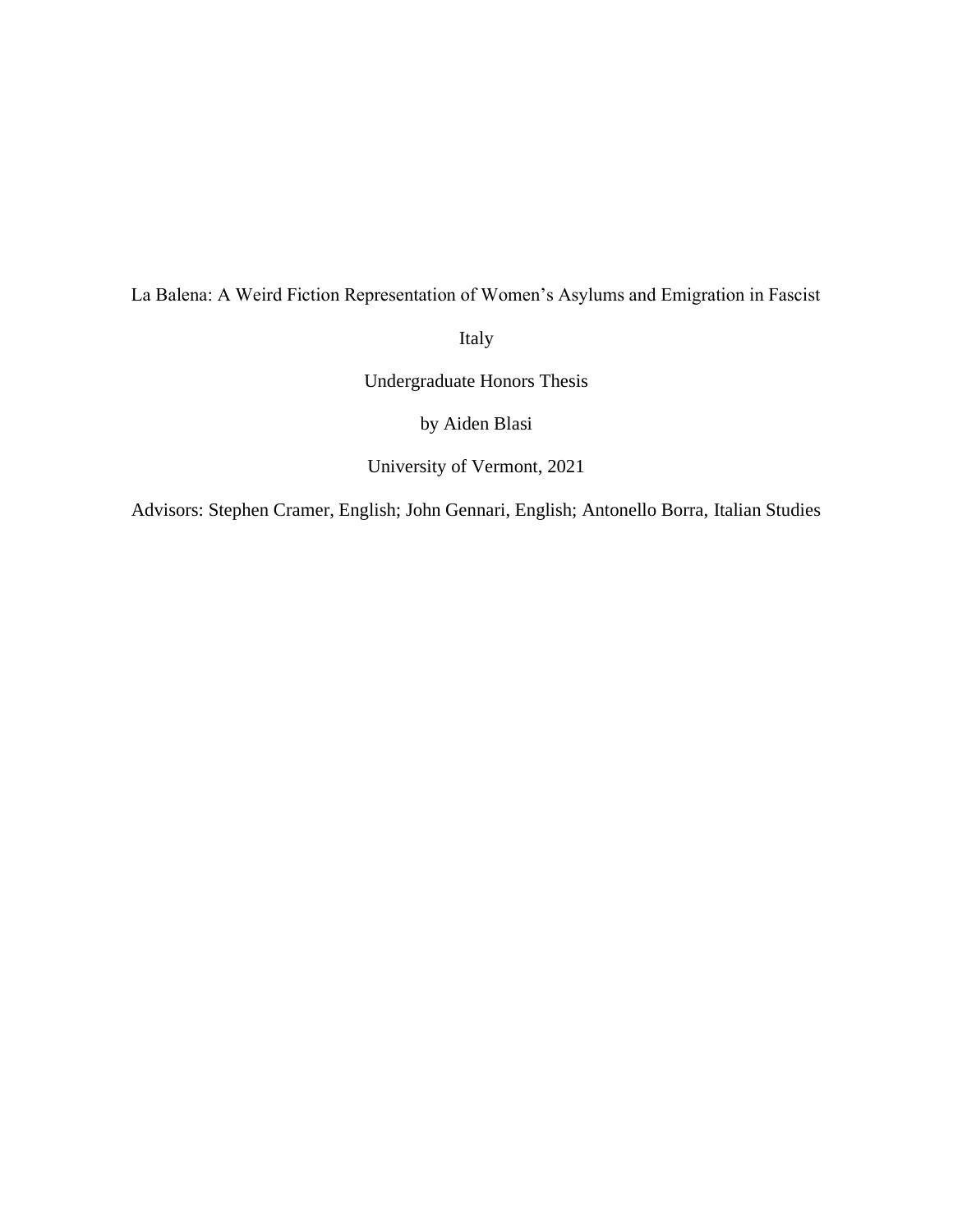La Balena: A Weird Fiction Representation of Women's Asylums and Emigration in Fascist Italy

Undergraduate Honors Thesis

by Aiden Blasi

University of Vermont, 2021

Advisors: Stephen Cramer, English; John Gennari, English; Antonello Borra, Italian Studies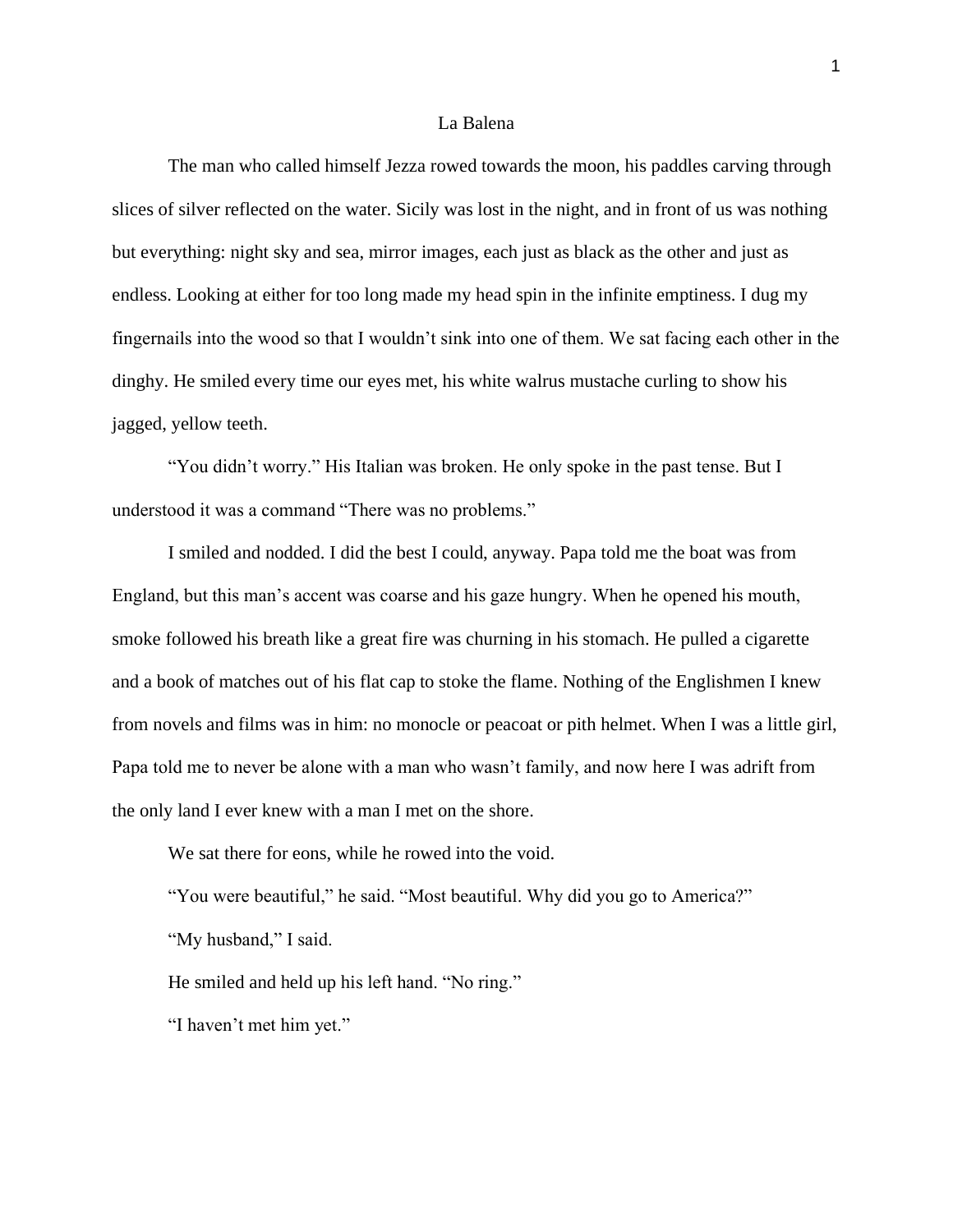# La Balena

The man who called himself Jezza rowed towards the moon, his paddles carving through slices of silver reflected on the water. Sicily was lost in the night, and in front of us was nothing but everything: night sky and sea, mirror images, each just as black as the other and just as endless. Looking at either for too long made my head spin in the infinite emptiness. I dug my fingernails into the wood so that I wouldn't sink into one of them. We sat facing each other in the dinghy. He smiled every time our eyes met, his white walrus mustache curling to show his jagged, yellow teeth.

"You didn't worry." His Italian was broken. He only spoke in the past tense. But I understood it was a command "There was no problems."

I smiled and nodded. I did the best I could, anyway. Papa told me the boat was from England, but this man's accent was coarse and his gaze hungry. When he opened his mouth, smoke followed his breath like a great fire was churning in his stomach. He pulled a cigarette and a book of matches out of his flat cap to stoke the flame. Nothing of the Englishmen I knew from novels and films was in him: no monocle or peacoat or pith helmet. When I was a little girl, Papa told me to never be alone with a man who wasn't family, and now here I was adrift from the only land I ever knew with a man I met on the shore.

We sat there for eons, while he rowed into the void.

"You were beautiful," he said. "Most beautiful. Why did you go to America?"

"My husband," I said.

He smiled and held up his left hand. "No ring."

"I haven't met him yet."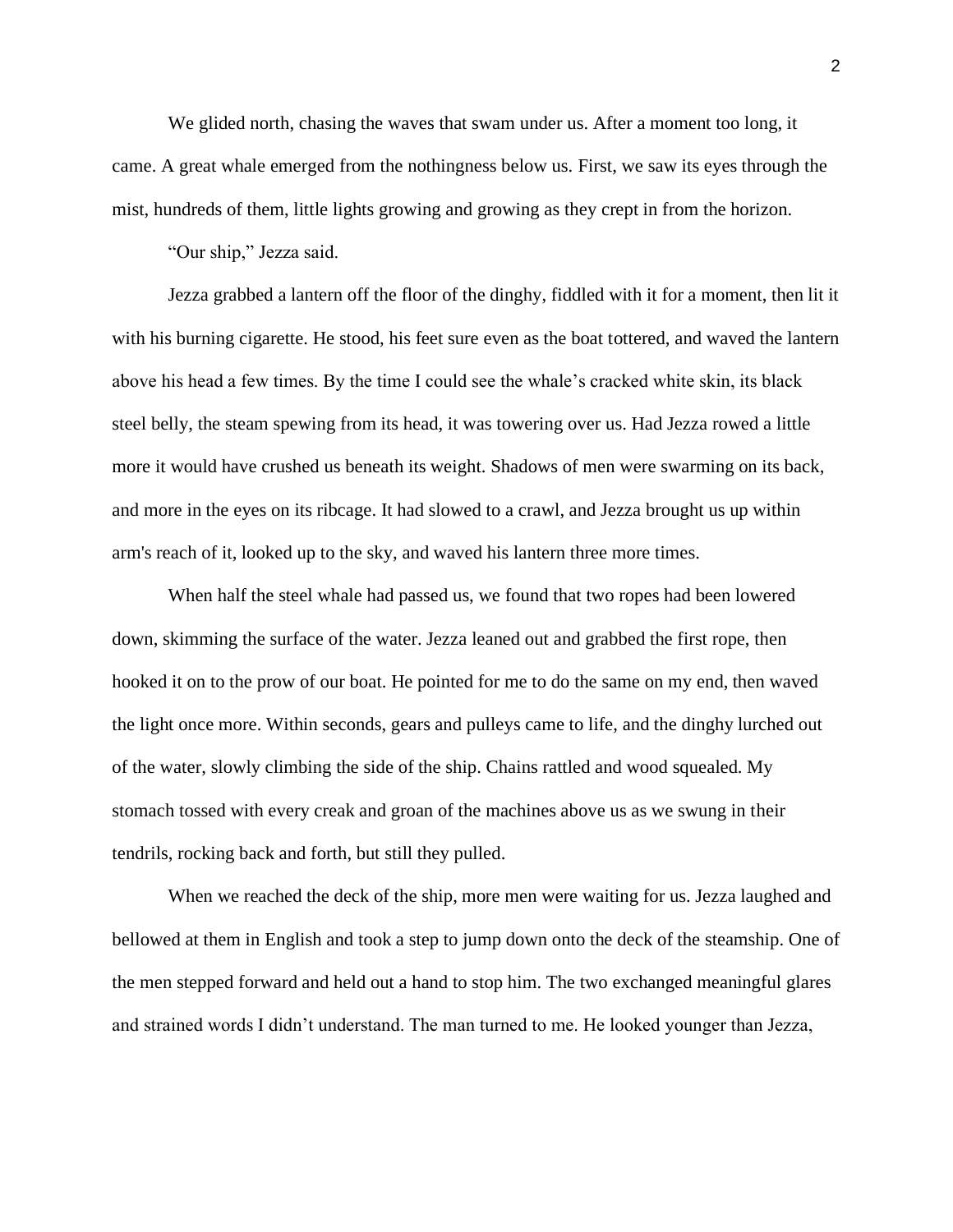We glided north, chasing the waves that swam under us. After a moment too long, it came. A great whale emerged from the nothingness below us. First, we saw its eyes through the mist, hundreds of them, little lights growing and growing as they crept in from the horizon.

"Our ship," Jezza said.

Jezza grabbed a lantern off the floor of the dinghy, fiddled with it for a moment, then lit it with his burning cigarette. He stood, his feet sure even as the boat tottered, and waved the lantern above his head a few times. By the time I could see the whale's cracked white skin, its black steel belly, the steam spewing from its head, it was towering over us. Had Jezza rowed a little more it would have crushed us beneath its weight. Shadows of men were swarming on its back, and more in the eyes on its ribcage. It had slowed to a crawl, and Jezza brought us up within arm's reach of it, looked up to the sky, and waved his lantern three more times.

When half the steel whale had passed us, we found that two ropes had been lowered down, skimming the surface of the water. Jezza leaned out and grabbed the first rope, then hooked it on to the prow of our boat. He pointed for me to do the same on my end, then waved the light once more. Within seconds, gears and pulleys came to life, and the dinghy lurched out of the water, slowly climbing the side of the ship. Chains rattled and wood squealed. My stomach tossed with every creak and groan of the machines above us as we swung in their tendrils, rocking back and forth, but still they pulled.

When we reached the deck of the ship, more men were waiting for us. Jezza laughed and bellowed at them in English and took a step to jump down onto the deck of the steamship. One of the men stepped forward and held out a hand to stop him. The two exchanged meaningful glares and strained words I didn't understand. The man turned to me. He looked younger than Jezza,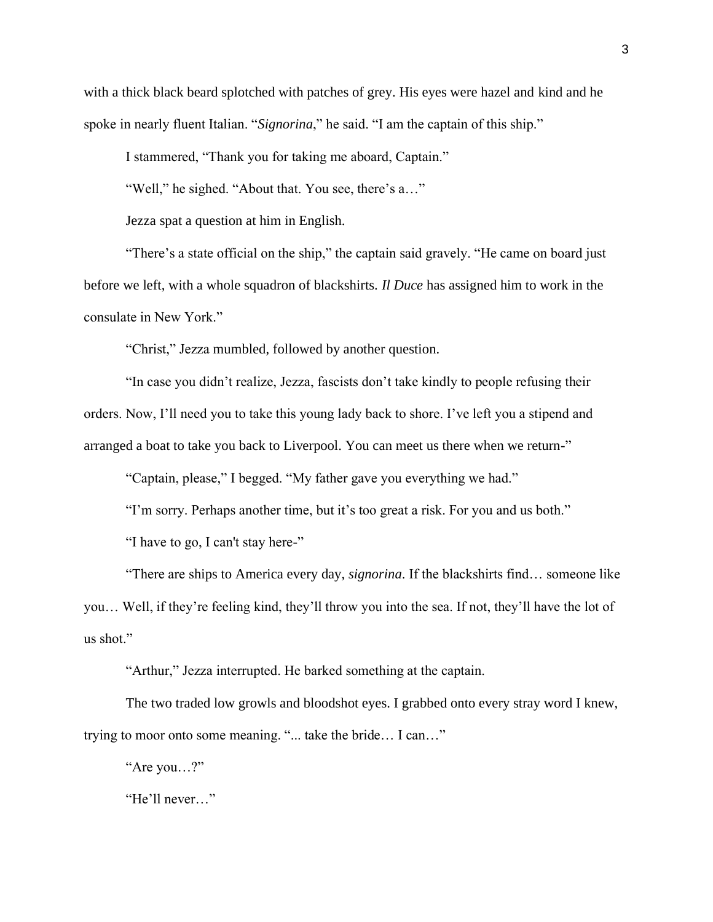with a thick black beard splotched with patches of grey. His eyes were hazel and kind and he spoke in nearly fluent Italian. "*Signorina*," he said. "I am the captain of this ship."

I stammered, "Thank you for taking me aboard, Captain."

"Well," he sighed. "About that. You see, there's a…"

Jezza spat a question at him in English.

"There's a state official on the ship," the captain said gravely. "He came on board just before we left, with a whole squadron of blackshirts. *Il Duce* has assigned him to work in the consulate in New York."

"Christ," Jezza mumbled, followed by another question.

"In case you didn't realize, Jezza, fascists don't take kindly to people refusing their orders. Now, I'll need you to take this young lady back to shore. I've left you a stipend and arranged a boat to take you back to Liverpool. You can meet us there when we return-"

"Captain, please," I begged. "My father gave you everything we had."

"I'm sorry. Perhaps another time, but it's too great a risk. For you and us both."

"I have to go, I can't stay here-"

"There are ships to America every day, *signorina*. If the blackshirts find… someone like you… Well, if they're feeling kind, they'll throw you into the sea. If not, they'll have the lot of us shot."

"Arthur," Jezza interrupted. He barked something at the captain.

The two traded low growls and bloodshot eyes. I grabbed onto every stray word I knew, trying to moor onto some meaning. "... take the bride… I can…"

"Are you…?"

"He'll never…"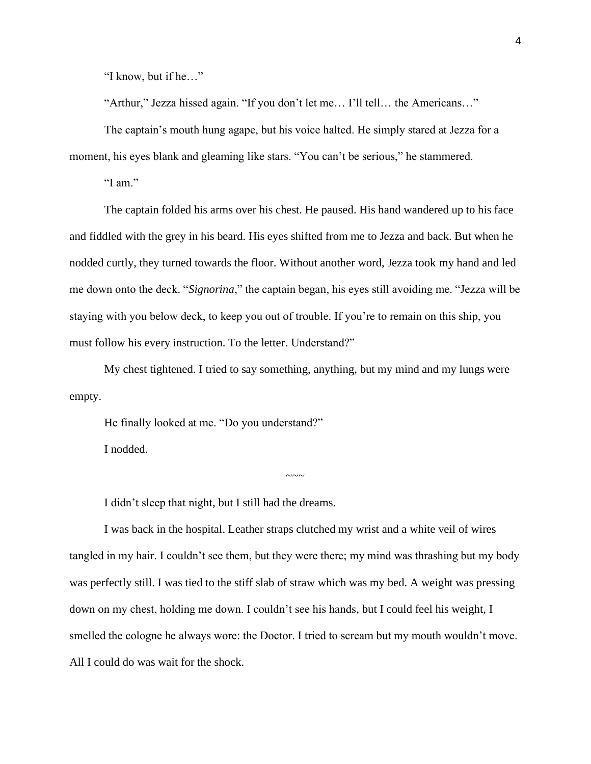"I know, but if he…"

"Arthur," Jezza hissed again. "If you don't let me… I'll tell… the Americans…"

The captain's mouth hung agape, but his voice halted. He simply stared at Jezza for a moment, his eyes blank and gleaming like stars. "You can't be serious," he stammered.

"I am."

The captain folded his arms over his chest. He paused. His hand wandered up to his face and fiddled with the grey in his beard. His eyes shifted from me to Jezza and back. But when he nodded curtly, they turned towards the floor. Without another word, Jezza took my hand and led me down onto the deck. "*Signorina*," the captain began, his eyes still avoiding me. "Jezza will be staying with you below deck, to keep you out of trouble. If you're to remain on this ship, you must follow his every instruction. To the letter. Understand?"

My chest tightened. I tried to say something, anything, but my mind and my lungs were empty.

He finally looked at me. "Do you understand?"

I nodded.

~~~

I didn't sleep that night, but I still had the dreams.

I was back in the hospital. Leather straps clutched my wrist and a white veil of wires tangled in my hair. I couldn't see them, but they were there; my mind was thrashing but my body was perfectly still. I was tied to the stiff slab of straw which was my bed. A weight was pressing down on my chest, holding me down. I couldn't see his hands, but I could feel his weight, I smelled the cologne he always wore: the Doctor. I tried to scream but my mouth wouldn't move. All I could do was wait for the shock.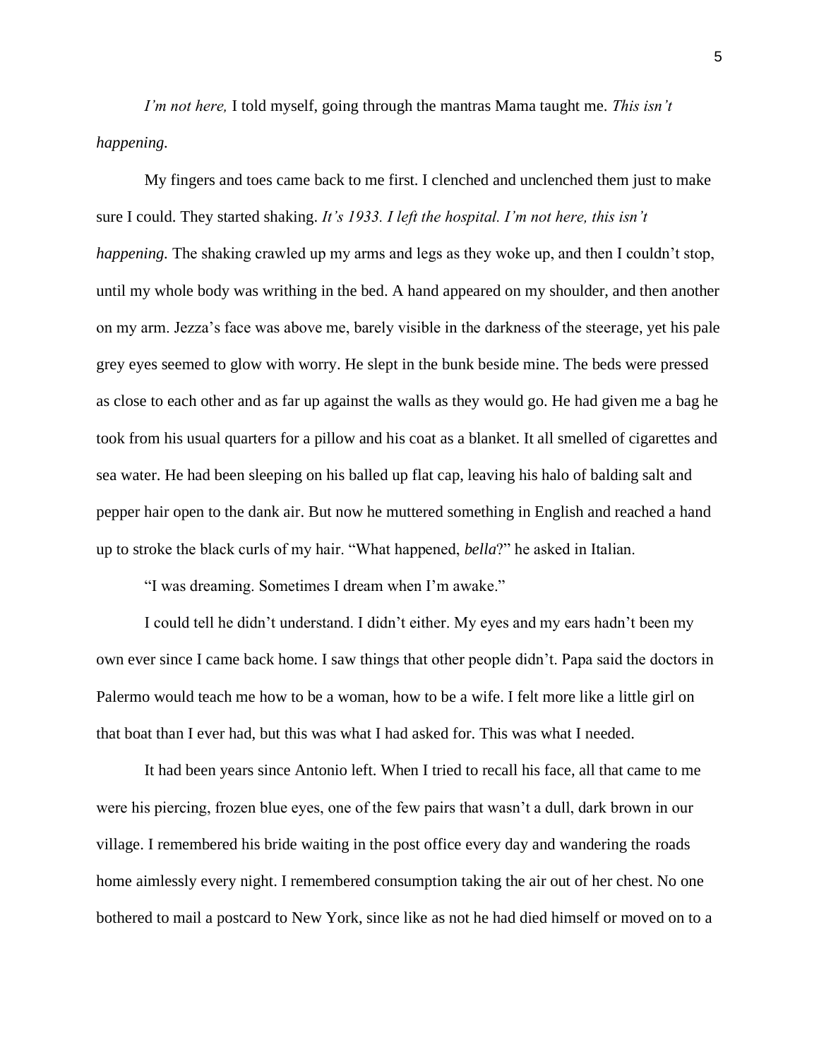*I'm not here,* I told myself, going through the mantras Mama taught me. *This isn't happening.*

My fingers and toes came back to me first. I clenched and unclenched them just to make sure I could. They started shaking. *It's 1933. I left the hospital. I'm not here, this isn't happening.* The shaking crawled up my arms and legs as they woke up, and then I couldn't stop, until my whole body was writhing in the bed. A hand appeared on my shoulder, and then another on my arm. Jezza's face was above me, barely visible in the darkness of the steerage, yet his pale grey eyes seemed to glow with worry. He slept in the bunk beside mine. The beds were pressed as close to each other and as far up against the walls as they would go. He had given me a bag he took from his usual quarters for a pillow and his coat as a blanket. It all smelled of cigarettes and sea water. He had been sleeping on his balled up flat cap, leaving his halo of balding salt and pepper hair open to the dank air. But now he muttered something in English and reached a hand up to stroke the black curls of my hair. "What happened, *bella*?" he asked in Italian.

"I was dreaming. Sometimes I dream when I'm awake."

I could tell he didn't understand. I didn't either. My eyes and my ears hadn't been my own ever since I came back home. I saw things that other people didn't. Papa said the doctors in Palermo would teach me how to be a woman, how to be a wife. I felt more like a little girl on that boat than I ever had, but this was what I had asked for. This was what I needed.

It had been years since Antonio left. When I tried to recall his face, all that came to me were his piercing, frozen blue eyes, one of the few pairs that wasn't a dull, dark brown in our village. I remembered his bride waiting in the post office every day and wandering the roads home aimlessly every night. I remembered consumption taking the air out of her chest. No one bothered to mail a postcard to New York, since like as not he had died himself or moved on to a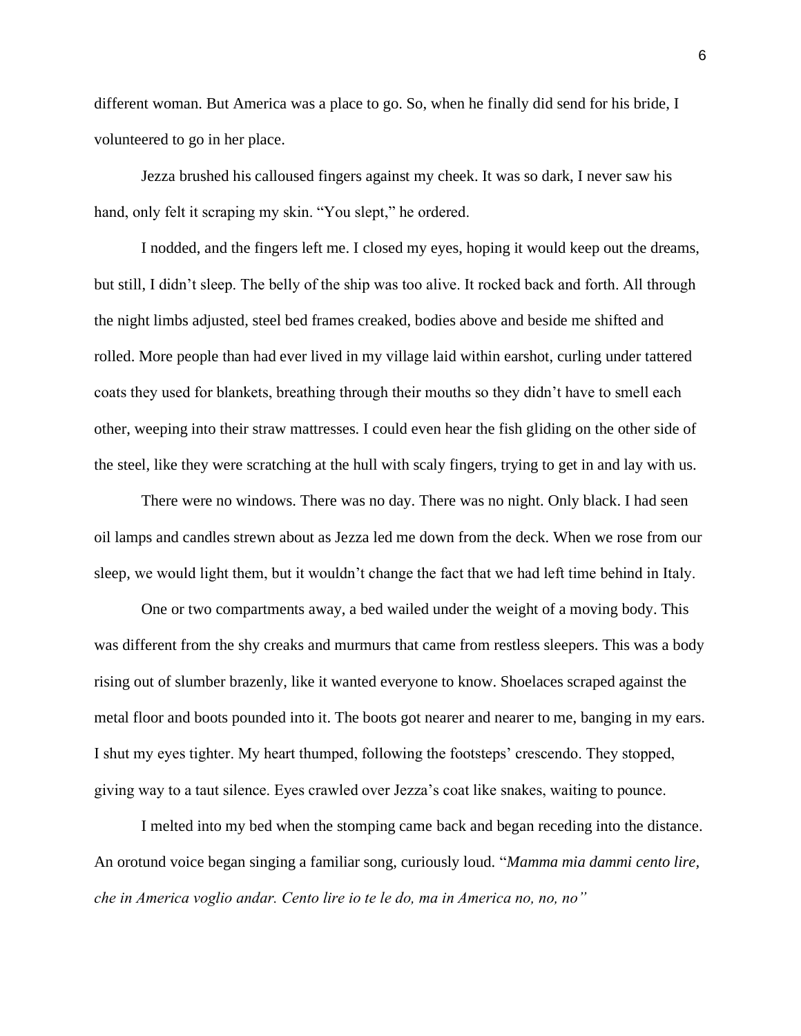different woman. But America was a place to go. So, when he finally did send for his bride, I volunteered to go in her place.

Jezza brushed his calloused fingers against my cheek. It was so dark, I never saw his hand, only felt it scraping my skin. "You slept," he ordered.

I nodded, and the fingers left me. I closed my eyes, hoping it would keep out the dreams, but still, I didn't sleep. The belly of the ship was too alive. It rocked back and forth. All through the night limbs adjusted, steel bed frames creaked, bodies above and beside me shifted and rolled. More people than had ever lived in my village laid within earshot, curling under tattered coats they used for blankets, breathing through their mouths so they didn't have to smell each other, weeping into their straw mattresses. I could even hear the fish gliding on the other side of the steel, like they were scratching at the hull with scaly fingers, trying to get in and lay with us.

There were no windows. There was no day. There was no night. Only black. I had seen oil lamps and candles strewn about as Jezza led me down from the deck. When we rose from our sleep, we would light them, but it wouldn't change the fact that we had left time behind in Italy.

One or two compartments away, a bed wailed under the weight of a moving body. This was different from the shy creaks and murmurs that came from restless sleepers. This was a body rising out of slumber brazenly, like it wanted everyone to know. Shoelaces scraped against the metal floor and boots pounded into it. The boots got nearer and nearer to me, banging in my ears. I shut my eyes tighter. My heart thumped, following the footsteps' crescendo. They stopped, giving way to a taut silence. Eyes crawled over Jezza's coat like snakes, waiting to pounce.

I melted into my bed when the stomping came back and began receding into the distance. An orotund voice began singing a familiar song, curiously loud. "*Mamma mia dammi cento lire, che in America voglio andar. Cento lire io te le do, ma in America no, no, no"*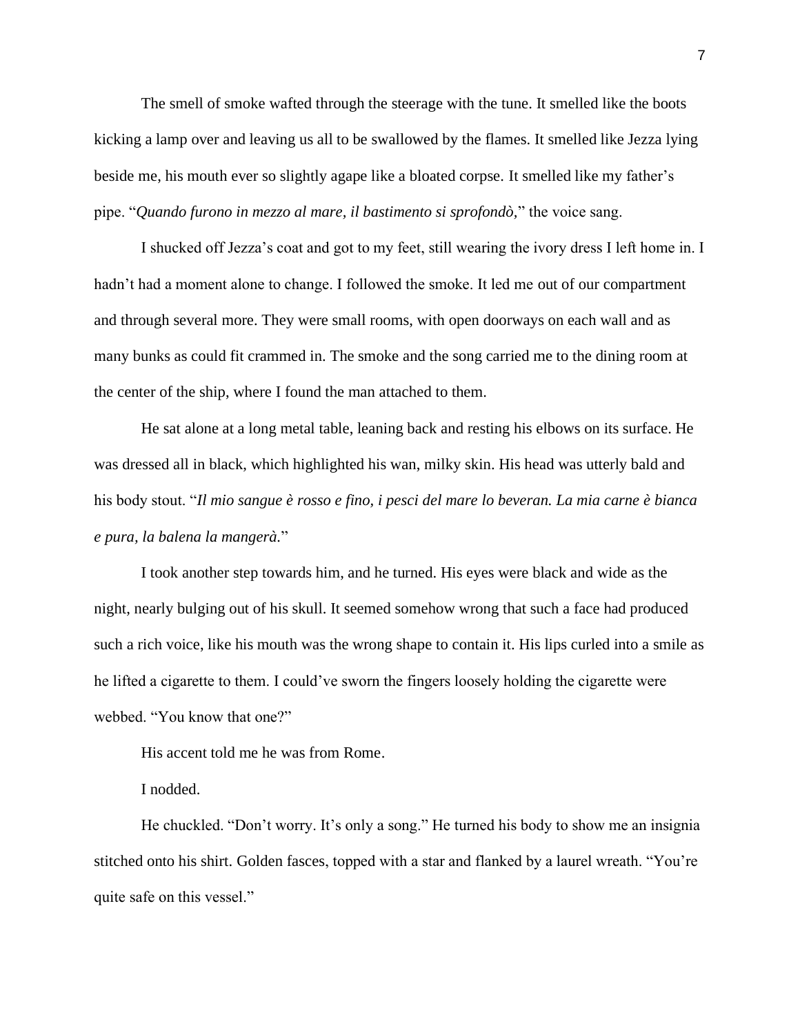The smell of smoke wafted through the steerage with the tune. It smelled like the boots kicking a lamp over and leaving us all to be swallowed by the flames. It smelled like Jezza lying beside me, his mouth ever so slightly agape like a bloated corpse. It smelled like my father's pipe. "*Quando furono in mezzo al mare, il bastimento si sprofondò,*" the voice sang.

I shucked off Jezza's coat and got to my feet, still wearing the ivory dress I left home in. I hadn't had a moment alone to change. I followed the smoke. It led me out of our compartment and through several more. They were small rooms, with open doorways on each wall and as many bunks as could fit crammed in. The smoke and the song carried me to the dining room at the center of the ship, where I found the man attached to them.

He sat alone at a long metal table, leaning back and resting his elbows on its surface. He was dressed all in black, which highlighted his wan, milky skin. His head was utterly bald and his body stout. "*Il mio sangue è rosso e fino, i pesci del mare lo beveran. La mia carne è bianca e pura, la balena la mangerà.*"

I took another step towards him, and he turned. His eyes were black and wide as the night, nearly bulging out of his skull. It seemed somehow wrong that such a face had produced such a rich voice, like his mouth was the wrong shape to contain it. His lips curled into a smile as he lifted a cigarette to them. I could've sworn the fingers loosely holding the cigarette were webbed. "You know that one?"

His accent told me he was from Rome.

I nodded.

He chuckled. "Don't worry. It's only a song." He turned his body to show me an insignia stitched onto his shirt. Golden fasces, topped with a star and flanked by a laurel wreath. "You're quite safe on this vessel."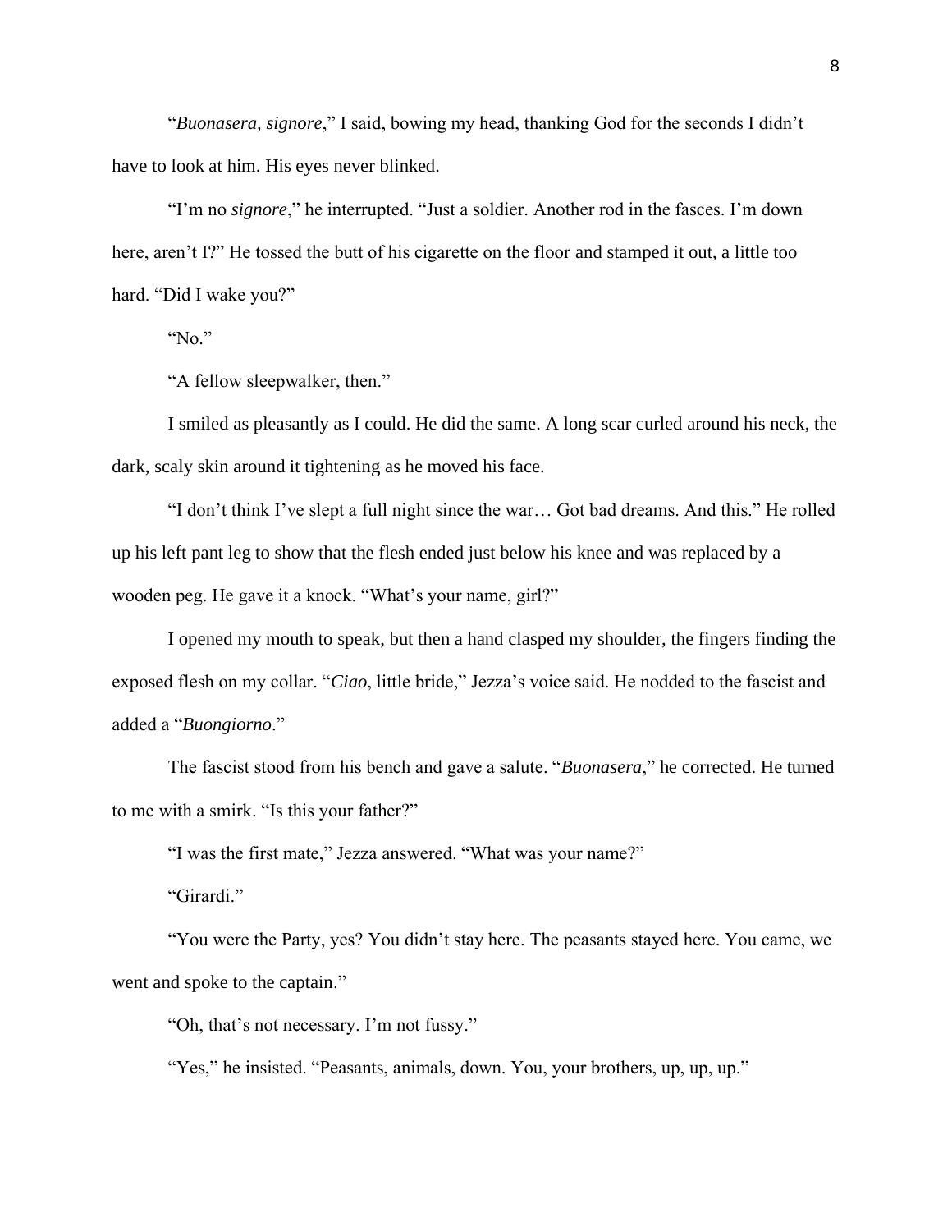"*Buonasera, signore*," I said, bowing my head, thanking God for the seconds I didn't have to look at him. His eyes never blinked.

"I'm no *signore*," he interrupted. "Just a soldier. Another rod in the fasces. I'm down here, aren't I?" He tossed the butt of his cigarette on the floor and stamped it out, a little too hard. "Did I wake you?"

"No."

"A fellow sleepwalker, then."

I smiled as pleasantly as I could. He did the same. A long scar curled around his neck, the dark, scaly skin around it tightening as he moved his face.

"I don't think I've slept a full night since the war… Got bad dreams. And this." He rolled up his left pant leg to show that the flesh ended just below his knee and was replaced by a wooden peg. He gave it a knock. "What's your name, girl?"

I opened my mouth to speak, but then a hand clasped my shoulder, the fingers finding the exposed flesh on my collar. "*Ciao*, little bride," Jezza's voice said. He nodded to the fascist and added a "*Buongiorno*."

The fascist stood from his bench and gave a salute. "*Buonasera*," he corrected. He turned to me with a smirk. "Is this your father?"

"I was the first mate," Jezza answered. "What was your name?"

"Girardi."

"You were the Party, yes? You didn't stay here. The peasants stayed here. You came, we went and spoke to the captain."

"Oh, that's not necessary. I'm not fussy."

"Yes," he insisted. "Peasants, animals, down. You, your brothers, up, up, up."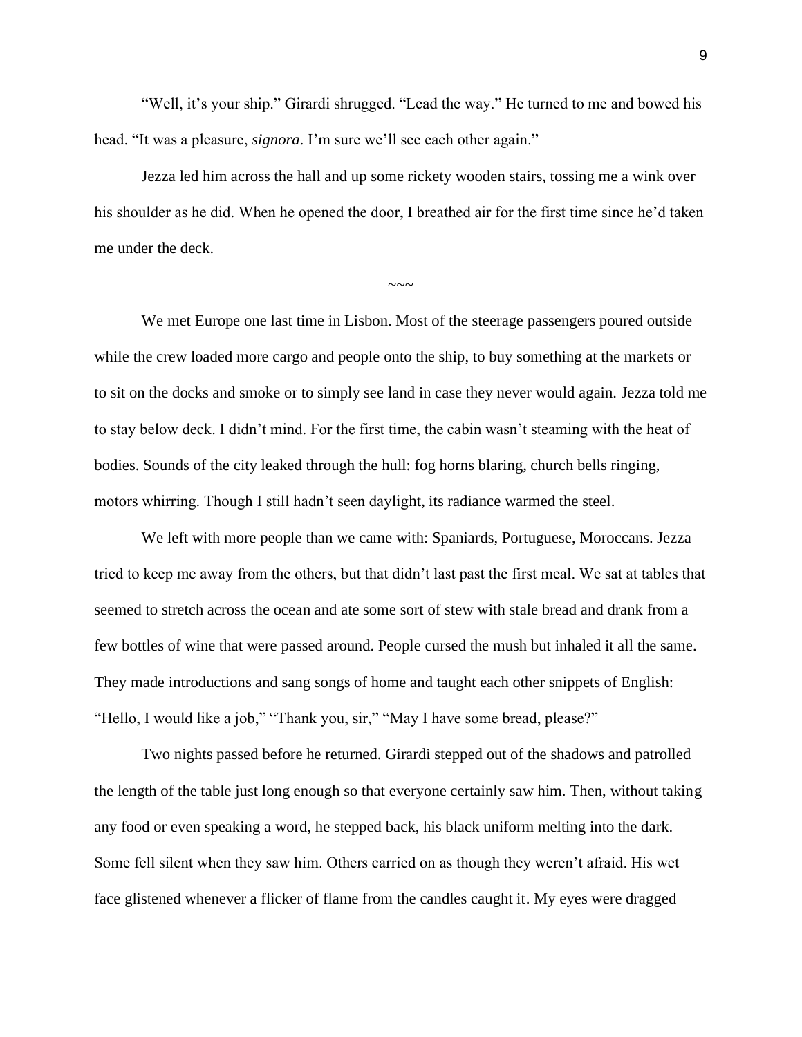"Well, it's your ship." Girardi shrugged. "Lead the way." He turned to me and bowed his head. "It was a pleasure, *signora*. I'm sure we'll see each other again."

Jezza led him across the hall and up some rickety wooden stairs, tossing me a wink over his shoulder as he did. When he opened the door, I breathed air for the first time since he'd taken me under the deck.

~~~

We met Europe one last time in Lisbon. Most of the steerage passengers poured outside while the crew loaded more cargo and people onto the ship, to buy something at the markets or to sit on the docks and smoke or to simply see land in case they never would again. Jezza told me to stay below deck. I didn't mind. For the first time, the cabin wasn't steaming with the heat of bodies. Sounds of the city leaked through the hull: fog horns blaring, church bells ringing, motors whirring. Though I still hadn't seen daylight, its radiance warmed the steel.

We left with more people than we came with: Spaniards, Portuguese, Moroccans. Jezza tried to keep me away from the others, but that didn't last past the first meal. We sat at tables that seemed to stretch across the ocean and ate some sort of stew with stale bread and drank from a few bottles of wine that were passed around. People cursed the mush but inhaled it all the same. They made introductions and sang songs of home and taught each other snippets of English: "Hello, I would like a job," "Thank you, sir," "May I have some bread, please?"

Two nights passed before he returned. Girardi stepped out of the shadows and patrolled the length of the table just long enough so that everyone certainly saw him. Then, without taking any food or even speaking a word, he stepped back, his black uniform melting into the dark. Some fell silent when they saw him. Others carried on as though they weren't afraid. His wet face glistened whenever a flicker of flame from the candles caught it. My eyes were dragged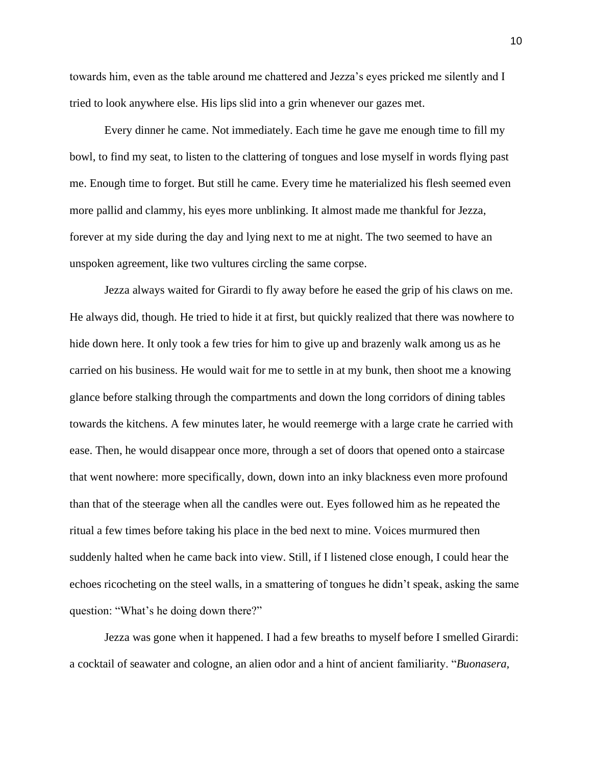towards him, even as the table around me chattered and Jezza's eyes pricked me silently and I tried to look anywhere else. His lips slid into a grin whenever our gazes met.

Every dinner he came. Not immediately. Each time he gave me enough time to fill my bowl, to find my seat, to listen to the clattering of tongues and lose myself in words flying past me. Enough time to forget. But still he came. Every time he materialized his flesh seemed even more pallid and clammy, his eyes more unblinking. It almost made me thankful for Jezza, forever at my side during the day and lying next to me at night. The two seemed to have an unspoken agreement, like two vultures circling the same corpse.

Jezza always waited for Girardi to fly away before he eased the grip of his claws on me. He always did, though. He tried to hide it at first, but quickly realized that there was nowhere to hide down here. It only took a few tries for him to give up and brazenly walk among us as he carried on his business. He would wait for me to settle in at my bunk, then shoot me a knowing glance before stalking through the compartments and down the long corridors of dining tables towards the kitchens. A few minutes later, he would reemerge with a large crate he carried with ease. Then, he would disappear once more, through a set of doors that opened onto a staircase that went nowhere: more specifically, down, down into an inky blackness even more profound than that of the steerage when all the candles were out. Eyes followed him as he repeated the ritual a few times before taking his place in the bed next to mine. Voices murmured then suddenly halted when he came back into view. Still, if I listened close enough, I could hear the echoes ricocheting on the steel walls, in a smattering of tongues he didn't speak, asking the same question: "What's he doing down there?"

Jezza was gone when it happened. I had a few breaths to myself before I smelled Girardi: a cocktail of seawater and cologne, an alien odor and a hint of ancient familiarity. "*Buonasera,*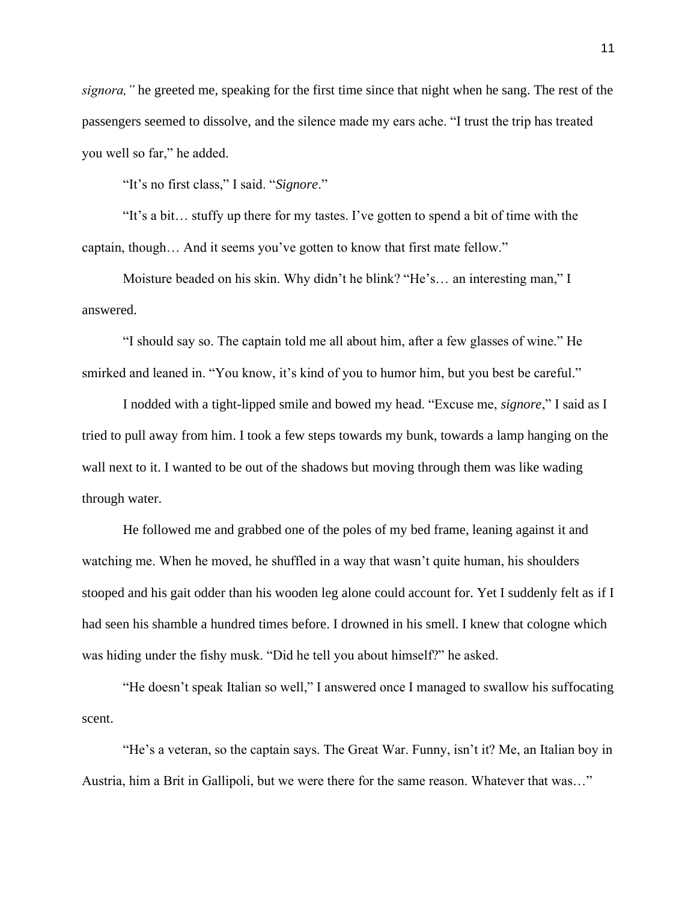*signora,"* he greeted me, speaking for the first time since that night when he sang. The rest of the passengers seemed to dissolve, and the silence made my ears ache. "I trust the trip has treated you well so far," he added.

"It's no first class," I said. "*Signore*."

"It's a bit… stuffy up there for my tastes. I've gotten to spend a bit of time with the captain, though… And it seems you've gotten to know that first mate fellow."

Moisture beaded on his skin. Why didn't he blink? "He's… an interesting man," I answered.

"I should say so. The captain told me all about him, after a few glasses of wine." He smirked and leaned in. "You know, it's kind of you to humor him, but you best be careful."

I nodded with a tight-lipped smile and bowed my head. "Excuse me, *signore*," I said as I tried to pull away from him. I took a few steps towards my bunk, towards a lamp hanging on the wall next to it. I wanted to be out of the shadows but moving through them was like wading through water.

He followed me and grabbed one of the poles of my bed frame, leaning against it and watching me. When he moved, he shuffled in a way that wasn't quite human, his shoulders stooped and his gait odder than his wooden leg alone could account for. Yet I suddenly felt as if I had seen his shamble a hundred times before. I drowned in his smell. I knew that cologne which was hiding under the fishy musk. "Did he tell you about himself?" he asked.

"He doesn't speak Italian so well," I answered once I managed to swallow his suffocating scent.

"He's a veteran, so the captain says. The Great War. Funny, isn't it? Me, an Italian boy in Austria, him a Brit in Gallipoli, but we were there for the same reason. Whatever that was…"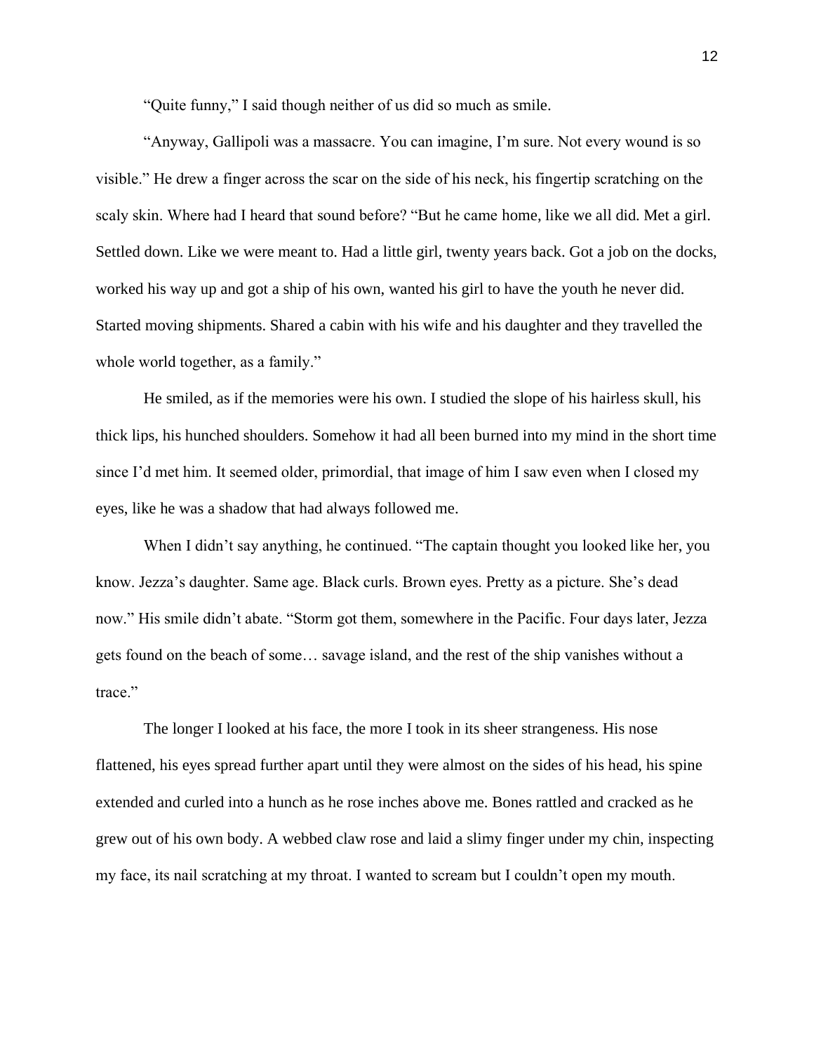"Quite funny," I said though neither of us did so much as smile.

"Anyway, Gallipoli was a massacre. You can imagine, I'm sure. Not every wound is so visible." He drew a finger across the scar on the side of his neck, his fingertip scratching on the scaly skin. Where had I heard that sound before? "But he came home, like we all did. Met a girl. Settled down. Like we were meant to. Had a little girl, twenty years back. Got a job on the docks, worked his way up and got a ship of his own, wanted his girl to have the youth he never did. Started moving shipments. Shared a cabin with his wife and his daughter and they travelled the whole world together, as a family."

He smiled, as if the memories were his own. I studied the slope of his hairless skull, his thick lips, his hunched shoulders. Somehow it had all been burned into my mind in the short time since I'd met him. It seemed older, primordial, that image of him I saw even when I closed my eyes, like he was a shadow that had always followed me.

When I didn't say anything, he continued. "The captain thought you looked like her, you know. Jezza's daughter. Same age. Black curls. Brown eyes. Pretty as a picture. She's dead now." His smile didn't abate. "Storm got them, somewhere in the Pacific. Four days later, Jezza gets found on the beach of some… savage island, and the rest of the ship vanishes without a trace."

The longer I looked at his face, the more I took in its sheer strangeness. His nose flattened, his eyes spread further apart until they were almost on the sides of his head, his spine extended and curled into a hunch as he rose inches above me. Bones rattled and cracked as he grew out of his own body. A webbed claw rose and laid a slimy finger under my chin, inspecting my face, its nail scratching at my throat. I wanted to scream but I couldn't open my mouth.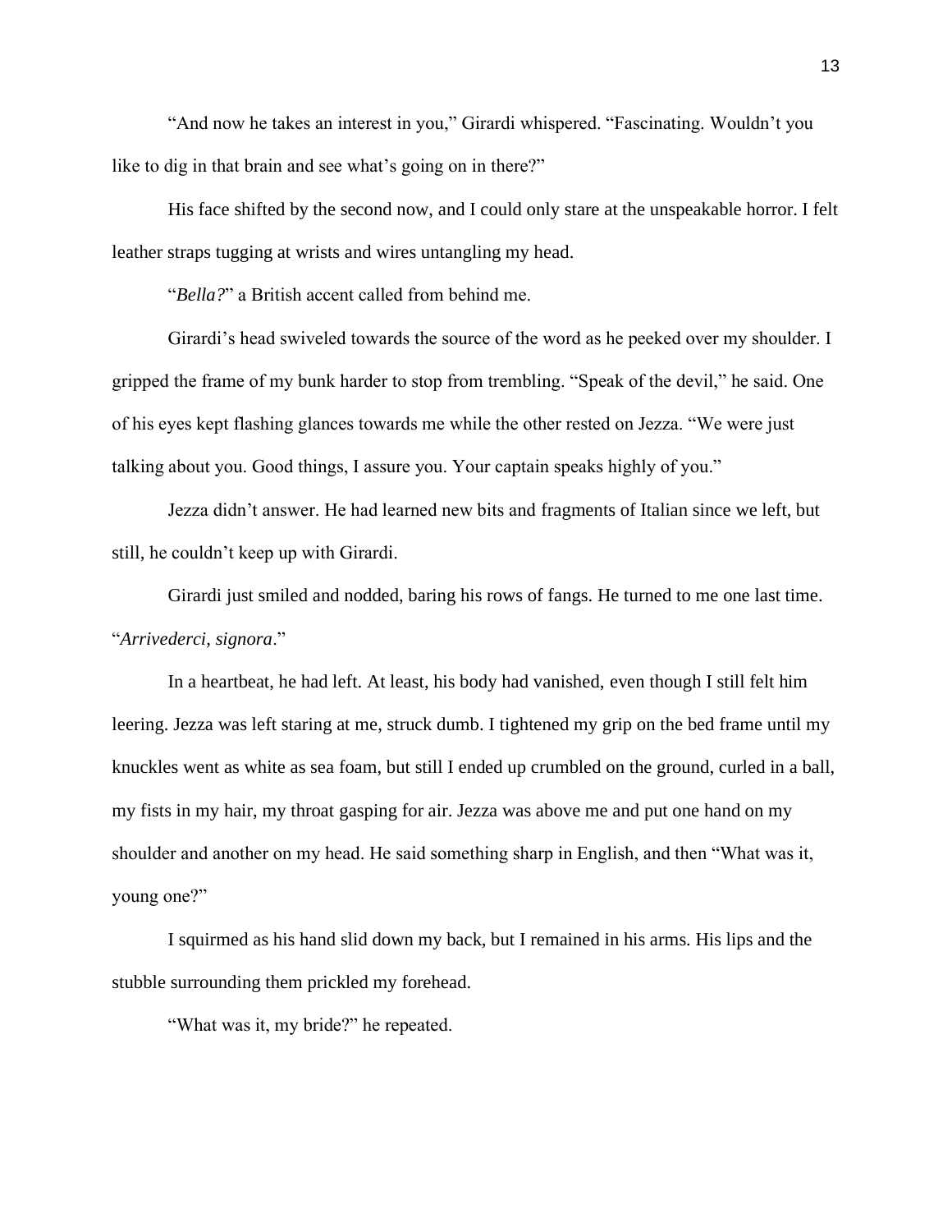"And now he takes an interest in you," Girardi whispered. "Fascinating. Wouldn't you like to dig in that brain and see what's going on in there?"

His face shifted by the second now, and I could only stare at the unspeakable horror. I felt leather straps tugging at wrists and wires untangling my head.

"*Bella?*" a British accent called from behind me.

Girardi's head swiveled towards the source of the word as he peeked over my shoulder. I gripped the frame of my bunk harder to stop from trembling. "Speak of the devil," he said. One of his eyes kept flashing glances towards me while the other rested on Jezza. "We were just talking about you. Good things, I assure you. Your captain speaks highly of you."

Jezza didn't answer. He had learned new bits and fragments of Italian since we left, but still, he couldn't keep up with Girardi.

Girardi just smiled and nodded, baring his rows of fangs. He turned to me one last time. "*Arrivederci, signora*."

In a heartbeat, he had left. At least, his body had vanished, even though I still felt him leering. Jezza was left staring at me, struck dumb. I tightened my grip on the bed frame until my knuckles went as white as sea foam, but still I ended up crumbled on the ground, curled in a ball, my fists in my hair, my throat gasping for air. Jezza was above me and put one hand on my shoulder and another on my head. He said something sharp in English, and then "What was it, young one?"

I squirmed as his hand slid down my back, but I remained in his arms. His lips and the stubble surrounding them prickled my forehead.

"What was it, my bride?" he repeated.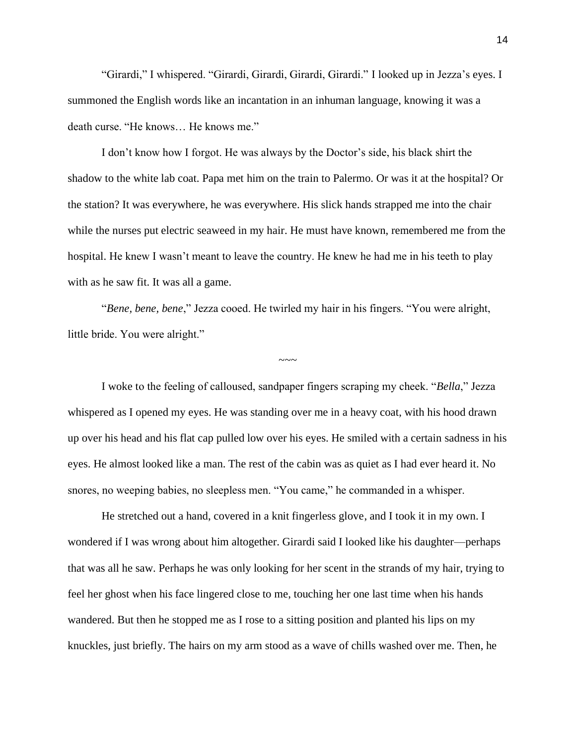"Girardi," I whispered. "Girardi, Girardi, Girardi, Girardi." I looked up in Jezza's eyes. I summoned the English words like an incantation in an inhuman language, knowing it was a death curse. "He knows… He knows me."

I don't know how I forgot. He was always by the Doctor's side, his black shirt the shadow to the white lab coat. Papa met him on the train to Palermo. Or was it at the hospital? Or the station? It was everywhere, he was everywhere. His slick hands strapped me into the chair while the nurses put electric seaweed in my hair. He must have known, remembered me from the hospital. He knew I wasn't meant to leave the country. He knew he had me in his teeth to play with as he saw fit. It was all a game.

"*Bene, bene, bene*," Jezza cooed. He twirled my hair in his fingers. "You were alright, little bride. You were alright."

~~~

I woke to the feeling of calloused, sandpaper fingers scraping my cheek. "*Bella*," Jezza whispered as I opened my eyes. He was standing over me in a heavy coat, with his hood drawn up over his head and his flat cap pulled low over his eyes. He smiled with a certain sadness in his eyes. He almost looked like a man. The rest of the cabin was as quiet as I had ever heard it. No snores, no weeping babies, no sleepless men. "You came," he commanded in a whisper.

He stretched out a hand, covered in a knit fingerless glove, and I took it in my own. I wondered if I was wrong about him altogether. Girardi said I looked like his daughter—perhaps that was all he saw. Perhaps he was only looking for her scent in the strands of my hair, trying to feel her ghost when his face lingered close to me, touching her one last time when his hands wandered. But then he stopped me as I rose to a sitting position and planted his lips on my knuckles, just briefly. The hairs on my arm stood as a wave of chills washed over me. Then, he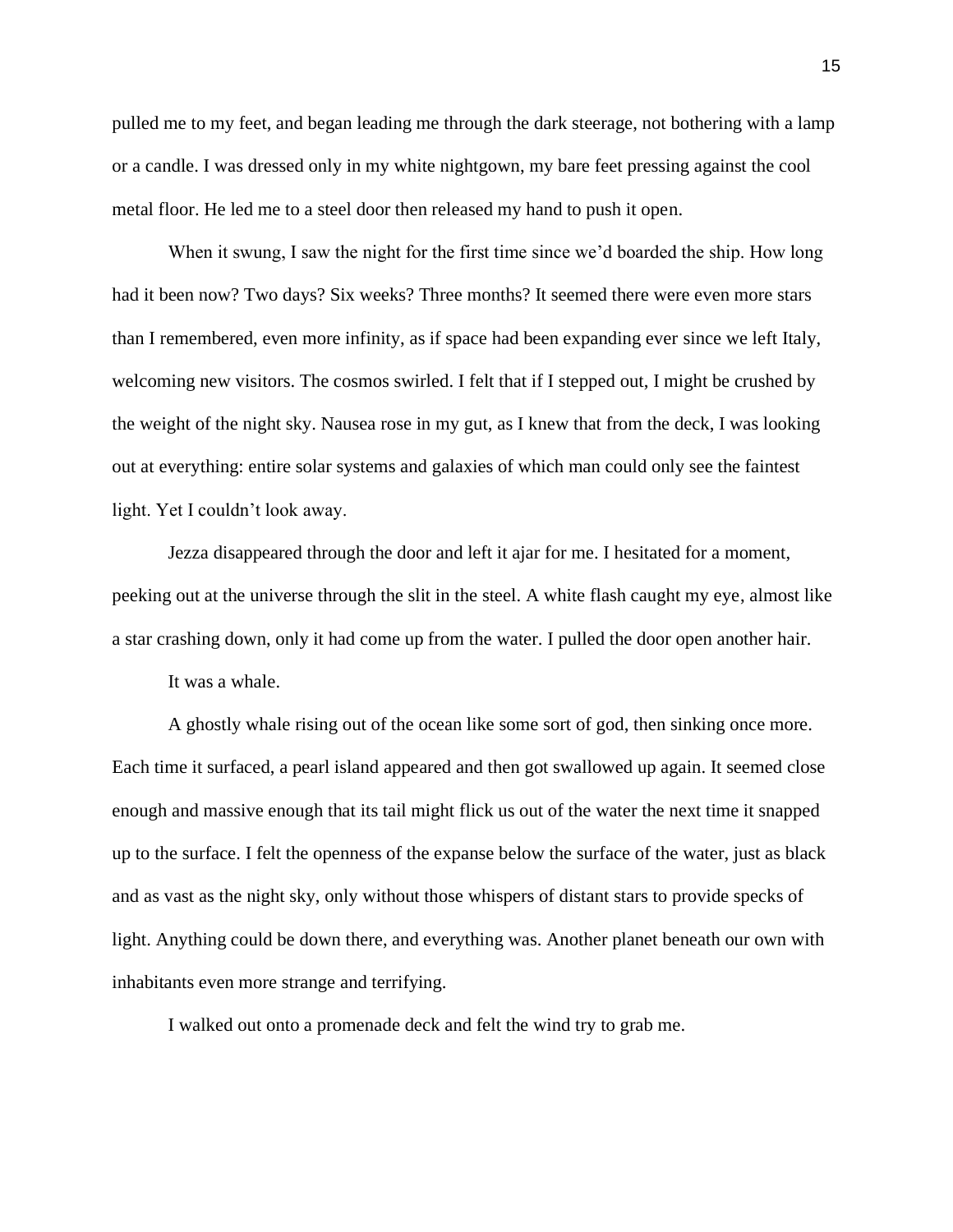pulled me to my feet, and began leading me through the dark steerage, not bothering with a lamp or a candle. I was dressed only in my white nightgown, my bare feet pressing against the cool metal floor. He led me to a steel door then released my hand to push it open.

When it swung, I saw the night for the first time since we'd boarded the ship. How long had it been now? Two days? Six weeks? Three months? It seemed there were even more stars than I remembered, even more infinity, as if space had been expanding ever since we left Italy, welcoming new visitors. The cosmos swirled. I felt that if I stepped out, I might be crushed by the weight of the night sky. Nausea rose in my gut, as I knew that from the deck, I was looking out at everything: entire solar systems and galaxies of which man could only see the faintest light. Yet I couldn't look away.

Jezza disappeared through the door and left it ajar for me. I hesitated for a moment, peeking out at the universe through the slit in the steel. A white flash caught my eye, almost like a star crashing down, only it had come up from the water. I pulled the door open another hair.

It was a whale.

A ghostly whale rising out of the ocean like some sort of god, then sinking once more. Each time it surfaced, a pearl island appeared and then got swallowed up again. It seemed close enough and massive enough that its tail might flick us out of the water the next time it snapped up to the surface. I felt the openness of the expanse below the surface of the water, just as black and as vast as the night sky, only without those whispers of distant stars to provide specks of light. Anything could be down there, and everything was. Another planet beneath our own with inhabitants even more strange and terrifying.

I walked out onto a promenade deck and felt the wind try to grab me.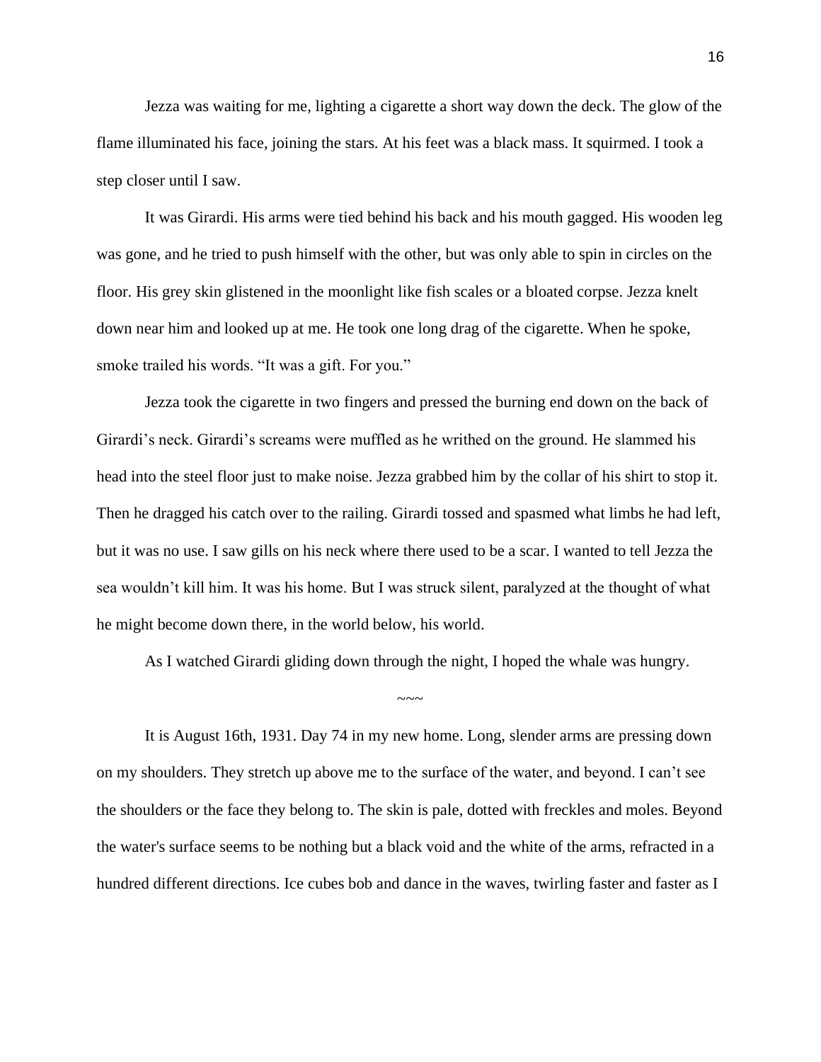Jezza was waiting for me, lighting a cigarette a short way down the deck. The glow of the flame illuminated his face, joining the stars. At his feet was a black mass. It squirmed. I took a step closer until I saw.

It was Girardi. His arms were tied behind his back and his mouth gagged. His wooden leg was gone, and he tried to push himself with the other, but was only able to spin in circles on the floor. His grey skin glistened in the moonlight like fish scales or a bloated corpse. Jezza knelt down near him and looked up at me. He took one long drag of the cigarette. When he spoke, smoke trailed his words. "It was a gift. For you."

Jezza took the cigarette in two fingers and pressed the burning end down on the back of Girardi's neck. Girardi's screams were muffled as he writhed on the ground. He slammed his head into the steel floor just to make noise. Jezza grabbed him by the collar of his shirt to stop it. Then he dragged his catch over to the railing. Girardi tossed and spasmed what limbs he had left, but it was no use. I saw gills on his neck where there used to be a scar. I wanted to tell Jezza the sea wouldn't kill him. It was his home. But I was struck silent, paralyzed at the thought of what he might become down there, in the world below, his world.

As I watched Girardi gliding down through the night, I hoped the whale was hungry.

~~~

It is August 16th, 1931. Day 74 in my new home. Long, slender arms are pressing down on my shoulders. They stretch up above me to the surface of the water, and beyond. I can't see the shoulders or the face they belong to. The skin is pale, dotted with freckles and moles. Beyond the water's surface seems to be nothing but a black void and the white of the arms, refracted in a hundred different directions. Ice cubes bob and dance in the waves, twirling faster and faster as I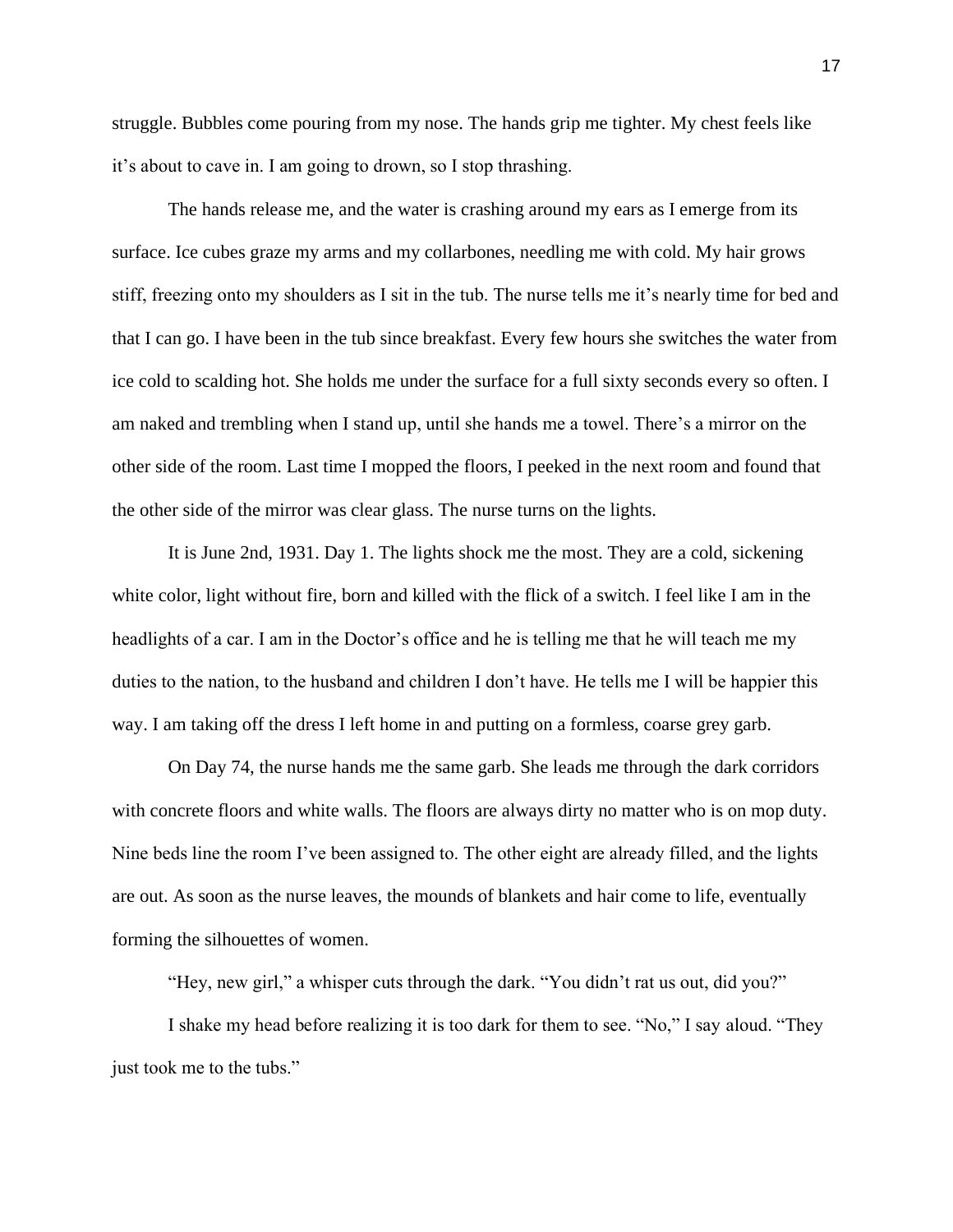struggle. Bubbles come pouring from my nose. The hands grip me tighter. My chest feels like it's about to cave in. I am going to drown, so I stop thrashing.

The hands release me, and the water is crashing around my ears as I emerge from its surface. Ice cubes graze my arms and my collarbones, needling me with cold. My hair grows stiff, freezing onto my shoulders as I sit in the tub. The nurse tells me it's nearly time for bed and that I can go. I have been in the tub since breakfast. Every few hours she switches the water from ice cold to scalding hot. She holds me under the surface for a full sixty seconds every so often. I am naked and trembling when I stand up, until she hands me a towel. There's a mirror on the other side of the room. Last time I mopped the floors, I peeked in the next room and found that the other side of the mirror was clear glass. The nurse turns on the lights.

It is June 2nd, 1931. Day 1. The lights shock me the most. They are a cold, sickening white color, light without fire, born and killed with the flick of a switch. I feel like I am in the headlights of a car. I am in the Doctor's office and he is telling me that he will teach me my duties to the nation, to the husband and children I don't have. He tells me I will be happier this way. I am taking off the dress I left home in and putting on a formless, coarse grey garb.

On Day 74, the nurse hands me the same garb. She leads me through the dark corridors with concrete floors and white walls. The floors are always dirty no matter who is on mop duty. Nine beds line the room I've been assigned to. The other eight are already filled, and the lights are out. As soon as the nurse leaves, the mounds of blankets and hair come to life, eventually forming the silhouettes of women.

"Hey, new girl," a whisper cuts through the dark. "You didn't rat us out, did you?"

I shake my head before realizing it is too dark for them to see. "No," I say aloud. "They just took me to the tubs."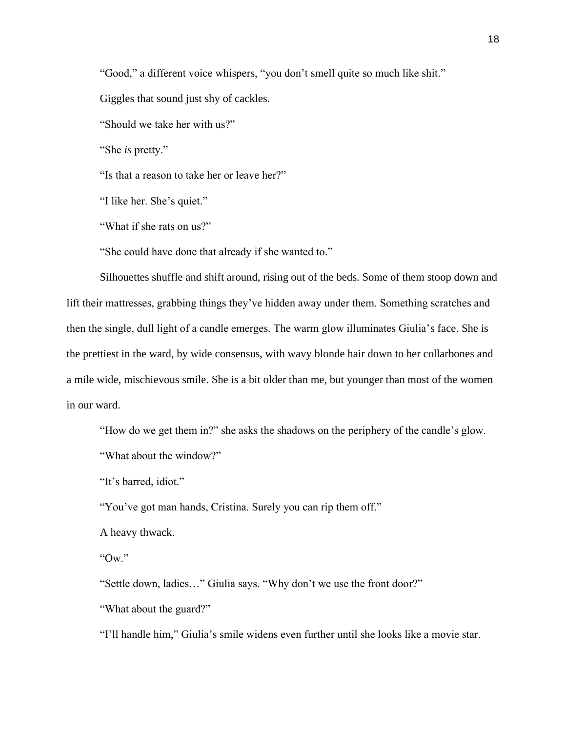"Good," a different voice whispers, "you don't smell quite so much like shit."

Giggles that sound just shy of cackles.

"Should we take her with us?"

"She *is* pretty."

"Is that a reason to take her or leave her?"

"I like her. She's quiet."

"What if she rats on us?"

"She could have done that already if she wanted to."

Silhouettes shuffle and shift around, rising out of the beds. Some of them stoop down and lift their mattresses, grabbing things they've hidden away under them. Something scratches and then the single, dull light of a candle emerges. The warm glow illuminates Giulia's face. She is the prettiest in the ward, by wide consensus, with wavy blonde hair down to her collarbones and a mile wide, mischievous smile. She is a bit older than me, but younger than most of the women in our ward.

"How do we get them in?" she asks the shadows on the periphery of the candle's glow.

"What about the window?"

"It's barred, idiot."

"You've got man hands, Cristina. Surely you can rip them off."

A heavy thwack.

"Ow."

"Settle down, ladies…" Giulia says. "Why don't we use the front door?"

"What about the guard?"

"I'll handle him," Giulia's smile widens even further until she looks like a movie star.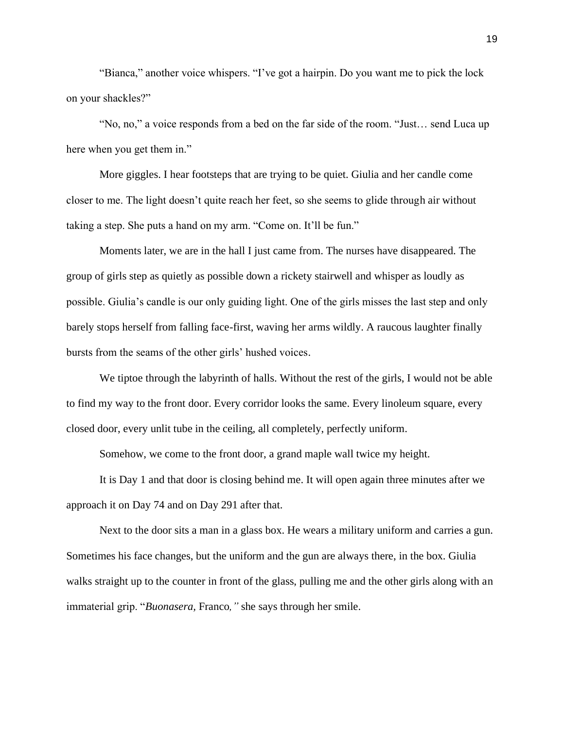"Bianca," another voice whispers. "I've got a hairpin. Do you want me to pick the lock on your shackles?"

"No, no," a voice responds from a bed on the far side of the room. "Just… send Luca up here when you get them in."

More giggles. I hear footsteps that are trying to be quiet. Giulia and her candle come closer to me. The light doesn't quite reach her feet, so she seems to glide through air without taking a step. She puts a hand on my arm. "Come on. It'll be fun."

Moments later, we are in the hall I just came from. The nurses have disappeared. The group of girls step as quietly as possible down a rickety stairwell and whisper as loudly as possible. Giulia's candle is our only guiding light. One of the girls misses the last step and only barely stops herself from falling face-first, waving her arms wildly. A raucous laughter finally bursts from the seams of the other girls' hushed voices.

We tiptoe through the labyrinth of halls. Without the rest of the girls, I would not be able to find my way to the front door. Every corridor looks the same. Every linoleum square, every closed door, every unlit tube in the ceiling, all completely, perfectly uniform.

Somehow, we come to the front door, a grand maple wall twice my height.

It is Day 1 and that door is closing behind me. It will open again three minutes after we approach it on Day 74 and on Day 291 after that.

Next to the door sits a man in a glass box. He wears a military uniform and carries a gun. Sometimes his face changes, but the uniform and the gun are always there, in the box. Giulia walks straight up to the counter in front of the glass, pulling me and the other girls along with an immaterial grip. "*Buonasera,* Franco*,"* she says through her smile.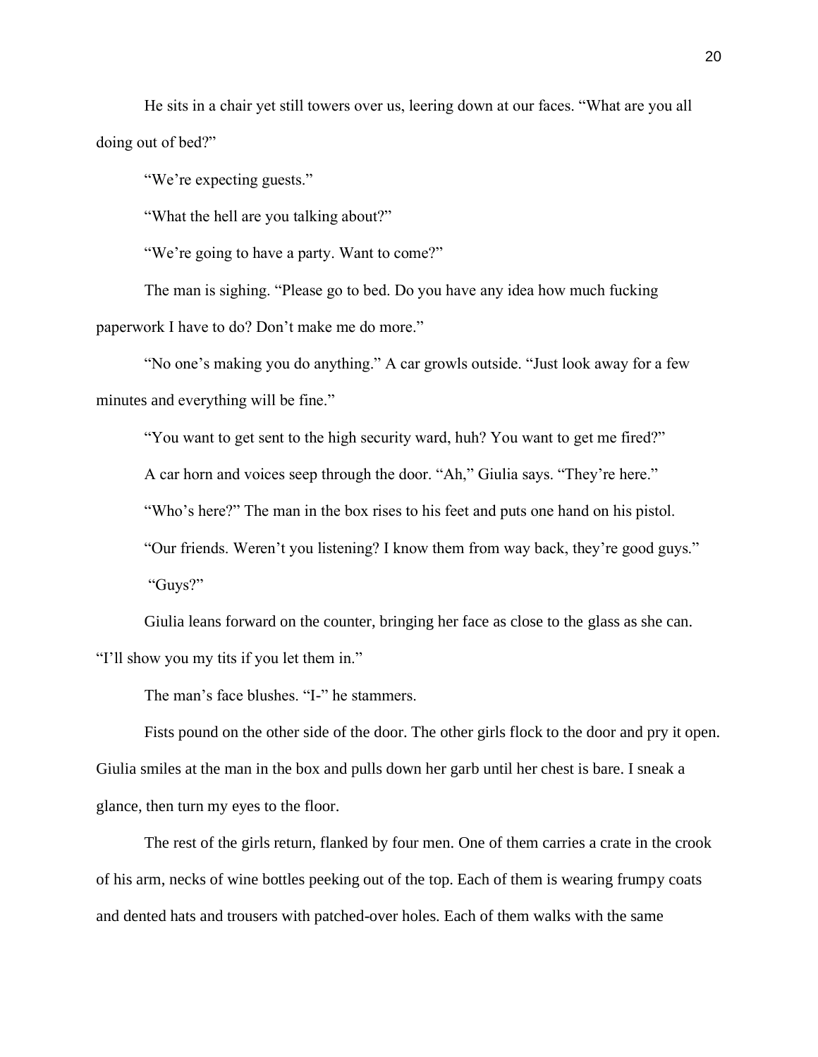He sits in a chair yet still towers over us, leering down at our faces. "What are you all doing out of bed?"

"We're expecting guests."

"What the hell are you talking about?"

"We're going to have a party. Want to come?"

The man is sighing. "Please go to bed. Do you have any idea how much fucking paperwork I have to do? Don't make me do more."

"No one's making you do anything." A car growls outside. "Just look away for a few minutes and everything will be fine."

"You want to get sent to the high security ward, huh? You want to get me fired?"

A car horn and voices seep through the door. "Ah," Giulia says. "They're here."

"Who's here?" The man in the box rises to his feet and puts one hand on his pistol.

"Our friends. Weren't you listening? I know them from way back, they're good guys."

"Guys?"

Giulia leans forward on the counter, bringing her face as close to the glass as she can. "I'll show you my tits if you let them in."

The man's face blushes. "I-" he stammers.

Fists pound on the other side of the door. The other girls flock to the door and pry it open. Giulia smiles at the man in the box and pulls down her garb until her chest is bare. I sneak a glance, then turn my eyes to the floor.

The rest of the girls return, flanked by four men. One of them carries a crate in the crook of his arm, necks of wine bottles peeking out of the top. Each of them is wearing frumpy coats and dented hats and trousers with patched-over holes. Each of them walks with the same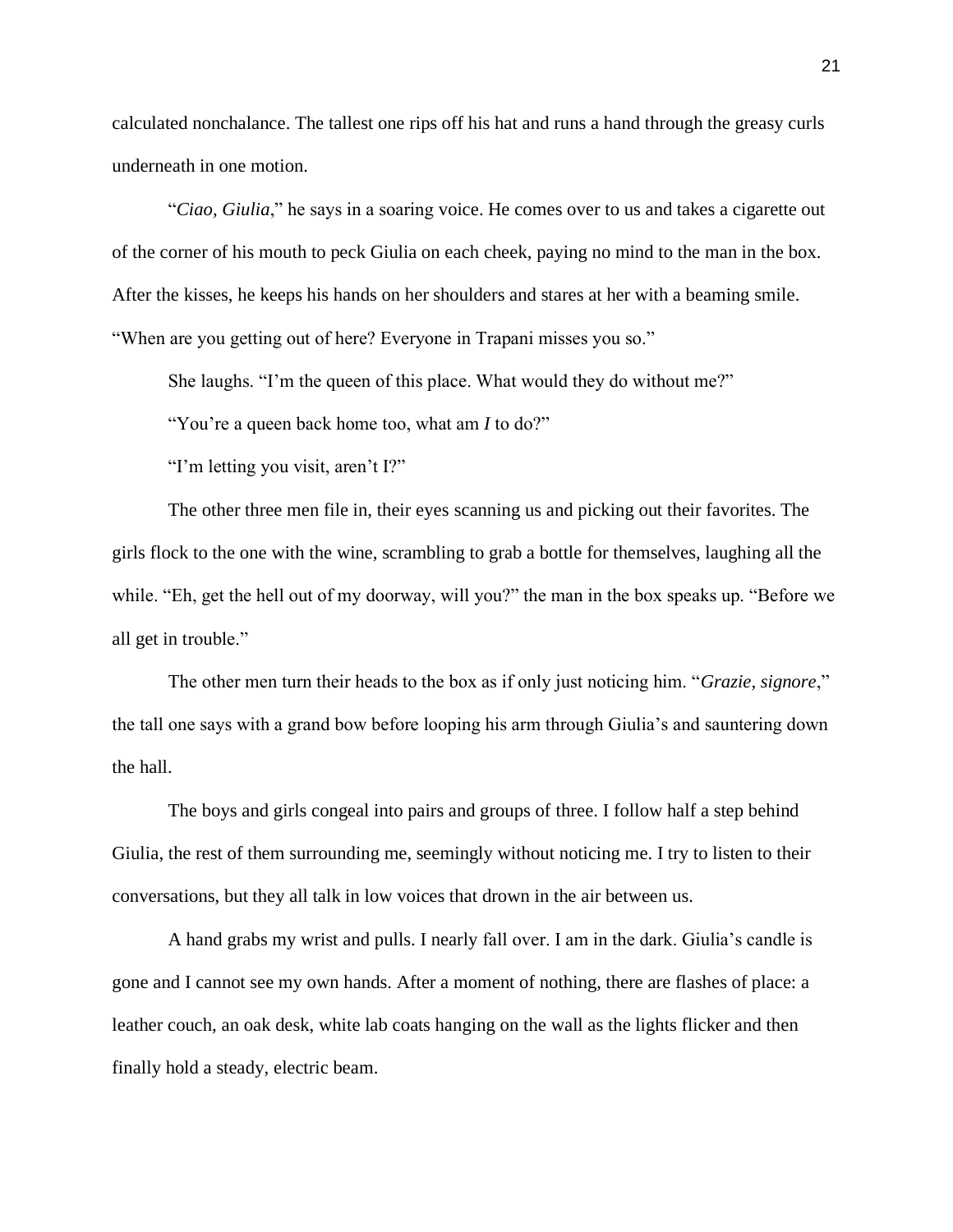calculated nonchalance. The tallest one rips off his hat and runs a hand through the greasy curls underneath in one motion.

"*Ciao, Giulia*," he says in a soaring voice. He comes over to us and takes a cigarette out of the corner of his mouth to peck Giulia on each cheek, paying no mind to the man in the box. After the kisses, he keeps his hands on her shoulders and stares at her with a beaming smile. "When are you getting out of here? Everyone in Trapani misses you so."

She laughs. "I'm the queen of this place. What would they do without me?"

"You're a queen back home too, what am *I* to do?"

"I'm letting you visit, aren't I?"

The other three men file in, their eyes scanning us and picking out their favorites. The girls flock to the one with the wine, scrambling to grab a bottle for themselves, laughing all the while. "Eh, get the hell out of my doorway, will you?" the man in the box speaks up. "Before we all get in trouble."

The other men turn their heads to the box as if only just noticing him. "*Grazie, signore*," the tall one says with a grand bow before looping his arm through Giulia's and sauntering down the hall.

The boys and girls congeal into pairs and groups of three. I follow half a step behind Giulia, the rest of them surrounding me, seemingly without noticing me. I try to listen to their conversations, but they all talk in low voices that drown in the air between us.

A hand grabs my wrist and pulls. I nearly fall over. I am in the dark. Giulia's candle is gone and I cannot see my own hands. After a moment of nothing, there are flashes of place: a leather couch, an oak desk, white lab coats hanging on the wall as the lights flicker and then finally hold a steady, electric beam.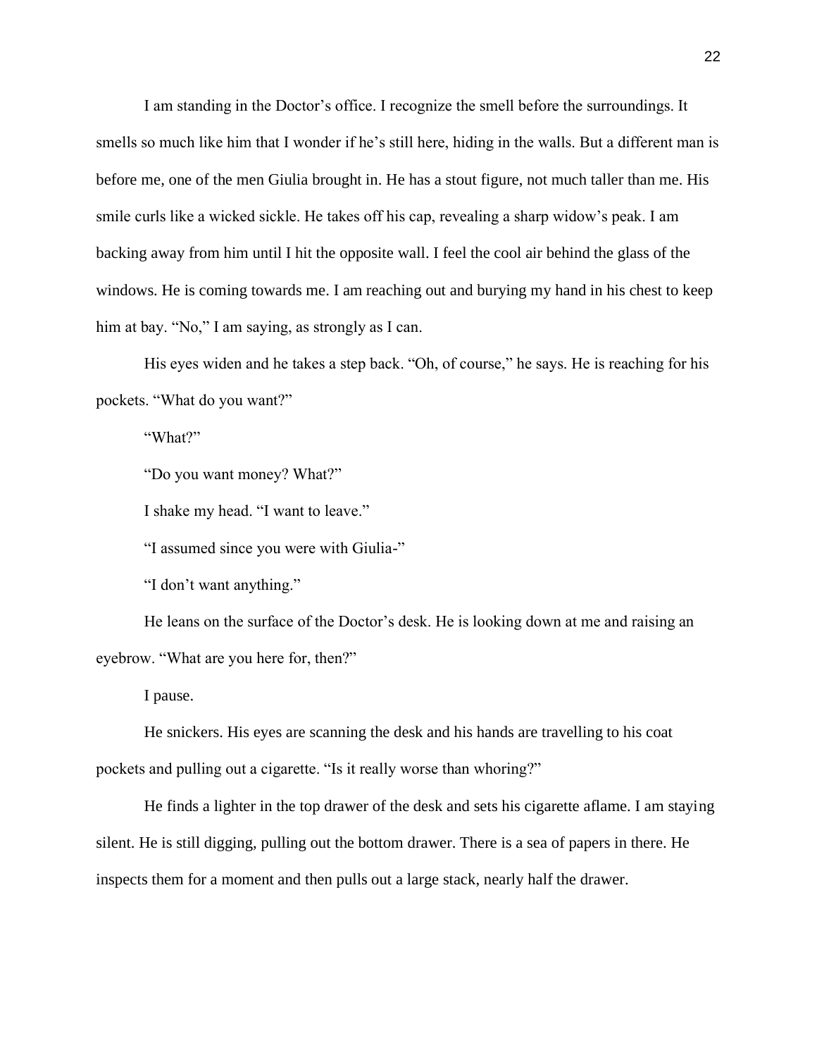I am standing in the Doctor's office. I recognize the smell before the surroundings. It smells so much like him that I wonder if he's still here, hiding in the walls. But a different man is before me, one of the men Giulia brought in. He has a stout figure, not much taller than me. His smile curls like a wicked sickle. He takes off his cap, revealing a sharp widow's peak. I am backing away from him until I hit the opposite wall. I feel the cool air behind the glass of the windows. He is coming towards me. I am reaching out and burying my hand in his chest to keep him at bay. "No," I am saying, as strongly as I can.

His eyes widen and he takes a step back. "Oh, of course," he says. He is reaching for his pockets. "What do you want?"

"What?"

"Do you want money? What?"

I shake my head. "I want to leave."

"I assumed since you were with Giulia-"

"I don't want anything."

He leans on the surface of the Doctor's desk. He is looking down at me and raising an eyebrow. "What are you here for, then?"

I pause.

He snickers. His eyes are scanning the desk and his hands are travelling to his coat pockets and pulling out a cigarette. "Is it really worse than whoring?"

He finds a lighter in the top drawer of the desk and sets his cigarette aflame. I am staying silent. He is still digging, pulling out the bottom drawer. There is a sea of papers in there. He inspects them for a moment and then pulls out a large stack, nearly half the drawer.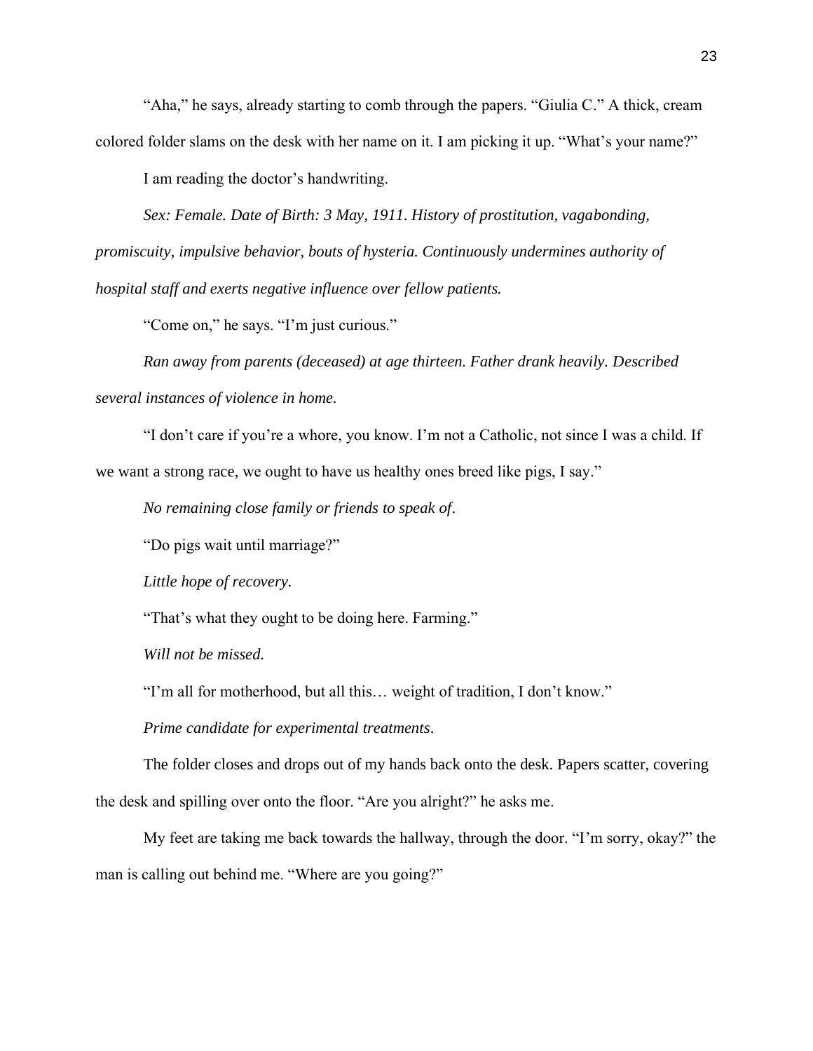"Aha," he says, already starting to comb through the papers. "Giulia C." A thick, cream colored folder slams on the desk with her name on it. I am picking it up. "What's your name?"

I am reading the doctor's handwriting.

*Sex: Female. Date of Birth: 3 May, 1911. History of prostitution, vagabonding, promiscuity, impulsive behavior, bouts of hysteria. Continuously undermines authority of hospital staff and exerts negative influence over fellow patients.*

"Come on," he says. "I'm just curious."

*Ran away from parents (deceased) at age thirteen. Father drank heavily. Described several instances of violence in home.*

"I don't care if you're a whore, you know. I'm not a Catholic, not since I was a child. If we want a strong race, we ought to have us healthy ones breed like pigs, I say."

*No remaining close family or friends to speak of.*

"Do pigs wait until marriage?"

*Little hope of recovery.*

"That's what they ought to be doing here. Farming."

*Will not be missed.*

"I'm all for motherhood, but all this… weight of tradition, I don't know."

*Prime candidate for experimental treatments*.

The folder closes and drops out of my hands back onto the desk. Papers scatter, covering the desk and spilling over onto the floor. "Are you alright?" he asks me.

My feet are taking me back towards the hallway, through the door. "I'm sorry, okay?" the man is calling out behind me. "Where are you going?"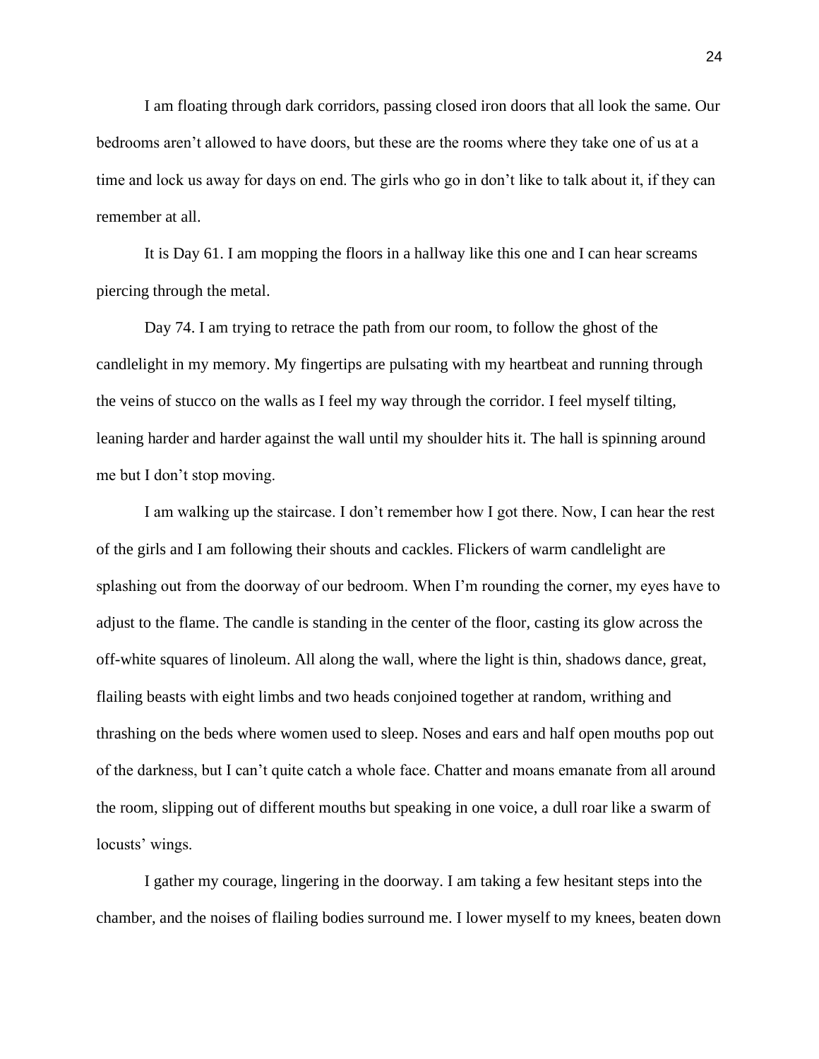I am floating through dark corridors, passing closed iron doors that all look the same. Our bedrooms aren't allowed to have doors, but these are the rooms where they take one of us at a time and lock us away for days on end. The girls who go in don't like to talk about it, if they can remember at all.

It is Day 61. I am mopping the floors in a hallway like this one and I can hear screams piercing through the metal.

Day 74. I am trying to retrace the path from our room, to follow the ghost of the candlelight in my memory. My fingertips are pulsating with my heartbeat and running through the veins of stucco on the walls as I feel my way through the corridor. I feel myself tilting, leaning harder and harder against the wall until my shoulder hits it. The hall is spinning around me but I don't stop moving.

I am walking up the staircase. I don't remember how I got there. Now, I can hear the rest of the girls and I am following their shouts and cackles. Flickers of warm candlelight are splashing out from the doorway of our bedroom. When I'm rounding the corner, my eyes have to adjust to the flame. The candle is standing in the center of the floor, casting its glow across the off-white squares of linoleum. All along the wall, where the light is thin, shadows dance, great, flailing beasts with eight limbs and two heads conjoined together at random, writhing and thrashing on the beds where women used to sleep. Noses and ears and half open mouths pop out of the darkness, but I can't quite catch a whole face. Chatter and moans emanate from all around the room, slipping out of different mouths but speaking in one voice, a dull roar like a swarm of locusts' wings.

I gather my courage, lingering in the doorway. I am taking a few hesitant steps into the chamber, and the noises of flailing bodies surround me. I lower myself to my knees, beaten down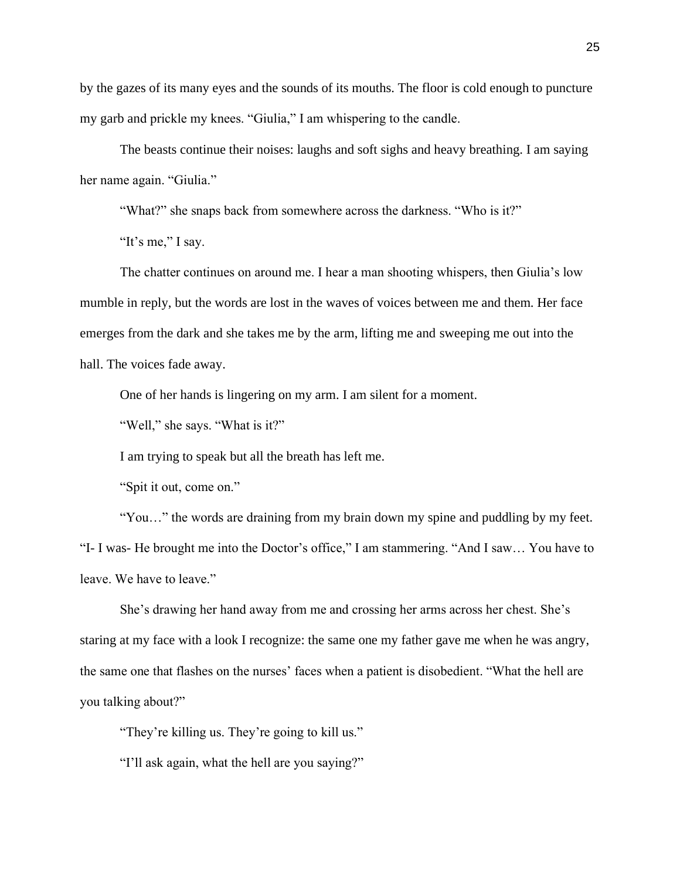by the gazes of its many eyes and the sounds of its mouths. The floor is cold enough to puncture my garb and prickle my knees. "Giulia," I am whispering to the candle.

The beasts continue their noises: laughs and soft sighs and heavy breathing. I am saying her name again. "Giulia."

"What?" she snaps back from somewhere across the darkness. "Who is it?"

"It's me," I say.

The chatter continues on around me. I hear a man shooting whispers, then Giulia's low mumble in reply, but the words are lost in the waves of voices between me and them. Her face emerges from the dark and she takes me by the arm, lifting me and sweeping me out into the hall. The voices fade away.

One of her hands is lingering on my arm. I am silent for a moment.

"Well," she says. "What is it?"

I am trying to speak but all the breath has left me.

"Spit it out, come on."

"You…" the words are draining from my brain down my spine and puddling by my feet. "I- I was- He brought me into the Doctor's office," I am stammering. "And I saw… You have to leave. We have to leave."

She's drawing her hand away from me and crossing her arms across her chest. She's staring at my face with a look I recognize: the same one my father gave me when he was angry, the same one that flashes on the nurses' faces when a patient is disobedient. "What the hell are you talking about?"

"They're killing us. They're going to kill us."

"I'll ask again, what the hell are you saying?"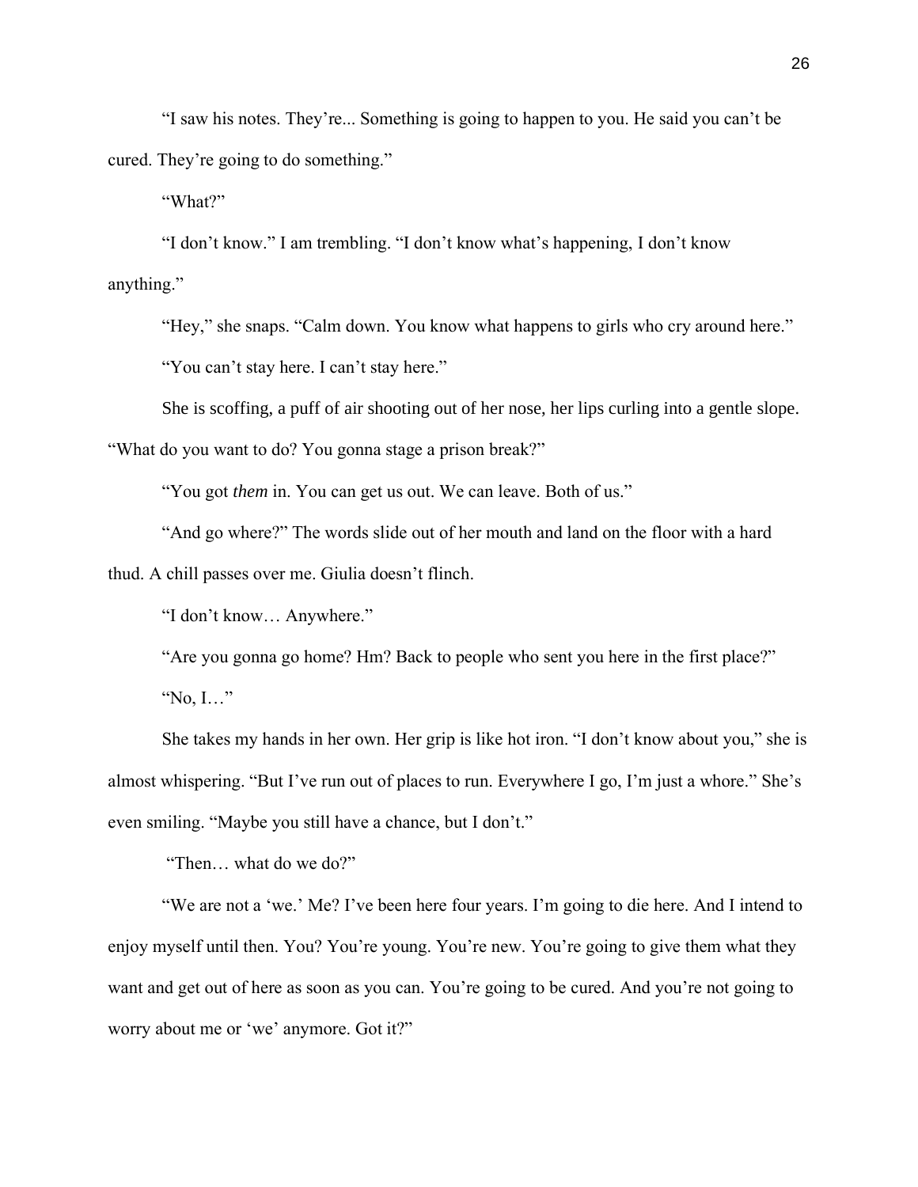"I saw his notes. They're... Something is going to happen to you. He said you can't be cured. They're going to do something."

"What?"

"I don't know." I am trembling. "I don't know what's happening, I don't know anything."

"Hey," she snaps. "Calm down. You know what happens to girls who cry around here."

"You can't stay here. I can't stay here."

She is scoffing, a puff of air shooting out of her nose, her lips curling into a gentle slope. "What do you want to do? You gonna stage a prison break?"

"You got *them* in. You can get us out. We can leave. Both of us."

"And go where?" The words slide out of her mouth and land on the floor with a hard thud. A chill passes over me. Giulia doesn't flinch.

"I don't know… Anywhere."

"Are you gonna go home? Hm? Back to people who sent you here in the first place?"

"No, I…"

She takes my hands in her own. Her grip is like hot iron. "I don't know about you," she is almost whispering. "But I've run out of places to run. Everywhere I go, I'm just a whore." She's even smiling. "Maybe you still have a chance, but I don't."

"Then… what do we do?"

"We are not a 'we.' Me? I've been here four years. I'm going to die here. And I intend to enjoy myself until then. You? You're young. You're new. You're going to give them what they want and get out of here as soon as you can. You're going to be cured. And you're not going to worry about me or 'we' anymore. Got it?"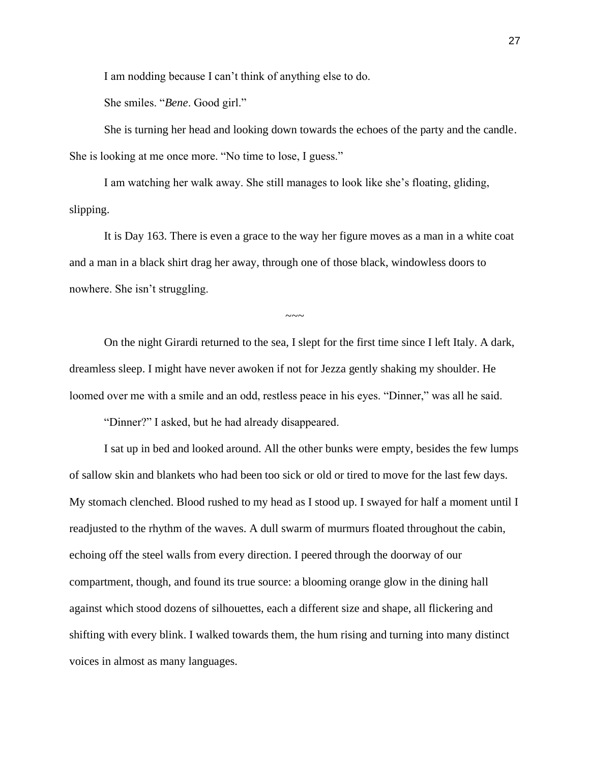I am nodding because I can't think of anything else to do.

She smiles. "*Bene*. Good girl."

She is turning her head and looking down towards the echoes of the party and the candle. She is looking at me once more. "No time to lose, I guess."

I am watching her walk away. She still manages to look like she's floating, gliding, slipping.

It is Day 163. There is even a grace to the way her figure moves as a man in a white coat and a man in a black shirt drag her away, through one of those black, windowless doors to nowhere. She isn't struggling.

~~~

On the night Girardi returned to the sea, I slept for the first time since I left Italy. A dark, dreamless sleep. I might have never awoken if not for Jezza gently shaking my shoulder. He loomed over me with a smile and an odd, restless peace in his eyes. "Dinner," was all he said.

"Dinner?" I asked, but he had already disappeared.

I sat up in bed and looked around. All the other bunks were empty, besides the few lumps of sallow skin and blankets who had been too sick or old or tired to move for the last few days. My stomach clenched. Blood rushed to my head as I stood up. I swayed for half a moment until I readjusted to the rhythm of the waves. A dull swarm of murmurs floated throughout the cabin, echoing off the steel walls from every direction. I peered through the doorway of our compartment, though, and found its true source: a blooming orange glow in the dining hall against which stood dozens of silhouettes, each a different size and shape, all flickering and shifting with every blink. I walked towards them, the hum rising and turning into many distinct voices in almost as many languages.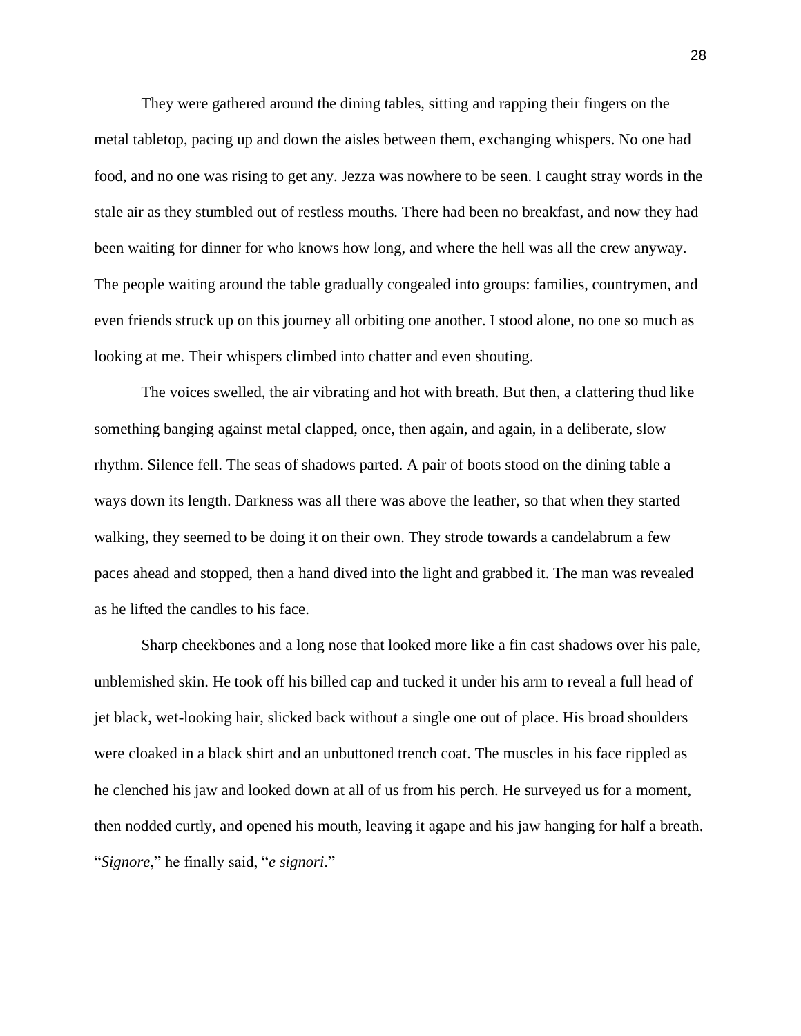They were gathered around the dining tables, sitting and rapping their fingers on the metal tabletop, pacing up and down the aisles between them, exchanging whispers. No one had food, and no one was rising to get any. Jezza was nowhere to be seen. I caught stray words in the stale air as they stumbled out of restless mouths. There had been no breakfast, and now they had been waiting for dinner for who knows how long, and where the hell was all the crew anyway. The people waiting around the table gradually congealed into groups: families, countrymen, and even friends struck up on this journey all orbiting one another. I stood alone, no one so much as looking at me. Their whispers climbed into chatter and even shouting.

The voices swelled, the air vibrating and hot with breath. But then, a clattering thud like something banging against metal clapped, once, then again, and again, in a deliberate, slow rhythm. Silence fell. The seas of shadows parted. A pair of boots stood on the dining table a ways down its length. Darkness was all there was above the leather, so that when they started walking, they seemed to be doing it on their own. They strode towards a candelabrum a few paces ahead and stopped, then a hand dived into the light and grabbed it. The man was revealed as he lifted the candles to his face.

Sharp cheekbones and a long nose that looked more like a fin cast shadows over his pale, unblemished skin. He took off his billed cap and tucked it under his arm to reveal a full head of jet black, wet-looking hair, slicked back without a single one out of place. His broad shoulders were cloaked in a black shirt and an unbuttoned trench coat. The muscles in his face rippled as he clenched his jaw and looked down at all of us from his perch. He surveyed us for a moment, then nodded curtly, and opened his mouth, leaving it agape and his jaw hanging for half a breath. "*Signore*," he finally said, "*e signori*."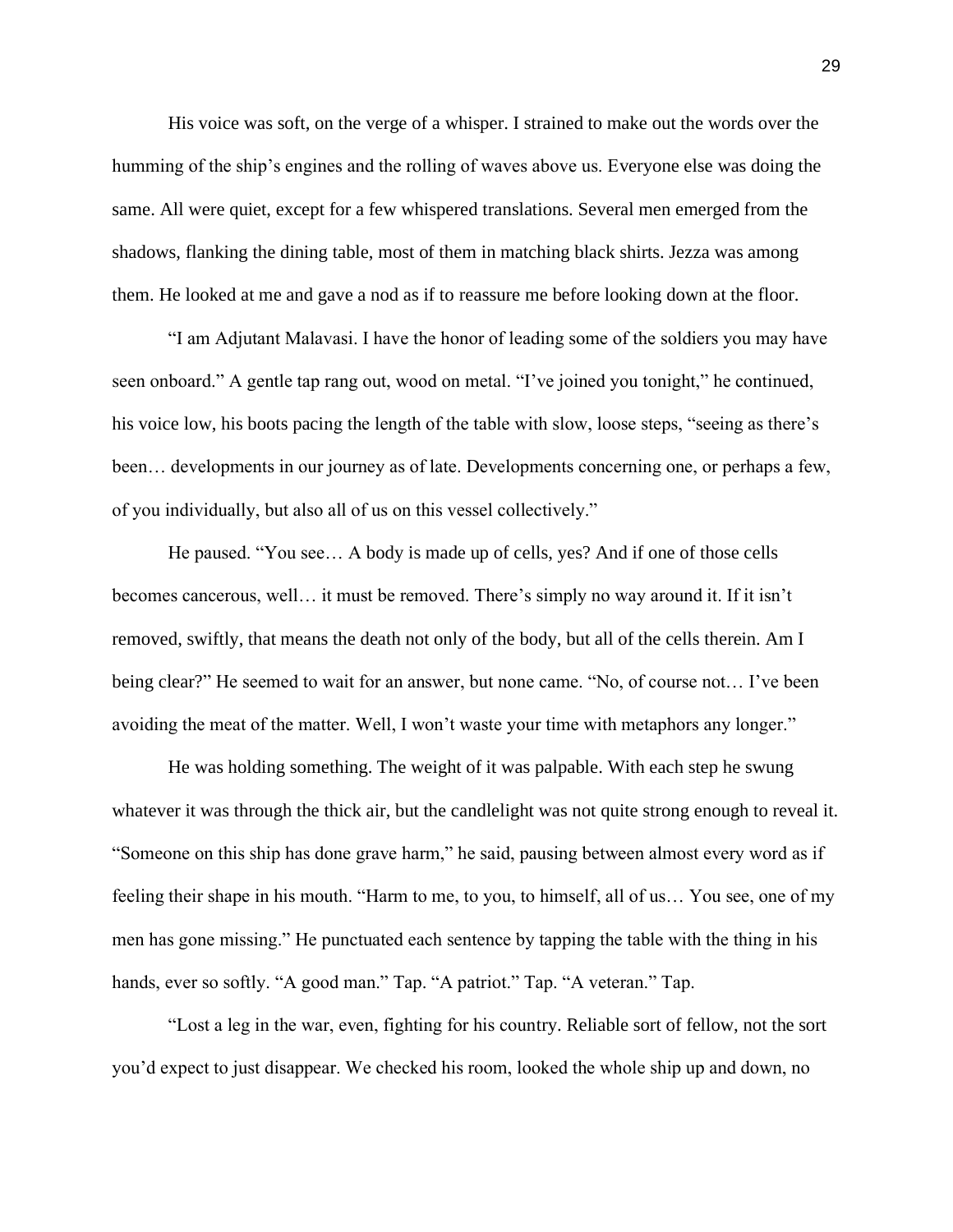His voice was soft, on the verge of a whisper. I strained to make out the words over the humming of the ship's engines and the rolling of waves above us. Everyone else was doing the same. All were quiet, except for a few whispered translations. Several men emerged from the shadows, flanking the dining table, most of them in matching black shirts. Jezza was among them. He looked at me and gave a nod as if to reassure me before looking down at the floor.

"I am Adjutant Malavasi. I have the honor of leading some of the soldiers you may have seen onboard." A gentle tap rang out, wood on metal. "I've joined you tonight," he continued, his voice low, his boots pacing the length of the table with slow, loose steps, "seeing as there's been… developments in our journey as of late. Developments concerning one, or perhaps a few, of you individually, but also all of us on this vessel collectively."

He paused. "You see… A body is made up of cells, yes? And if one of those cells becomes cancerous, well… it must be removed. There's simply no way around it. If it isn't removed, swiftly, that means the death not only of the body, but all of the cells therein. Am I being clear?" He seemed to wait for an answer, but none came. "No, of course not… I've been avoiding the meat of the matter. Well, I won't waste your time with metaphors any longer."

He was holding something. The weight of it was palpable. With each step he swung whatever it was through the thick air, but the candlelight was not quite strong enough to reveal it. "Someone on this ship has done grave harm," he said, pausing between almost every word as if feeling their shape in his mouth. "Harm to me, to you, to himself, all of us… You see, one of my men has gone missing." He punctuated each sentence by tapping the table with the thing in his hands, ever so softly. "A good man." Tap. "A patriot." Tap. "A veteran." Tap.

"Lost a leg in the war, even, fighting for his country. Reliable sort of fellow, not the sort you'd expect to just disappear. We checked his room, looked the whole ship up and down, no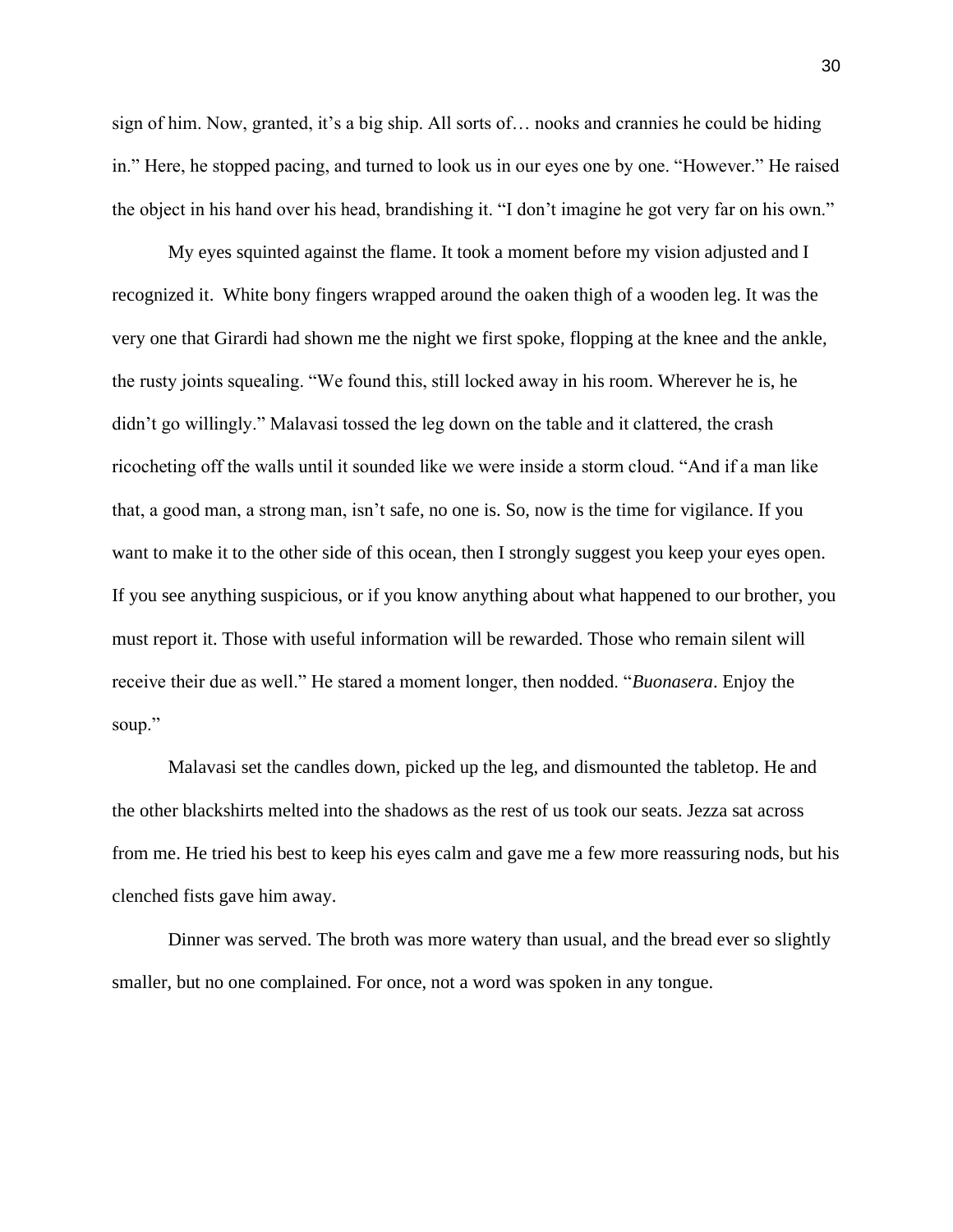sign of him. Now, granted, it's a big ship. All sorts of… nooks and crannies he could be hiding in." Here, he stopped pacing, and turned to look us in our eyes one by one. "However." He raised the object in his hand over his head, brandishing it. "I don't imagine he got very far on his own."

My eyes squinted against the flame. It took a moment before my vision adjusted and I recognized it. White bony fingers wrapped around the oaken thigh of a wooden leg. It was the very one that Girardi had shown me the night we first spoke, flopping at the knee and the ankle, the rusty joints squealing. "We found this, still locked away in his room. Wherever he is, he didn't go willingly." Malavasi tossed the leg down on the table and it clattered, the crash ricocheting off the walls until it sounded like we were inside a storm cloud. "And if a man like that, a good man, a strong man, isn't safe, no one is. So, now is the time for vigilance. If you want to make it to the other side of this ocean, then I strongly suggest you keep your eyes open. If you see anything suspicious, or if you know anything about what happened to our brother, you must report it. Those with useful information will be rewarded. Those who remain silent will receive their due as well." He stared a moment longer, then nodded. "*Buonasera*. Enjoy the soup."

Malavasi set the candles down, picked up the leg, and dismounted the tabletop. He and the other blackshirts melted into the shadows as the rest of us took our seats. Jezza sat across from me. He tried his best to keep his eyes calm and gave me a few more reassuring nods, but his clenched fists gave him away.

Dinner was served. The broth was more watery than usual, and the bread ever so slightly smaller, but no one complained. For once, not a word was spoken in any tongue.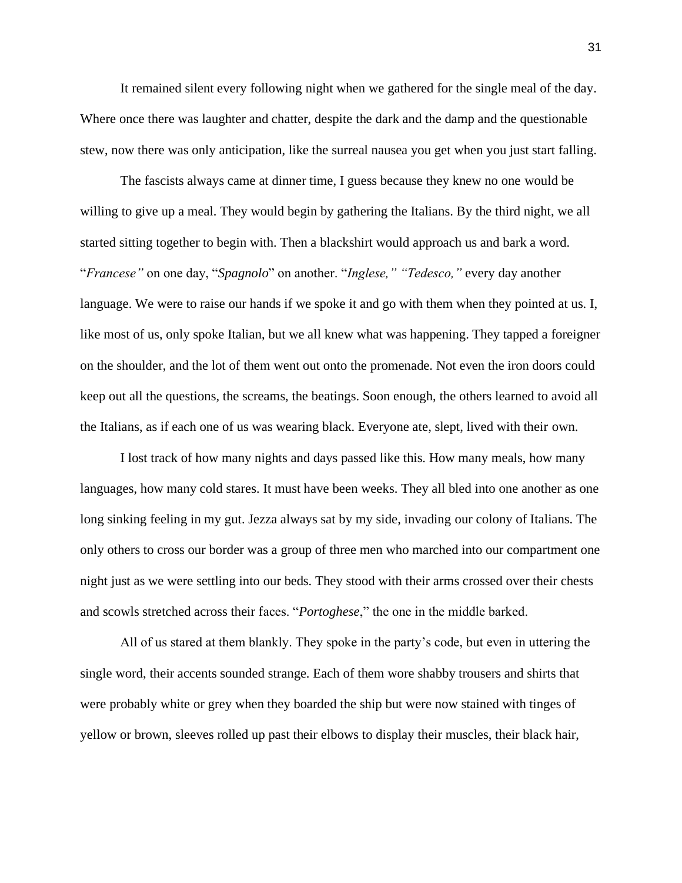It remained silent every following night when we gathered for the single meal of the day. Where once there was laughter and chatter, despite the dark and the damp and the questionable stew, now there was only anticipation, like the surreal nausea you get when you just start falling.

The fascists always came at dinner time, I guess because they knew no one would be willing to give up a meal. They would begin by gathering the Italians. By the third night, we all started sitting together to begin with. Then a blackshirt would approach us and bark a word. "*Francese"* on one day, "*Spagnolo*" on another. "*Inglese," "Tedesco,"* every day another language. We were to raise our hands if we spoke it and go with them when they pointed at us. I, like most of us, only spoke Italian, but we all knew what was happening. They tapped a foreigner on the shoulder, and the lot of them went out onto the promenade. Not even the iron doors could keep out all the questions, the screams, the beatings. Soon enough, the others learned to avoid all the Italians, as if each one of us was wearing black. Everyone ate, slept, lived with their own.

I lost track of how many nights and days passed like this. How many meals, how many languages, how many cold stares. It must have been weeks. They all bled into one another as one long sinking feeling in my gut. Jezza always sat by my side, invading our colony of Italians. The only others to cross our border was a group of three men who marched into our compartment one night just as we were settling into our beds. They stood with their arms crossed over their chests and scowls stretched across their faces. "*Portoghese*," the one in the middle barked.

All of us stared at them blankly. They spoke in the party's code, but even in uttering the single word, their accents sounded strange. Each of them wore shabby trousers and shirts that were probably white or grey when they boarded the ship but were now stained with tinges of yellow or brown, sleeves rolled up past their elbows to display their muscles, their black hair,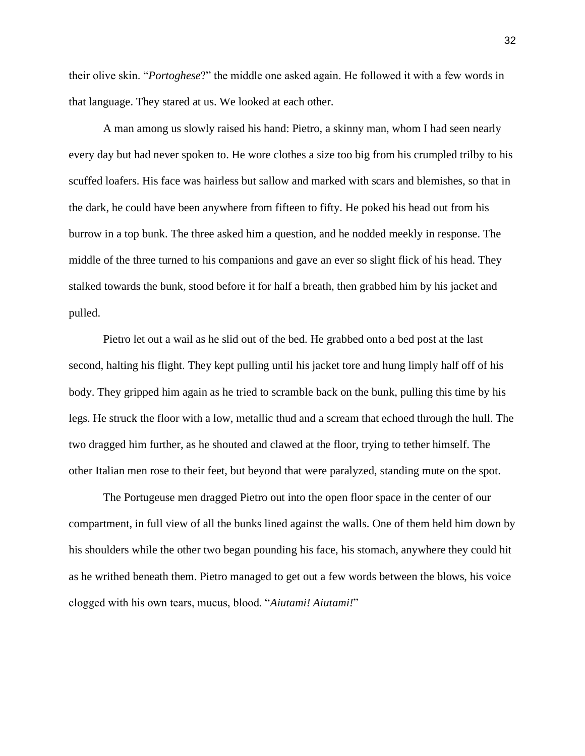their olive skin. "*Portoghese*?" the middle one asked again. He followed it with a few words in that language. They stared at us. We looked at each other.

A man among us slowly raised his hand: Pietro, a skinny man, whom I had seen nearly every day but had never spoken to. He wore clothes a size too big from his crumpled trilby to his scuffed loafers. His face was hairless but sallow and marked with scars and blemishes, so that in the dark, he could have been anywhere from fifteen to fifty. He poked his head out from his burrow in a top bunk. The three asked him a question, and he nodded meekly in response. The middle of the three turned to his companions and gave an ever so slight flick of his head. They stalked towards the bunk, stood before it for half a breath, then grabbed him by his jacket and pulled.

Pietro let out a wail as he slid out of the bed. He grabbed onto a bed post at the last second, halting his flight. They kept pulling until his jacket tore and hung limply half off of his body. They gripped him again as he tried to scramble back on the bunk, pulling this time by his legs. He struck the floor with a low, metallic thud and a scream that echoed through the hull. The two dragged him further, as he shouted and clawed at the floor, trying to tether himself. The other Italian men rose to their feet, but beyond that were paralyzed, standing mute on the spot.

The Portugeuse men dragged Pietro out into the open floor space in the center of our compartment, in full view of all the bunks lined against the walls. One of them held him down by his shoulders while the other two began pounding his face, his stomach, anywhere they could hit as he writhed beneath them. Pietro managed to get out a few words between the blows, his voice clogged with his own tears, mucus, blood. "*Aiutami! Aiutami!*"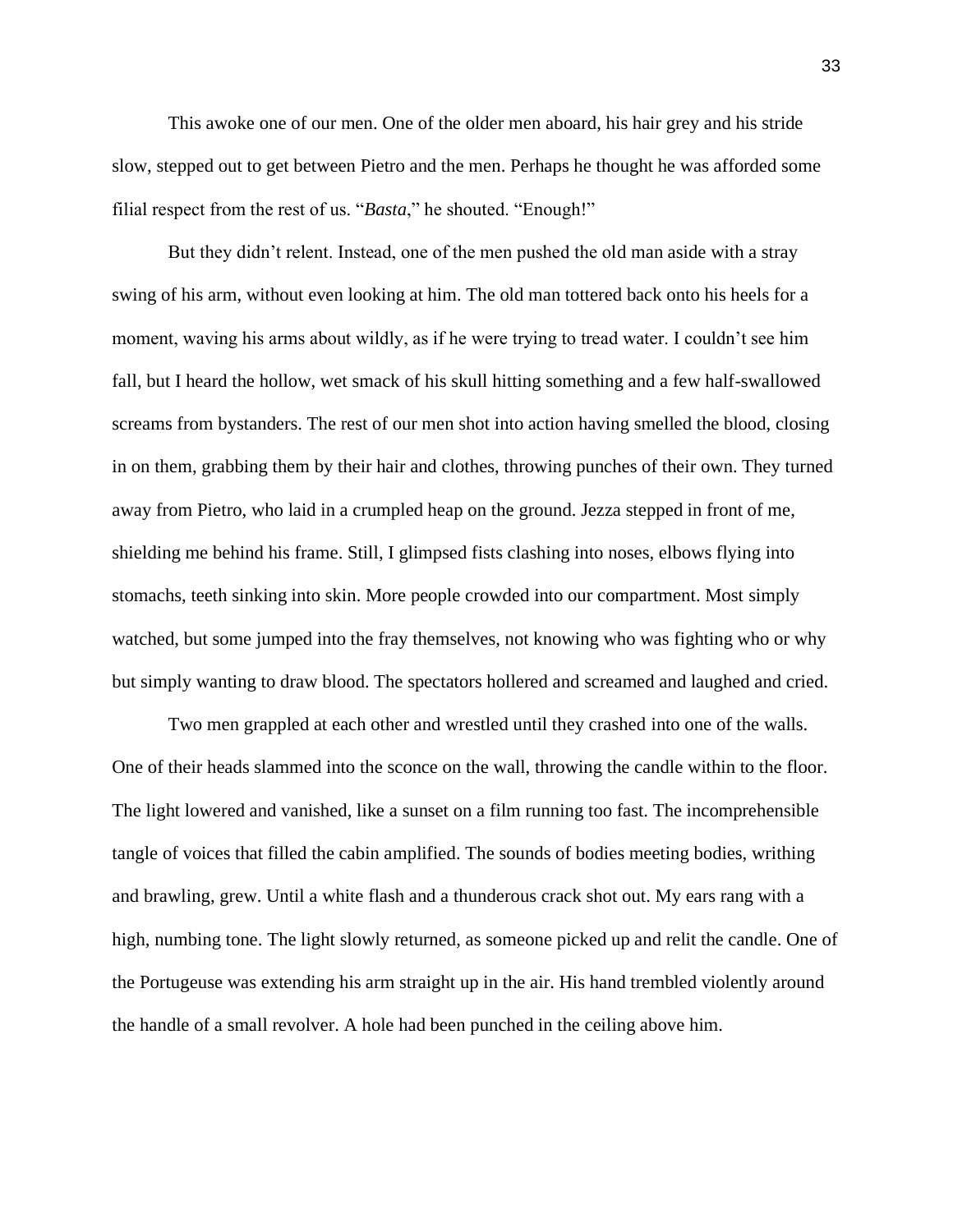This awoke one of our men. One of the older men aboard, his hair grey and his stride slow, stepped out to get between Pietro and the men. Perhaps he thought he was afforded some filial respect from the rest of us. "*Basta*," he shouted. "Enough!"

But they didn't relent. Instead, one of the men pushed the old man aside with a stray swing of his arm, without even looking at him. The old man tottered back onto his heels for a moment, waving his arms about wildly, as if he were trying to tread water. I couldn't see him fall, but I heard the hollow, wet smack of his skull hitting something and a few half-swallowed screams from bystanders. The rest of our men shot into action having smelled the blood, closing in on them, grabbing them by their hair and clothes, throwing punches of their own. They turned away from Pietro, who laid in a crumpled heap on the ground. Jezza stepped in front of me, shielding me behind his frame. Still, I glimpsed fists clashing into noses, elbows flying into stomachs, teeth sinking into skin. More people crowded into our compartment. Most simply watched, but some jumped into the fray themselves, not knowing who was fighting who or why but simply wanting to draw blood. The spectators hollered and screamed and laughed and cried.

Two men grappled at each other and wrestled until they crashed into one of the walls. One of their heads slammed into the sconce on the wall, throwing the candle within to the floor. The light lowered and vanished, like a sunset on a film running too fast. The incomprehensible tangle of voices that filled the cabin amplified. The sounds of bodies meeting bodies, writhing and brawling, grew. Until a white flash and a thunderous crack shot out. My ears rang with a high, numbing tone. The light slowly returned, as someone picked up and relit the candle. One of the Portugeuse was extending his arm straight up in the air. His hand trembled violently around the handle of a small revolver. A hole had been punched in the ceiling above him.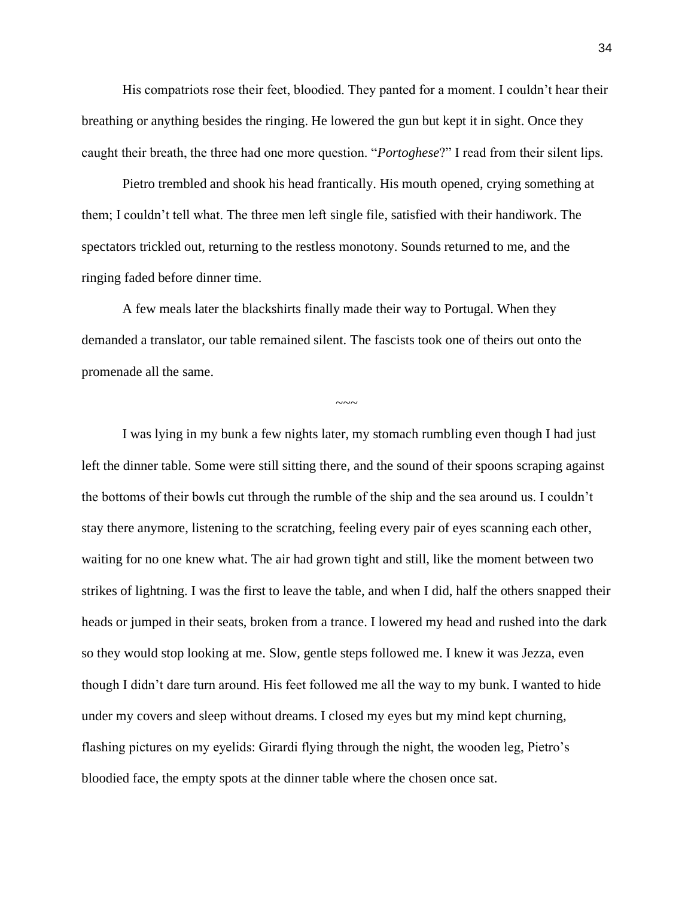His compatriots rose their feet, bloodied. They panted for a moment. I couldn't hear their breathing or anything besides the ringing. He lowered the gun but kept it in sight. Once they caught their breath, the three had one more question. "*Portoghese*?" I read from their silent lips.

Pietro trembled and shook his head frantically. His mouth opened, crying something at them; I couldn't tell what. The three men left single file, satisfied with their handiwork. The spectators trickled out, returning to the restless monotony. Sounds returned to me, and the ringing faded before dinner time.

A few meals later the blackshirts finally made their way to Portugal. When they demanded a translator, our table remained silent. The fascists took one of theirs out onto the promenade all the same.

~~~

I was lying in my bunk a few nights later, my stomach rumbling even though I had just left the dinner table. Some were still sitting there, and the sound of their spoons scraping against the bottoms of their bowls cut through the rumble of the ship and the sea around us. I couldn't stay there anymore, listening to the scratching, feeling every pair of eyes scanning each other, waiting for no one knew what. The air had grown tight and still, like the moment between two strikes of lightning. I was the first to leave the table, and when I did, half the others snapped their heads or jumped in their seats, broken from a trance. I lowered my head and rushed into the dark so they would stop looking at me. Slow, gentle steps followed me. I knew it was Jezza, even though I didn't dare turn around. His feet followed me all the way to my bunk. I wanted to hide under my covers and sleep without dreams. I closed my eyes but my mind kept churning, flashing pictures on my eyelids: Girardi flying through the night, the wooden leg, Pietro's bloodied face, the empty spots at the dinner table where the chosen once sat.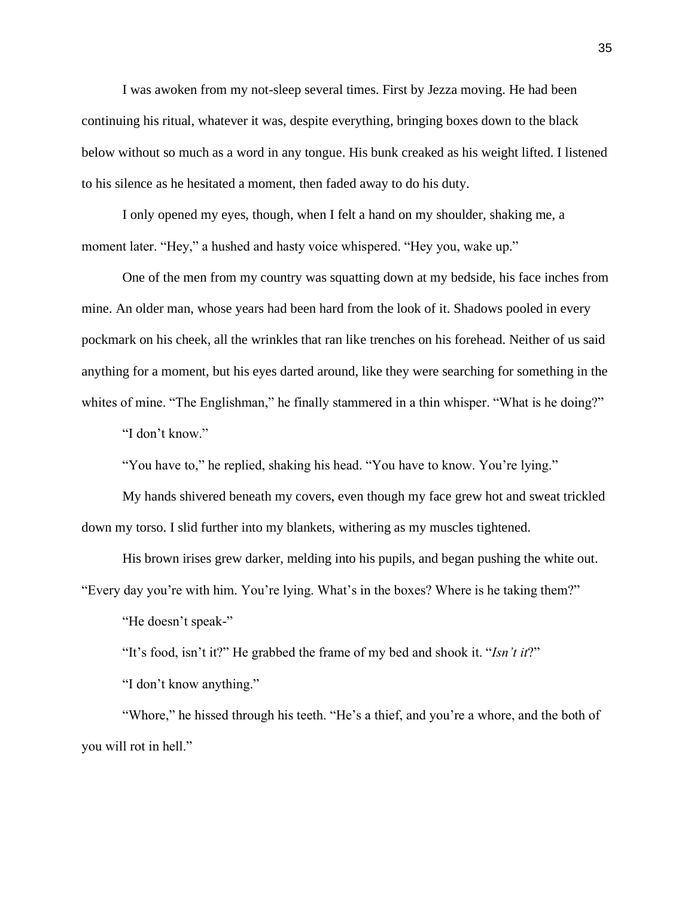I was awoken from my not-sleep several times. First by Jezza moving. He had been continuing his ritual, whatever it was, despite everything, bringing boxes down to the black below without so much as a word in any tongue. His bunk creaked as his weight lifted. I listened to his silence as he hesitated a moment, then faded away to do his duty.

I only opened my eyes, though, when I felt a hand on my shoulder, shaking me, a moment later. "Hey," a hushed and hasty voice whispered. "Hey you, wake up."

One of the men from my country was squatting down at my bedside, his face inches from mine. An older man, whose years had been hard from the look of it. Shadows pooled in every pockmark on his cheek, all the wrinkles that ran like trenches on his forehead. Neither of us said anything for a moment, but his eyes darted around, like they were searching for something in the whites of mine. "The Englishman," he finally stammered in a thin whisper. "What is he doing?"

"I don't know."

"You have to," he replied, shaking his head. "You have to know. You're lying."

My hands shivered beneath my covers, even though my face grew hot and sweat trickled down my torso. I slid further into my blankets, withering as my muscles tightened.

His brown irises grew darker, melding into his pupils, and began pushing the white out. "Every day you're with him. You're lying. What's in the boxes? Where is he taking them?"

"He doesn't speak-"

"It's food, isn't it?" He grabbed the frame of my bed and shook it. "*Isn't it*?"

"I don't know anything."

"Whore," he hissed through his teeth. "He's a thief, and you're a whore, and the both of you will rot in hell."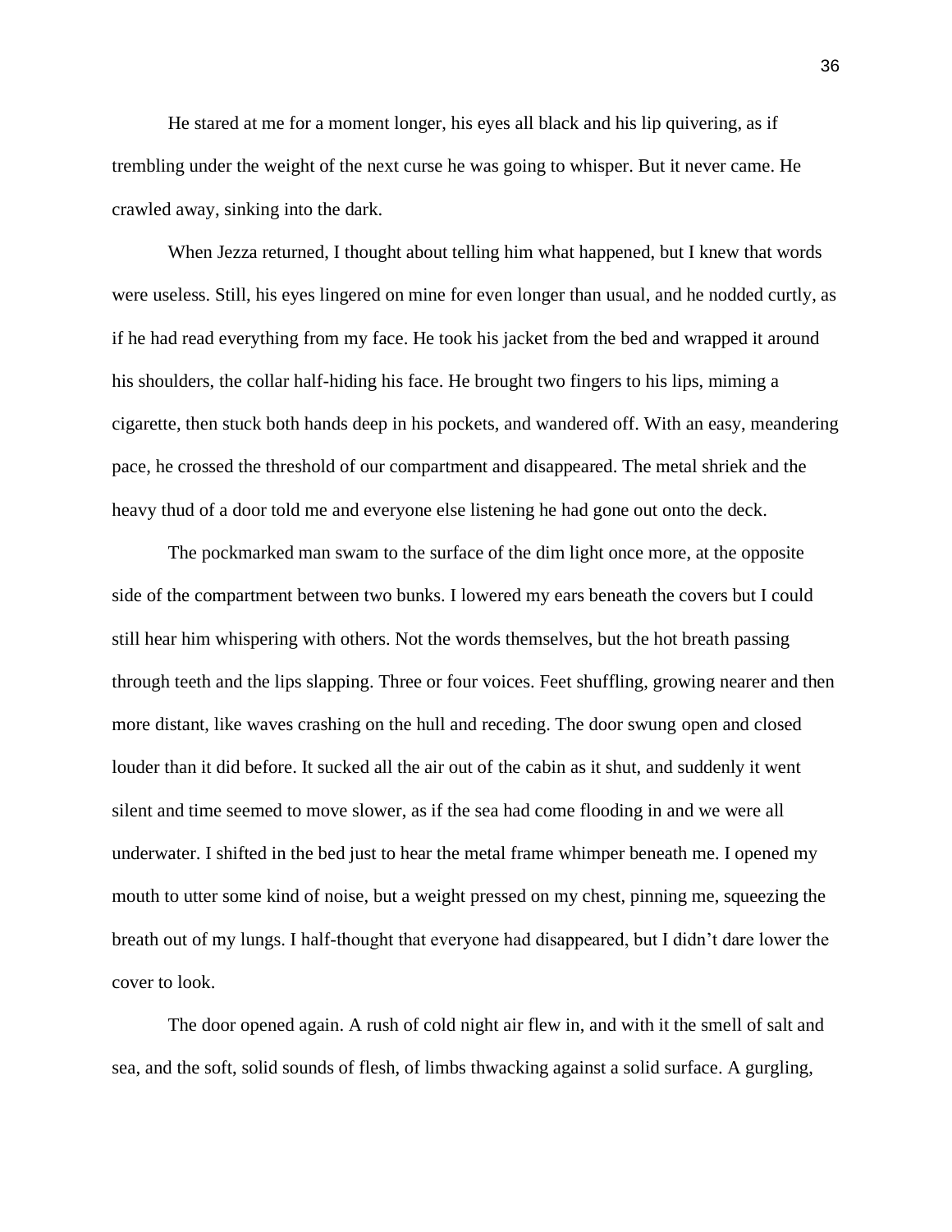He stared at me for a moment longer, his eyes all black and his lip quivering, as if trembling under the weight of the next curse he was going to whisper. But it never came. He crawled away, sinking into the dark.

When Jezza returned, I thought about telling him what happened, but I knew that words were useless. Still, his eyes lingered on mine for even longer than usual, and he nodded curtly, as if he had read everything from my face. He took his jacket from the bed and wrapped it around his shoulders, the collar half-hiding his face. He brought two fingers to his lips, miming a cigarette, then stuck both hands deep in his pockets, and wandered off. With an easy, meandering pace, he crossed the threshold of our compartment and disappeared. The metal shriek and the heavy thud of a door told me and everyone else listening he had gone out onto the deck.

The pockmarked man swam to the surface of the dim light once more, at the opposite side of the compartment between two bunks. I lowered my ears beneath the covers but I could still hear him whispering with others. Not the words themselves, but the hot breath passing through teeth and the lips slapping. Three or four voices. Feet shuffling, growing nearer and then more distant, like waves crashing on the hull and receding. The door swung open and closed louder than it did before. It sucked all the air out of the cabin as it shut, and suddenly it went silent and time seemed to move slower, as if the sea had come flooding in and we were all underwater. I shifted in the bed just to hear the metal frame whimper beneath me. I opened my mouth to utter some kind of noise, but a weight pressed on my chest, pinning me, squeezing the breath out of my lungs. I half-thought that everyone had disappeared, but I didn't dare lower the cover to look.

The door opened again. A rush of cold night air flew in, and with it the smell of salt and sea, and the soft, solid sounds of flesh, of limbs thwacking against a solid surface. A gurgling,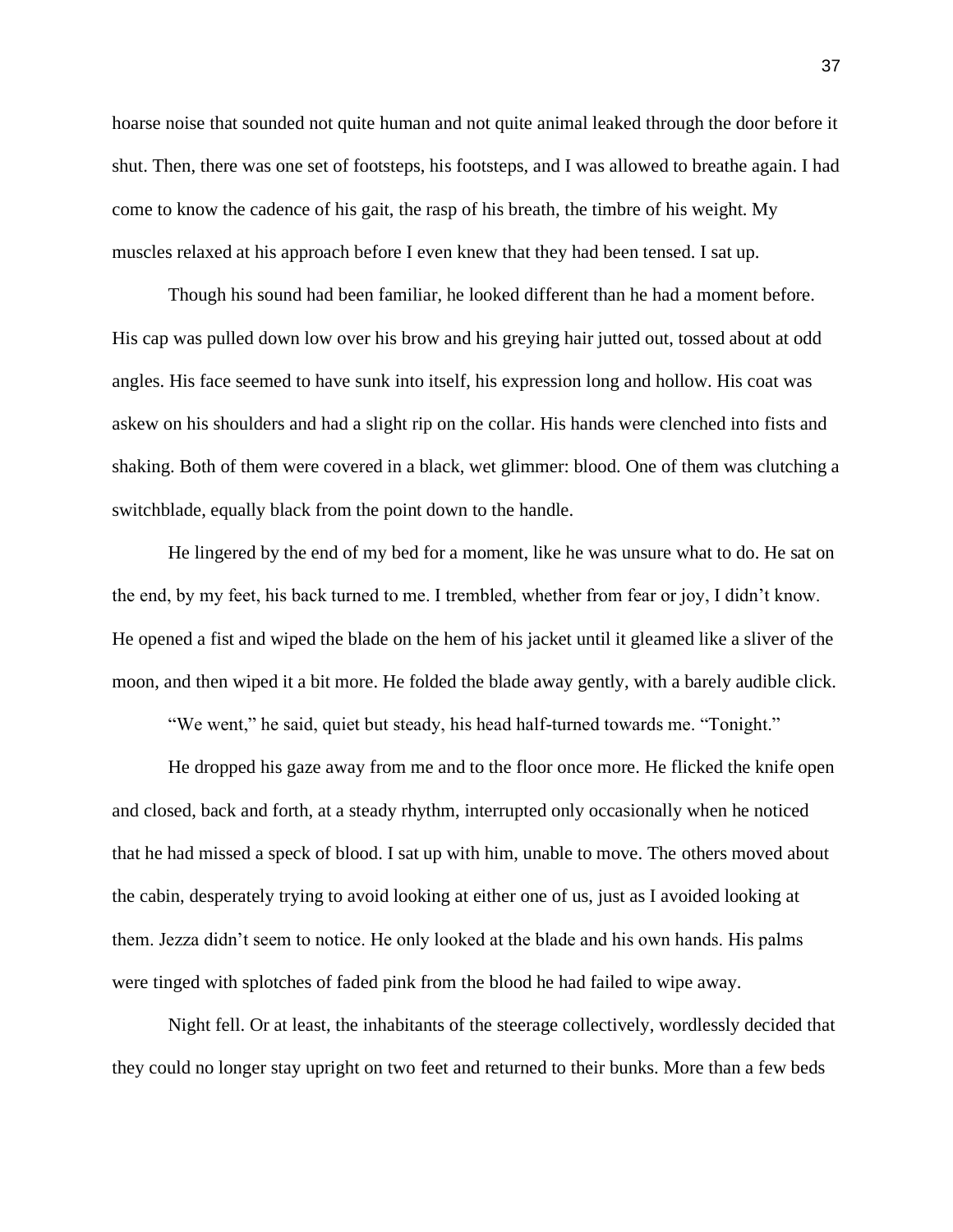hoarse noise that sounded not quite human and not quite animal leaked through the door before it shut. Then, there was one set of footsteps, his footsteps, and I was allowed to breathe again. I had come to know the cadence of his gait, the rasp of his breath, the timbre of his weight. My muscles relaxed at his approach before I even knew that they had been tensed. I sat up.

Though his sound had been familiar, he looked different than he had a moment before. His cap was pulled down low over his brow and his greying hair jutted out, tossed about at odd angles. His face seemed to have sunk into itself, his expression long and hollow. His coat was askew on his shoulders and had a slight rip on the collar. His hands were clenched into fists and shaking. Both of them were covered in a black, wet glimmer: blood. One of them was clutching a switchblade, equally black from the point down to the handle.

He lingered by the end of my bed for a moment, like he was unsure what to do. He sat on the end, by my feet, his back turned to me. I trembled, whether from fear or joy, I didn't know. He opened a fist and wiped the blade on the hem of his jacket until it gleamed like a sliver of the moon, and then wiped it a bit more. He folded the blade away gently, with a barely audible click.

"We went," he said, quiet but steady, his head half-turned towards me. "Tonight."

He dropped his gaze away from me and to the floor once more. He flicked the knife open and closed, back and forth, at a steady rhythm, interrupted only occasionally when he noticed that he had missed a speck of blood. I sat up with him, unable to move. The others moved about the cabin, desperately trying to avoid looking at either one of us, just as I avoided looking at them. Jezza didn't seem to notice. He only looked at the blade and his own hands. His palms were tinged with splotches of faded pink from the blood he had failed to wipe away.

Night fell. Or at least, the inhabitants of the steerage collectively, wordlessly decided that they could no longer stay upright on two feet and returned to their bunks. More than a few beds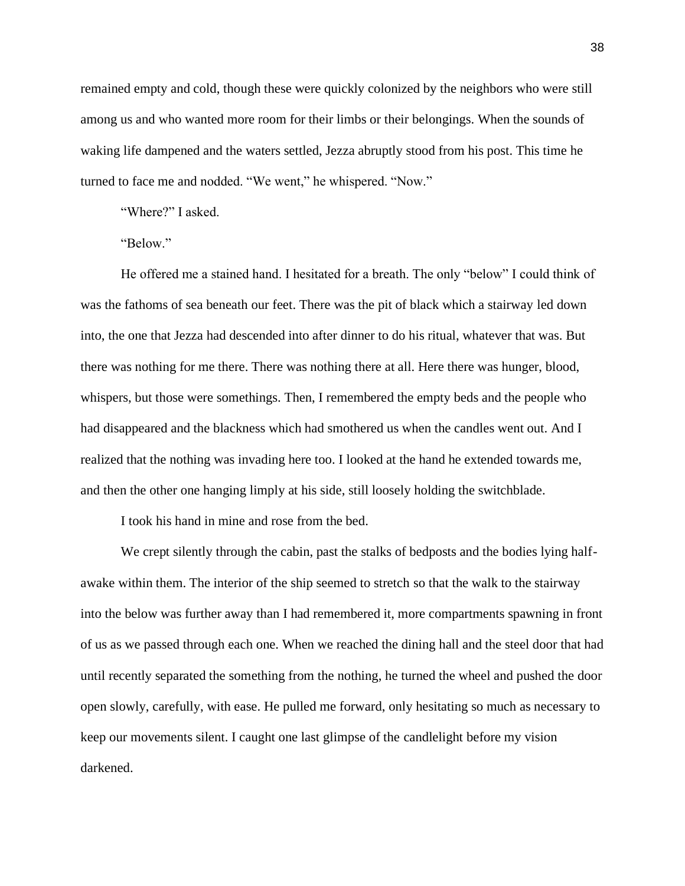remained empty and cold, though these were quickly colonized by the neighbors who were still among us and who wanted more room for their limbs or their belongings. When the sounds of waking life dampened and the waters settled, Jezza abruptly stood from his post. This time he turned to face me and nodded. "We went," he whispered. "Now."

"Where?" I asked.

"Below."

He offered me a stained hand. I hesitated for a breath. The only "below" I could think of was the fathoms of sea beneath our feet. There was the pit of black which a stairway led down into, the one that Jezza had descended into after dinner to do his ritual, whatever that was. But there was nothing for me there. There was nothing there at all. Here there was hunger, blood, whispers, but those were somethings. Then, I remembered the empty beds and the people who had disappeared and the blackness which had smothered us when the candles went out. And I realized that the nothing was invading here too. I looked at the hand he extended towards me, and then the other one hanging limply at his side, still loosely holding the switchblade.

I took his hand in mine and rose from the bed.

We crept silently through the cabin, past the stalks of bedposts and the bodies lying half-awake within them. The interior of the ship seemed to stretch so that the walk to the stairway into the below was further away than I had remembered it, more compartments spawning in front of us as we passed through each one. When we reached the dining hall and the steel door that had until recently separated the something from the nothing, he turned the wheel and pushed the door open slowly, carefully, with ease. He pulled me forward, only hesitating so much as necessary to keep our movements silent. I caught one last glimpse of the candlelight before my vision darkened.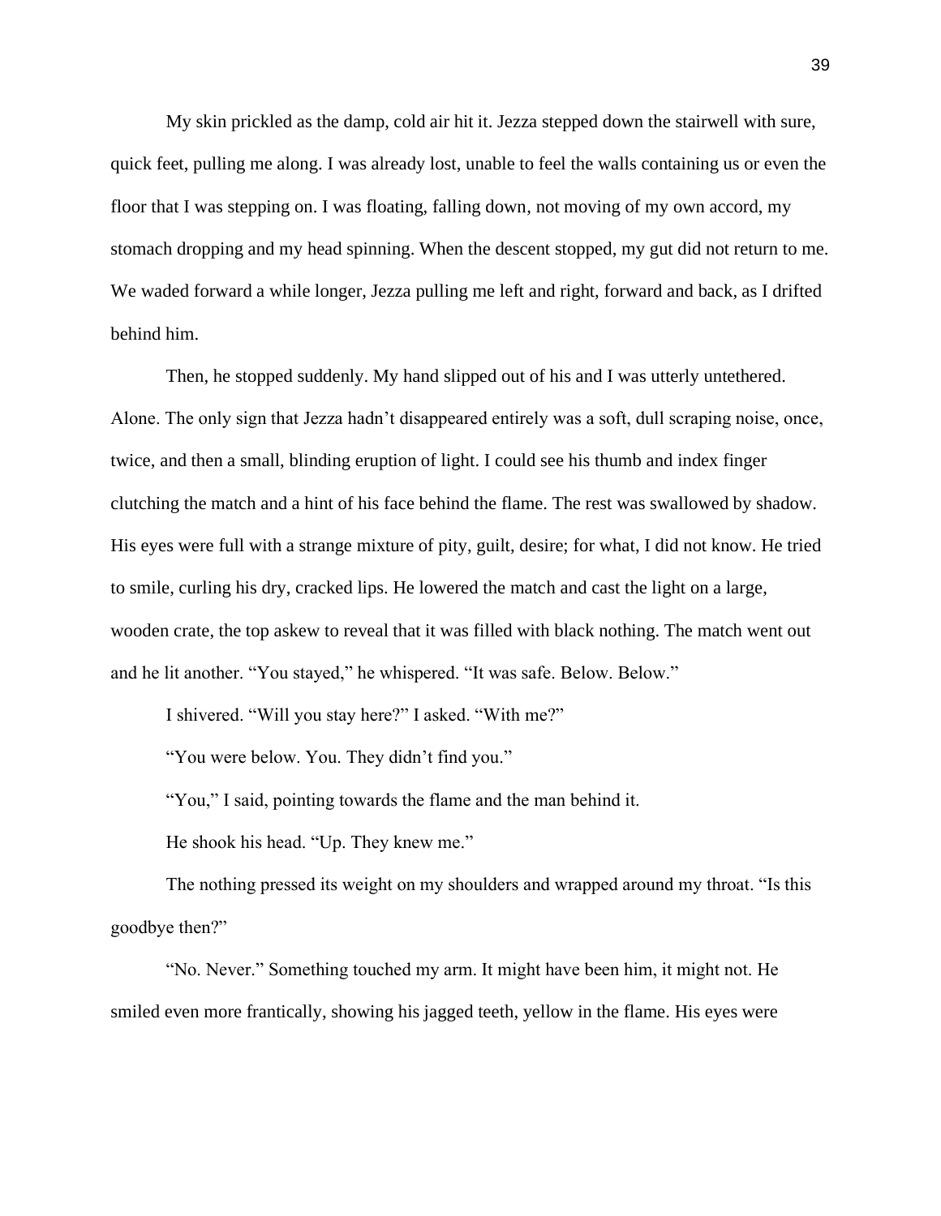My skin prickled as the damp, cold air hit it. Jezza stepped down the stairwell with sure, quick feet, pulling me along. I was already lost, unable to feel the walls containing us or even the floor that I was stepping on. I was floating, falling down, not moving of my own accord, my stomach dropping and my head spinning. When the descent stopped, my gut did not return to me. We waded forward a while longer, Jezza pulling me left and right, forward and back, as I drifted behind him.

Then, he stopped suddenly. My hand slipped out of his and I was utterly untethered. Alone. The only sign that Jezza hadn't disappeared entirely was a soft, dull scraping noise, once, twice, and then a small, blinding eruption of light. I could see his thumb and index finger clutching the match and a hint of his face behind the flame. The rest was swallowed by shadow. His eyes were full with a strange mixture of pity, guilt, desire; for what, I did not know. He tried to smile, curling his dry, cracked lips. He lowered the match and cast the light on a large, wooden crate, the top askew to reveal that it was filled with black nothing. The match went out and he lit another. "You stayed," he whispered. "It was safe. Below. Below."

I shivered. "Will you stay here?" I asked. "With me?"

"You were below. You. They didn't find you."

"You," I said, pointing towards the flame and the man behind it.

He shook his head. "Up. They knew me."

The nothing pressed its weight on my shoulders and wrapped around my throat. "Is this goodbye then?"

"No. Never." Something touched my arm. It might have been him, it might not. He smiled even more frantically, showing his jagged teeth, yellow in the flame. His eyes were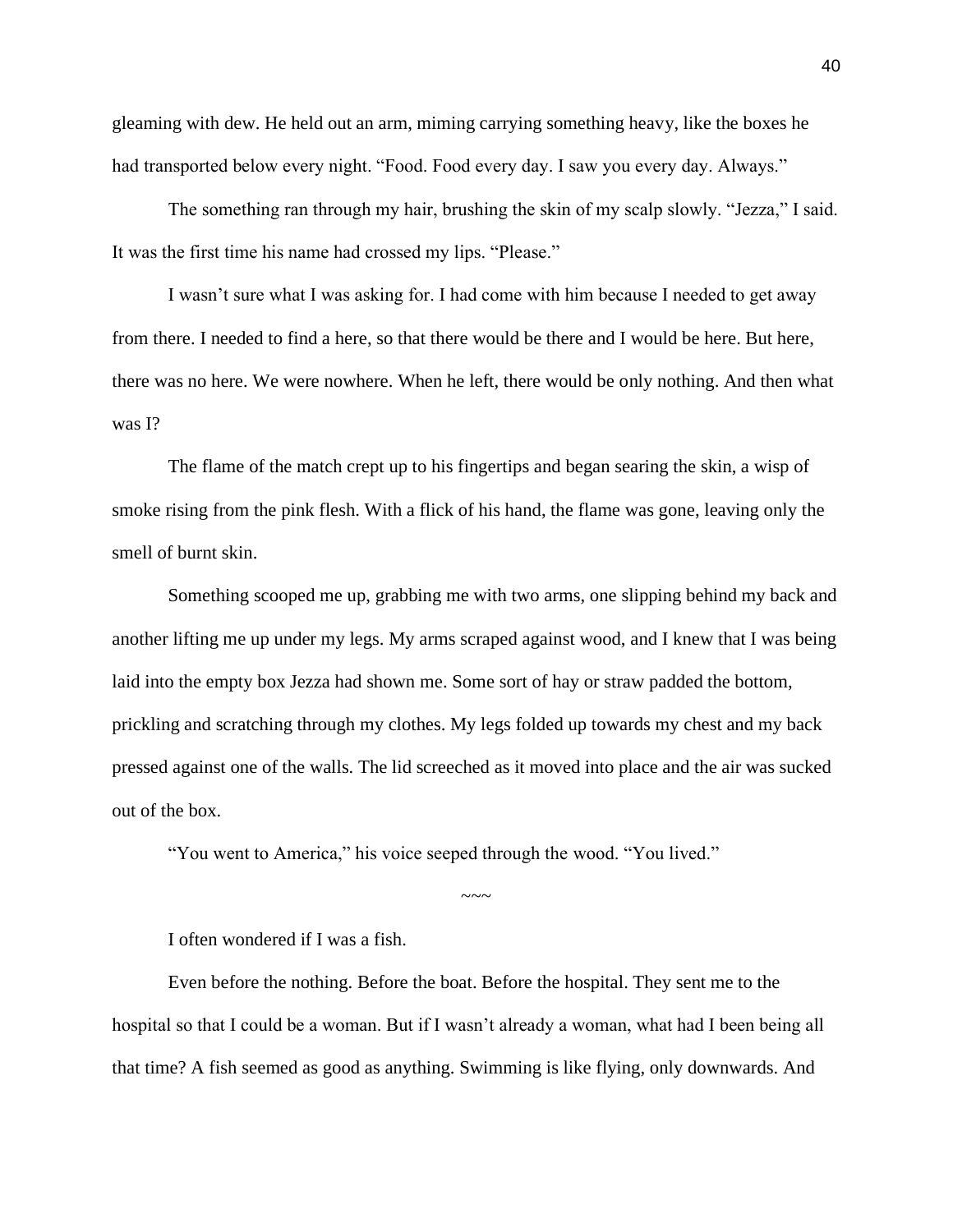gleaming with dew. He held out an arm, miming carrying something heavy, like the boxes he had transported below every night. "Food. Food every day. I saw you every day. Always."

The something ran through my hair, brushing the skin of my scalp slowly. "Jezza," I said. It was the first time his name had crossed my lips. "Please."

I wasn't sure what I was asking for. I had come with him because I needed to get away from there. I needed to find a here, so that there would be there and I would be here. But here, there was no here. We were nowhere. When he left, there would be only nothing. And then what was I?

The flame of the match crept up to his fingertips and began searing the skin, a wisp of smoke rising from the pink flesh. With a flick of his hand, the flame was gone, leaving only the smell of burnt skin.

Something scooped me up, grabbing me with two arms, one slipping behind my back and another lifting me up under my legs. My arms scraped against wood, and I knew that I was being laid into the empty box Jezza had shown me. Some sort of hay or straw padded the bottom, prickling and scratching through my clothes. My legs folded up towards my chest and my back pressed against one of the walls. The lid screeched as it moved into place and the air was sucked out of the box.

"You went to America," his voice seeped through the wood. "You lived."

~~~

I often wondered if I was a fish.

Even before the nothing. Before the boat. Before the hospital. They sent me to the hospital so that I could be a woman. But if I wasn't already a woman, what had I been being all that time? A fish seemed as good as anything. Swimming is like flying, only downwards. And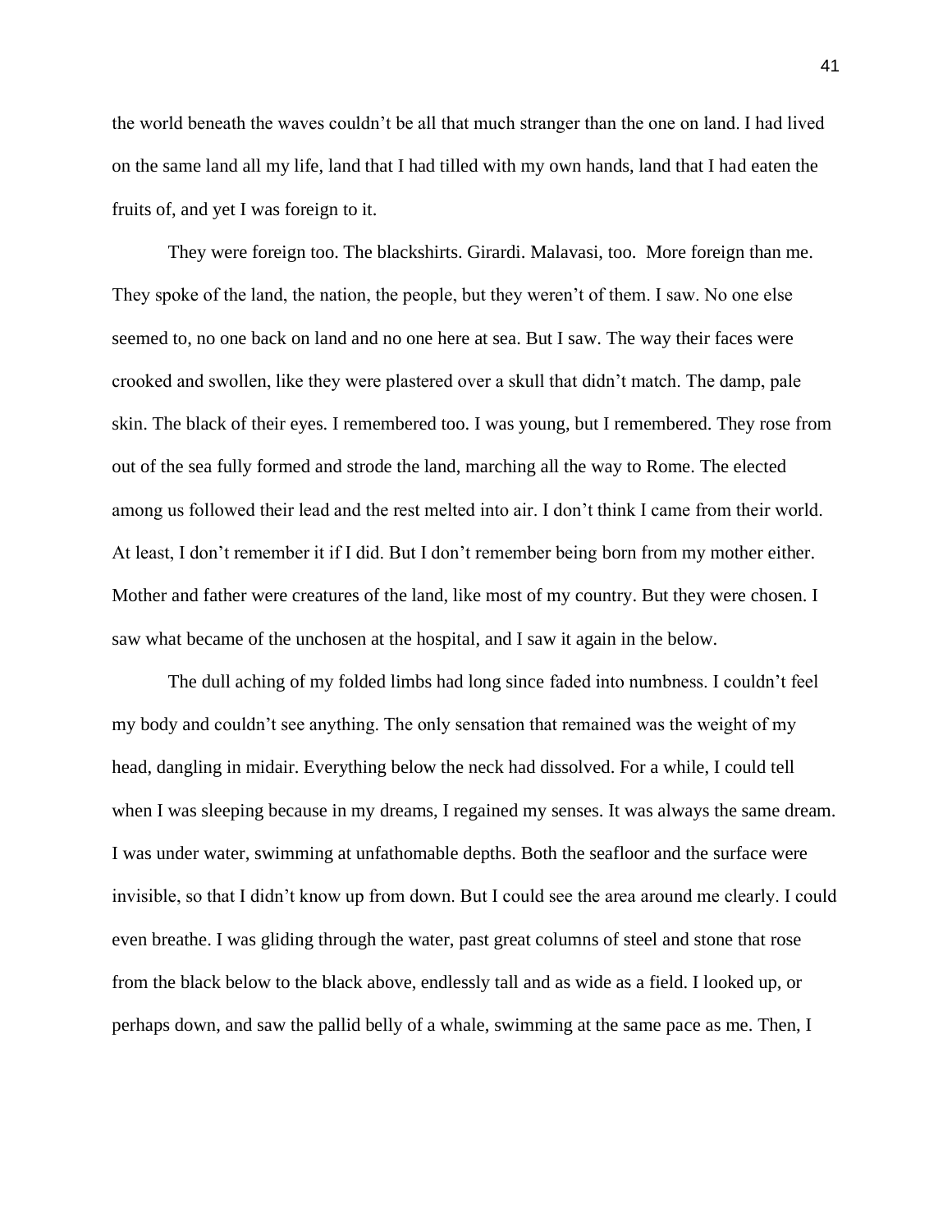the world beneath the waves couldn't be all that much stranger than the one on land. I had lived on the same land all my life, land that I had tilled with my own hands, land that I had eaten the fruits of, and yet I was foreign to it.

They were foreign too. The blackshirts. Girardi. Malavasi, too. More foreign than me. They spoke of the land, the nation, the people, but they weren't of them. I saw. No one else seemed to, no one back on land and no one here at sea. But I saw. The way their faces were crooked and swollen, like they were plastered over a skull that didn't match. The damp, pale skin. The black of their eyes. I remembered too. I was young, but I remembered. They rose from out of the sea fully formed and strode the land, marching all the way to Rome. The elected among us followed their lead and the rest melted into air. I don't think I came from their world. At least, I don't remember it if I did. But I don't remember being born from my mother either. Mother and father were creatures of the land, like most of my country. But they were chosen. I saw what became of the unchosen at the hospital, and I saw it again in the below.

The dull aching of my folded limbs had long since faded into numbness. I couldn't feel my body and couldn't see anything. The only sensation that remained was the weight of my head, dangling in midair. Everything below the neck had dissolved. For a while, I could tell when I was sleeping because in my dreams, I regained my senses. It was always the same dream. I was under water, swimming at unfathomable depths. Both the seafloor and the surface were invisible, so that I didn't know up from down. But I could see the area around me clearly. I could even breathe. I was gliding through the water, past great columns of steel and stone that rose from the black below to the black above, endlessly tall and as wide as a field. I looked up, or perhaps down, and saw the pallid belly of a whale, swimming at the same pace as me. Then, I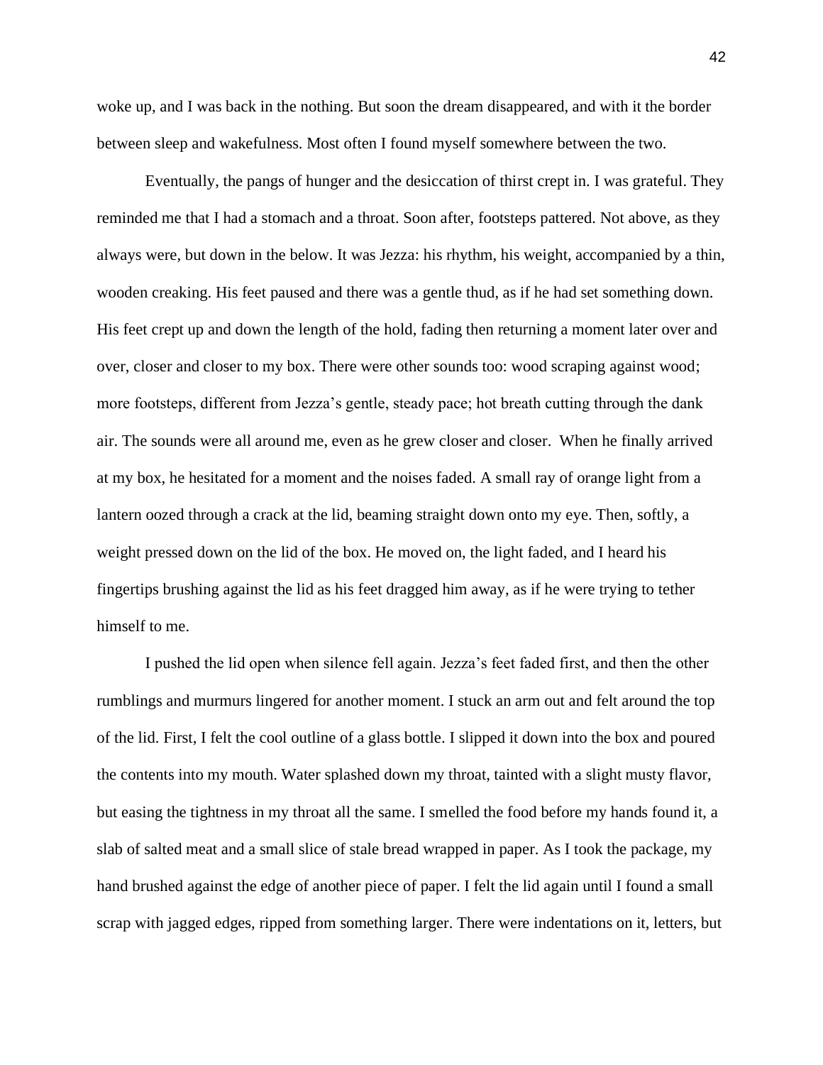woke up, and I was back in the nothing. But soon the dream disappeared, and with it the border between sleep and wakefulness. Most often I found myself somewhere between the two.

Eventually, the pangs of hunger and the desiccation of thirst crept in. I was grateful. They reminded me that I had a stomach and a throat. Soon after, footsteps pattered. Not above, as they always were, but down in the below. It was Jezza: his rhythm, his weight, accompanied by a thin, wooden creaking. His feet paused and there was a gentle thud, as if he had set something down. His feet crept up and down the length of the hold, fading then returning a moment later over and over, closer and closer to my box. There were other sounds too: wood scraping against wood; more footsteps, different from Jezza's gentle, steady pace; hot breath cutting through the dank air. The sounds were all around me, even as he grew closer and closer. When he finally arrived at my box, he hesitated for a moment and the noises faded. A small ray of orange light from a lantern oozed through a crack at the lid, beaming straight down onto my eye. Then, softly, a weight pressed down on the lid of the box. He moved on, the light faded, and I heard his fingertips brushing against the lid as his feet dragged him away, as if he were trying to tether himself to me.

I pushed the lid open when silence fell again. Jezza's feet faded first, and then the other rumblings and murmurs lingered for another moment. I stuck an arm out and felt around the top of the lid. First, I felt the cool outline of a glass bottle. I slipped it down into the box and poured the contents into my mouth. Water splashed down my throat, tainted with a slight musty flavor, but easing the tightness in my throat all the same. I smelled the food before my hands found it, a slab of salted meat and a small slice of stale bread wrapped in paper. As I took the package, my hand brushed against the edge of another piece of paper. I felt the lid again until I found a small scrap with jagged edges, ripped from something larger. There were indentations on it, letters, but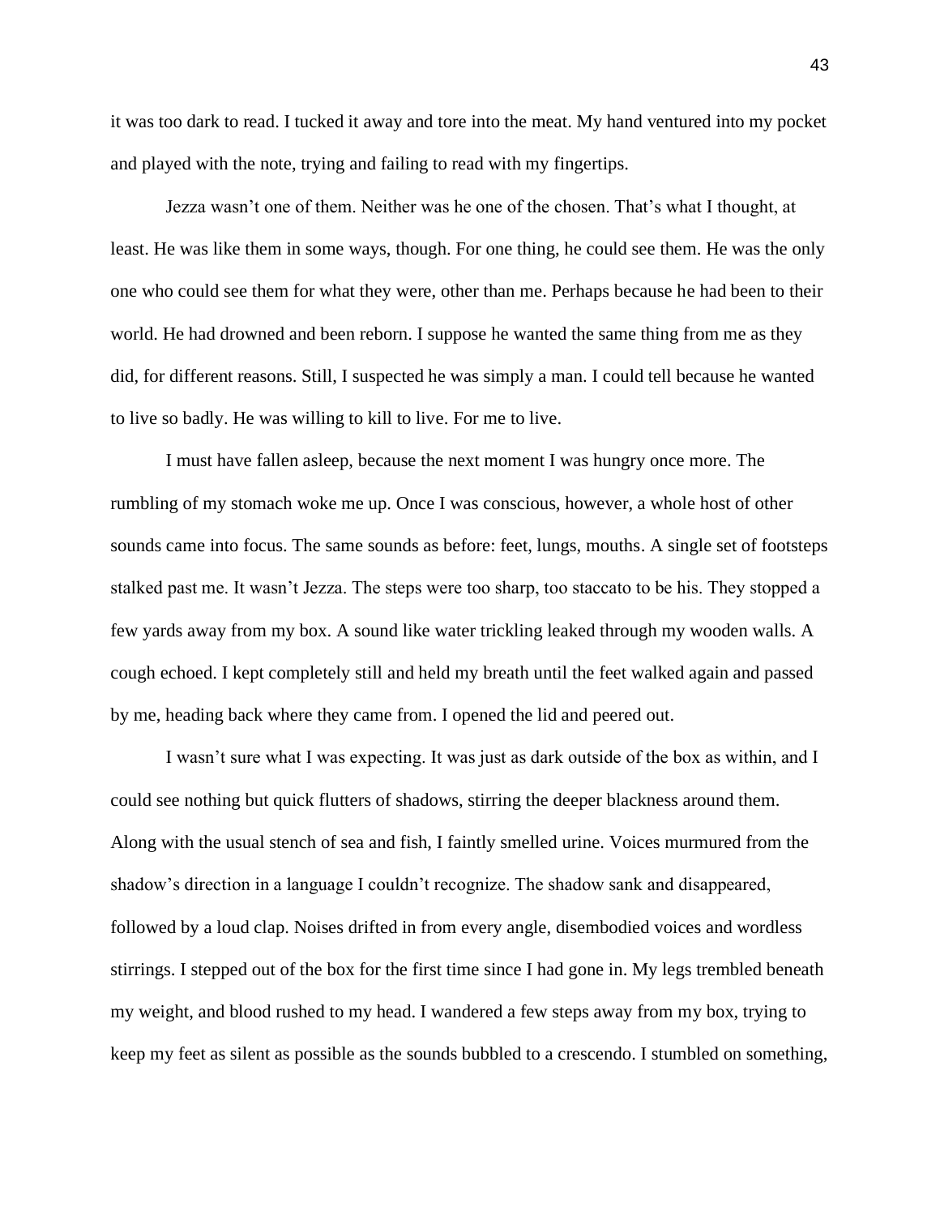it was too dark to read. I tucked it away and tore into the meat. My hand ventured into my pocket and played with the note, trying and failing to read with my fingertips.

Jezza wasn't one of them. Neither was he one of the chosen. That's what I thought, at least. He was like them in some ways, though. For one thing, he could see them. He was the only one who could see them for what they were, other than me. Perhaps because he had been to their world. He had drowned and been reborn. I suppose he wanted the same thing from me as they did, for different reasons. Still, I suspected he was simply a man. I could tell because he wanted to live so badly. He was willing to kill to live. For me to live.

I must have fallen asleep, because the next moment I was hungry once more. The rumbling of my stomach woke me up. Once I was conscious, however, a whole host of other sounds came into focus. The same sounds as before: feet, lungs, mouths. A single set of footsteps stalked past me. It wasn't Jezza. The steps were too sharp, too staccato to be his. They stopped a few yards away from my box. A sound like water trickling leaked through my wooden walls. A cough echoed. I kept completely still and held my breath until the feet walked again and passed by me, heading back where they came from. I opened the lid and peered out.

I wasn't sure what I was expecting. It was just as dark outside of the box as within, and I could see nothing but quick flutters of shadows, stirring the deeper blackness around them. Along with the usual stench of sea and fish, I faintly smelled urine. Voices murmured from the shadow's direction in a language I couldn't recognize. The shadow sank and disappeared, followed by a loud clap. Noises drifted in from every angle, disembodied voices and wordless stirrings. I stepped out of the box for the first time since I had gone in. My legs trembled beneath my weight, and blood rushed to my head. I wandered a few steps away from my box, trying to keep my feet as silent as possible as the sounds bubbled to a crescendo. I stumbled on something,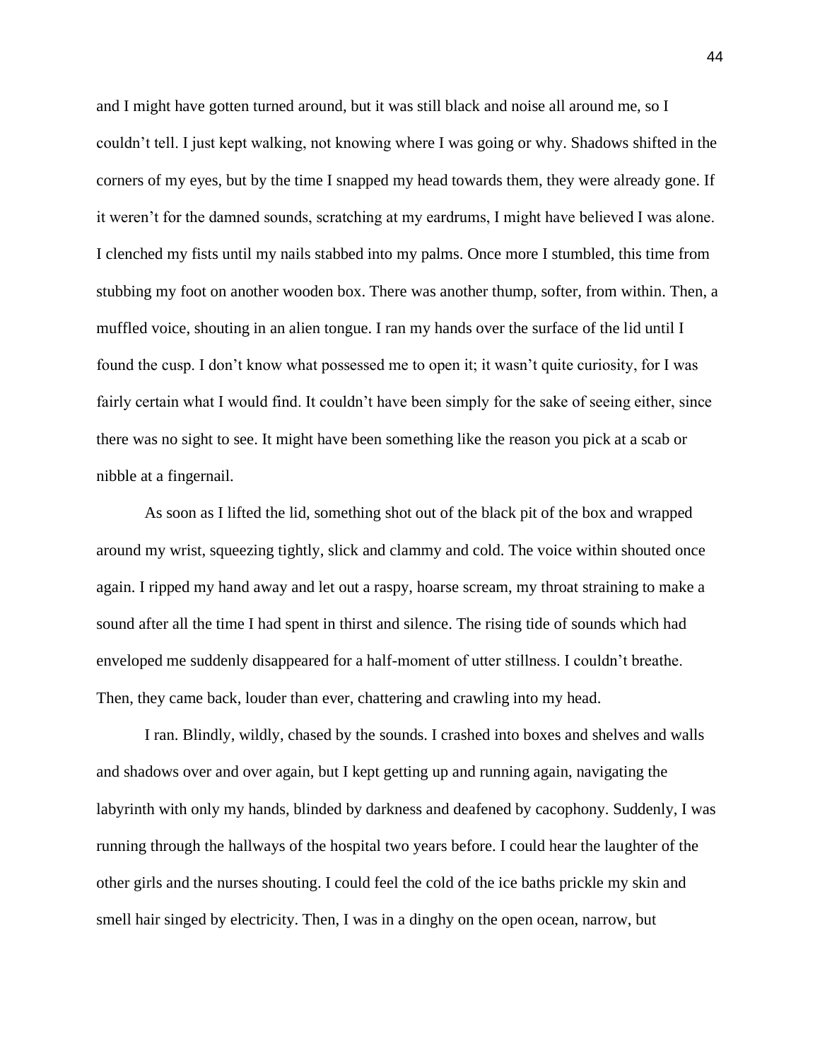and I might have gotten turned around, but it was still black and noise all around me, so I couldn't tell. I just kept walking, not knowing where I was going or why. Shadows shifted in the corners of my eyes, but by the time I snapped my head towards them, they were already gone. If it weren't for the damned sounds, scratching at my eardrums, I might have believed I was alone. I clenched my fists until my nails stabbed into my palms. Once more I stumbled, this time from stubbing my foot on another wooden box. There was another thump, softer, from within. Then, a muffled voice, shouting in an alien tongue. I ran my hands over the surface of the lid until I found the cusp. I don't know what possessed me to open it; it wasn't quite curiosity, for I was fairly certain what I would find. It couldn't have been simply for the sake of seeing either, since there was no sight to see. It might have been something like the reason you pick at a scab or nibble at a fingernail.

As soon as I lifted the lid, something shot out of the black pit of the box and wrapped around my wrist, squeezing tightly, slick and clammy and cold. The voice within shouted once again. I ripped my hand away and let out a raspy, hoarse scream, my throat straining to make a sound after all the time I had spent in thirst and silence. The rising tide of sounds which had enveloped me suddenly disappeared for a half-moment of utter stillness. I couldn't breathe. Then, they came back, louder than ever, chattering and crawling into my head.

I ran. Blindly, wildly, chased by the sounds. I crashed into boxes and shelves and walls and shadows over and over again, but I kept getting up and running again, navigating the labyrinth with only my hands, blinded by darkness and deafened by cacophony. Suddenly, I was running through the hallways of the hospital two years before. I could hear the laughter of the other girls and the nurses shouting. I could feel the cold of the ice baths prickle my skin and smell hair singed by electricity. Then, I was in a dinghy on the open ocean, narrow, but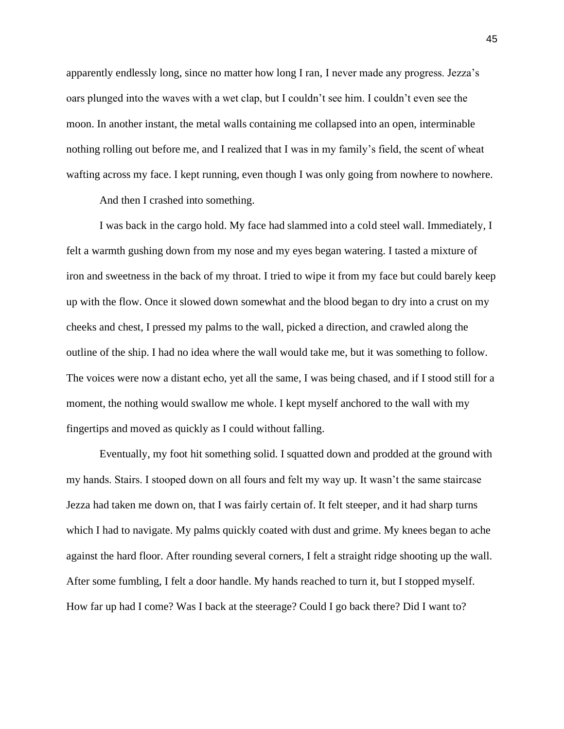apparently endlessly long, since no matter how long I ran, I never made any progress. Jezza's oars plunged into the waves with a wet clap, but I couldn't see him. I couldn't even see the moon. In another instant, the metal walls containing me collapsed into an open, interminable nothing rolling out before me, and I realized that I was in my family's field, the scent of wheat wafting across my face. I kept running, even though I was only going from nowhere to nowhere.

And then I crashed into something.

I was back in the cargo hold. My face had slammed into a cold steel wall. Immediately, I felt a warmth gushing down from my nose and my eyes began watering. I tasted a mixture of iron and sweetness in the back of my throat. I tried to wipe it from my face but could barely keep up with the flow. Once it slowed down somewhat and the blood began to dry into a crust on my cheeks and chest, I pressed my palms to the wall, picked a direction, and crawled along the outline of the ship. I had no idea where the wall would take me, but it was something to follow. The voices were now a distant echo, yet all the same, I was being chased, and if I stood still for a moment, the nothing would swallow me whole. I kept myself anchored to the wall with my fingertips and moved as quickly as I could without falling.

Eventually, my foot hit something solid. I squatted down and prodded at the ground with my hands. Stairs. I stooped down on all fours and felt my way up. It wasn't the same staircase Jezza had taken me down on, that I was fairly certain of. It felt steeper, and it had sharp turns which I had to navigate. My palms quickly coated with dust and grime. My knees began to ache against the hard floor. After rounding several corners, I felt a straight ridge shooting up the wall. After some fumbling, I felt a door handle. My hands reached to turn it, but I stopped myself. How far up had I come? Was I back at the steerage? Could I go back there? Did I want to?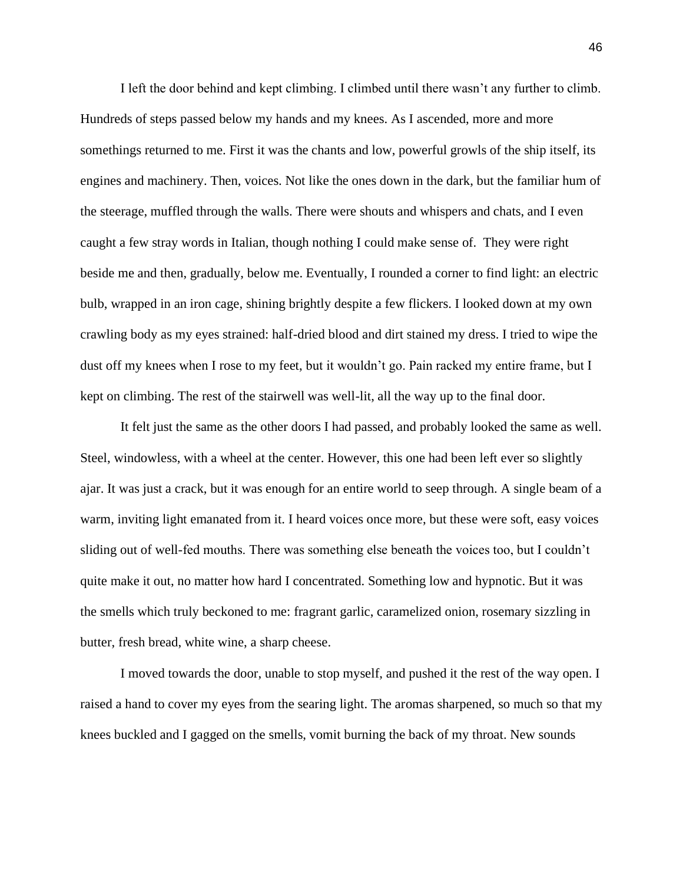I left the door behind and kept climbing. I climbed until there wasn't any further to climb. Hundreds of steps passed below my hands and my knees. As I ascended, more and more somethings returned to me. First it was the chants and low, powerful growls of the ship itself, its engines and machinery. Then, voices. Not like the ones down in the dark, but the familiar hum of the steerage, muffled through the walls. There were shouts and whispers and chats, and I even caught a few stray words in Italian, though nothing I could make sense of.  They were right beside me and then, gradually, below me. Eventually, I rounded a corner to find light: an electric bulb, wrapped in an iron cage, shining brightly despite a few flickers. I looked down at my own crawling body as my eyes strained: half-dried blood and dirt stained my dress. I tried to wipe the dust off my knees when I rose to my feet, but it wouldn't go. Pain racked my entire frame, but I kept on climbing. The rest of the stairwell was well-lit, all the way up to the final door.

It felt just the same as the other doors I had passed, and probably looked the same as well. Steel, windowless, with a wheel at the center. However, this one had been left ever so slightly ajar. It was just a crack, but it was enough for an entire world to seep through. A single beam of a warm, inviting light emanated from it. I heard voices once more, but these were soft, easy voices sliding out of well-fed mouths. There was something else beneath the voices too, but I couldn't quite make it out, no matter how hard I concentrated. Something low and hypnotic. But it was the smells which truly beckoned to me: fragrant garlic, caramelized onion, rosemary sizzling in butter, fresh bread, white wine, a sharp cheese.

I moved towards the door, unable to stop myself, and pushed it the rest of the way open. I raised a hand to cover my eyes from the searing light. The aromas sharpened, so much so that my knees buckled and I gagged on the smells, vomit burning the back of my throat. New sounds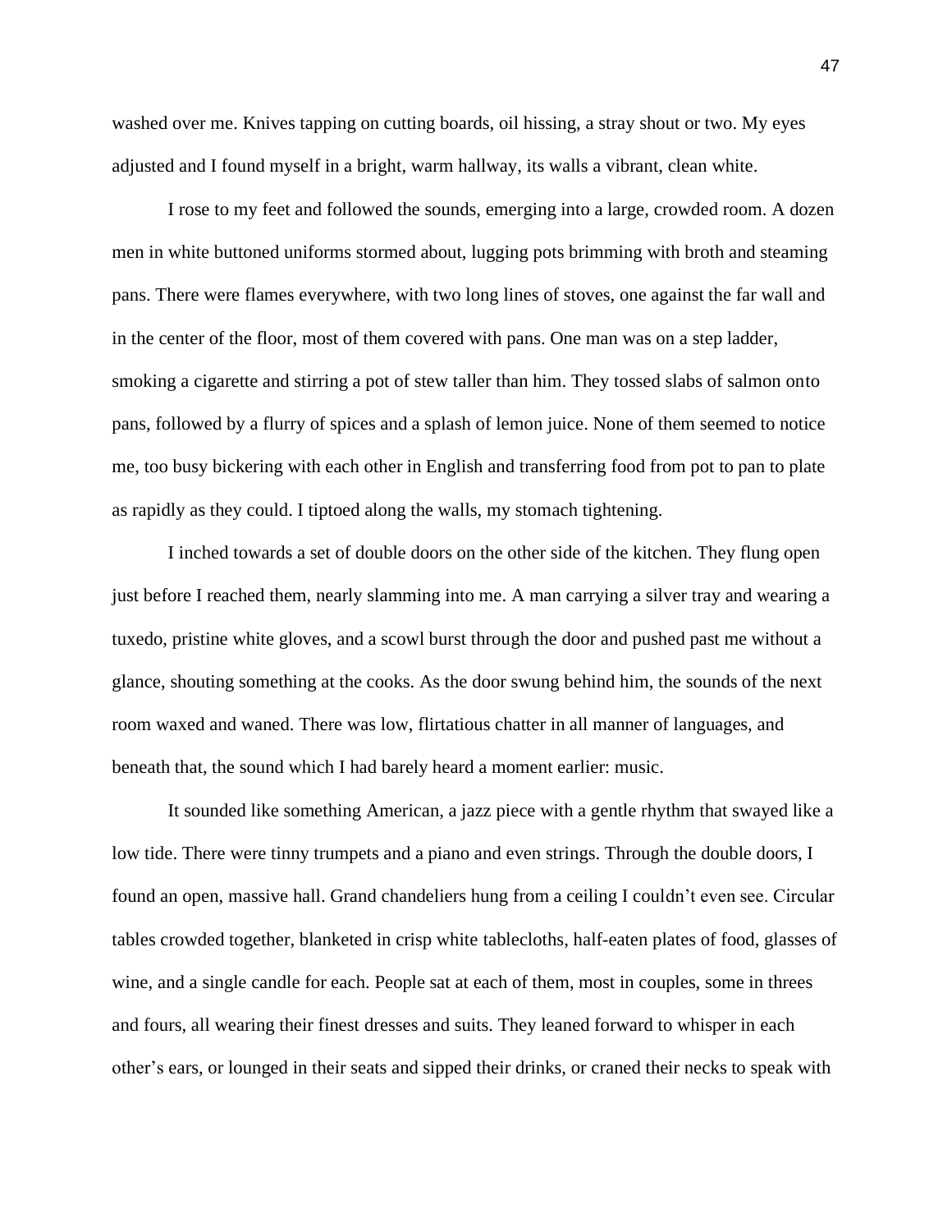washed over me. Knives tapping on cutting boards, oil hissing, a stray shout or two. My eyes adjusted and I found myself in a bright, warm hallway, its walls a vibrant, clean white.

I rose to my feet and followed the sounds, emerging into a large, crowded room. A dozen men in white buttoned uniforms stormed about, lugging pots brimming with broth and steaming pans. There were flames everywhere, with two long lines of stoves, one against the far wall and in the center of the floor, most of them covered with pans. One man was on a step ladder, smoking a cigarette and stirring a pot of stew taller than him. They tossed slabs of salmon onto pans, followed by a flurry of spices and a splash of lemon juice. None of them seemed to notice me, too busy bickering with each other in English and transferring food from pot to pan to plate as rapidly as they could. I tiptoed along the walls, my stomach tightening.

I inched towards a set of double doors on the other side of the kitchen. They flung open just before I reached them, nearly slamming into me. A man carrying a silver tray and wearing a tuxedo, pristine white gloves, and a scowl burst through the door and pushed past me without a glance, shouting something at the cooks. As the door swung behind him, the sounds of the next room waxed and waned. There was low, flirtatious chatter in all manner of languages, and beneath that, the sound which I had barely heard a moment earlier: music.

It sounded like something American, a jazz piece with a gentle rhythm that swayed like a low tide. There were tinny trumpets and a piano and even strings. Through the double doors, I found an open, massive hall. Grand chandeliers hung from a ceiling I couldn't even see. Circular tables crowded together, blanketed in crisp white tablecloths, half-eaten plates of food, glasses of wine, and a single candle for each. People sat at each of them, most in couples, some in threes and fours, all wearing their finest dresses and suits. They leaned forward to whisper in each other's ears, or lounged in their seats and sipped their drinks, or craned their necks to speak with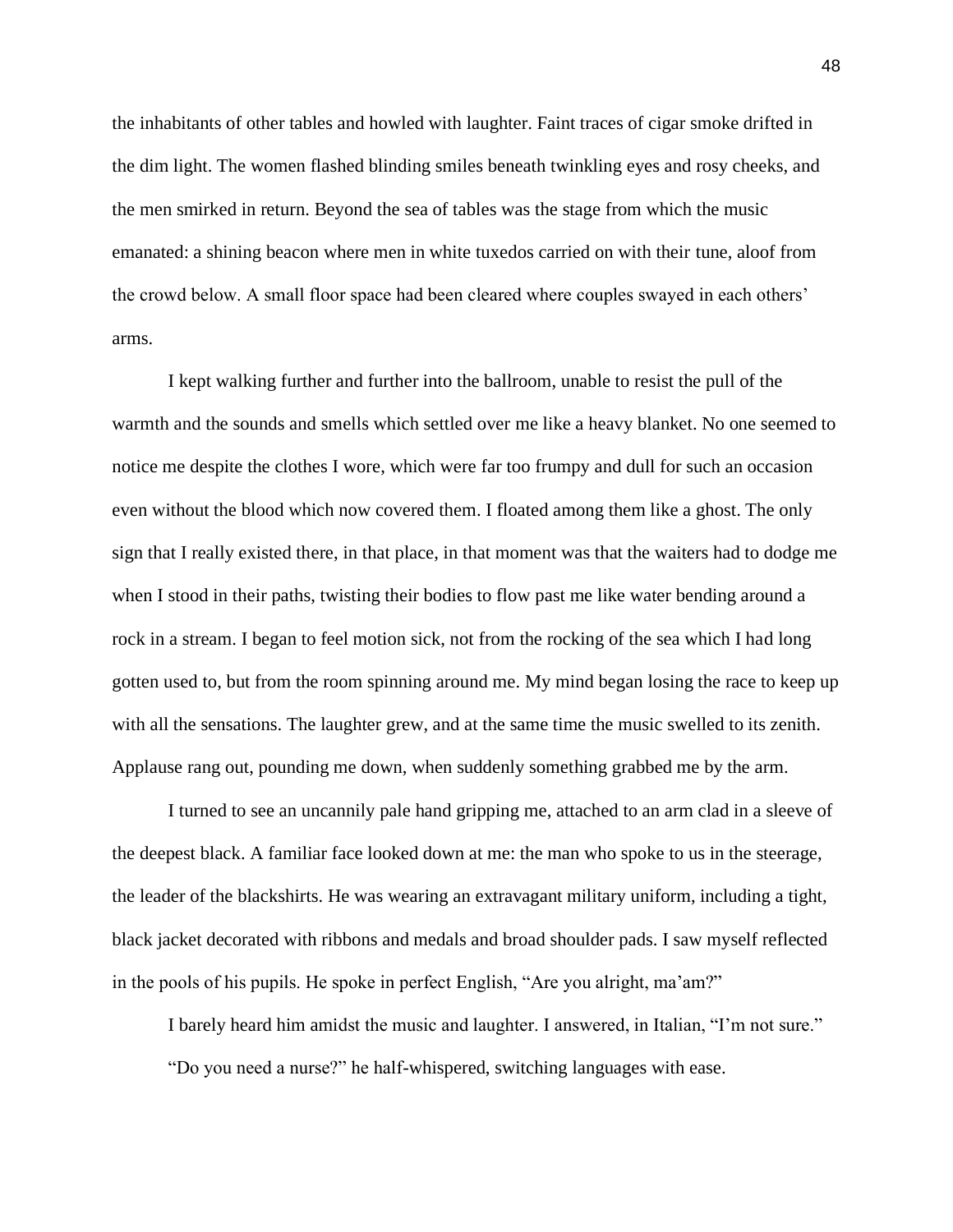the inhabitants of other tables and howled with laughter. Faint traces of cigar smoke drifted in the dim light. The women flashed blinding smiles beneath twinkling eyes and rosy cheeks, and the men smirked in return. Beyond the sea of tables was the stage from which the music emanated: a shining beacon where men in white tuxedos carried on with their tune, aloof from the crowd below. A small floor space had been cleared where couples swayed in each others' arms.

I kept walking further and further into the ballroom, unable to resist the pull of the warmth and the sounds and smells which settled over me like a heavy blanket. No one seemed to notice me despite the clothes I wore, which were far too frumpy and dull for such an occasion even without the blood which now covered them. I floated among them like a ghost. The only sign that I really existed there, in that place, in that moment was that the waiters had to dodge me when I stood in their paths, twisting their bodies to flow past me like water bending around a rock in a stream. I began to feel motion sick, not from the rocking of the sea which I had long gotten used to, but from the room spinning around me. My mind began losing the race to keep up with all the sensations. The laughter grew, and at the same time the music swelled to its zenith. Applause rang out, pounding me down, when suddenly something grabbed me by the arm.

I turned to see an uncannily pale hand gripping me, attached to an arm clad in a sleeve of the deepest black. A familiar face looked down at me: the man who spoke to us in the steerage, the leader of the blackshirts. He was wearing an extravagant military uniform, including a tight, black jacket decorated with ribbons and medals and broad shoulder pads. I saw myself reflected in the pools of his pupils. He spoke in perfect English, "Are you alright, ma'am?"

I barely heard him amidst the music and laughter. I answered, in Italian, "I'm not sure."

"Do you need a nurse?" he half-whispered, switching languages with ease.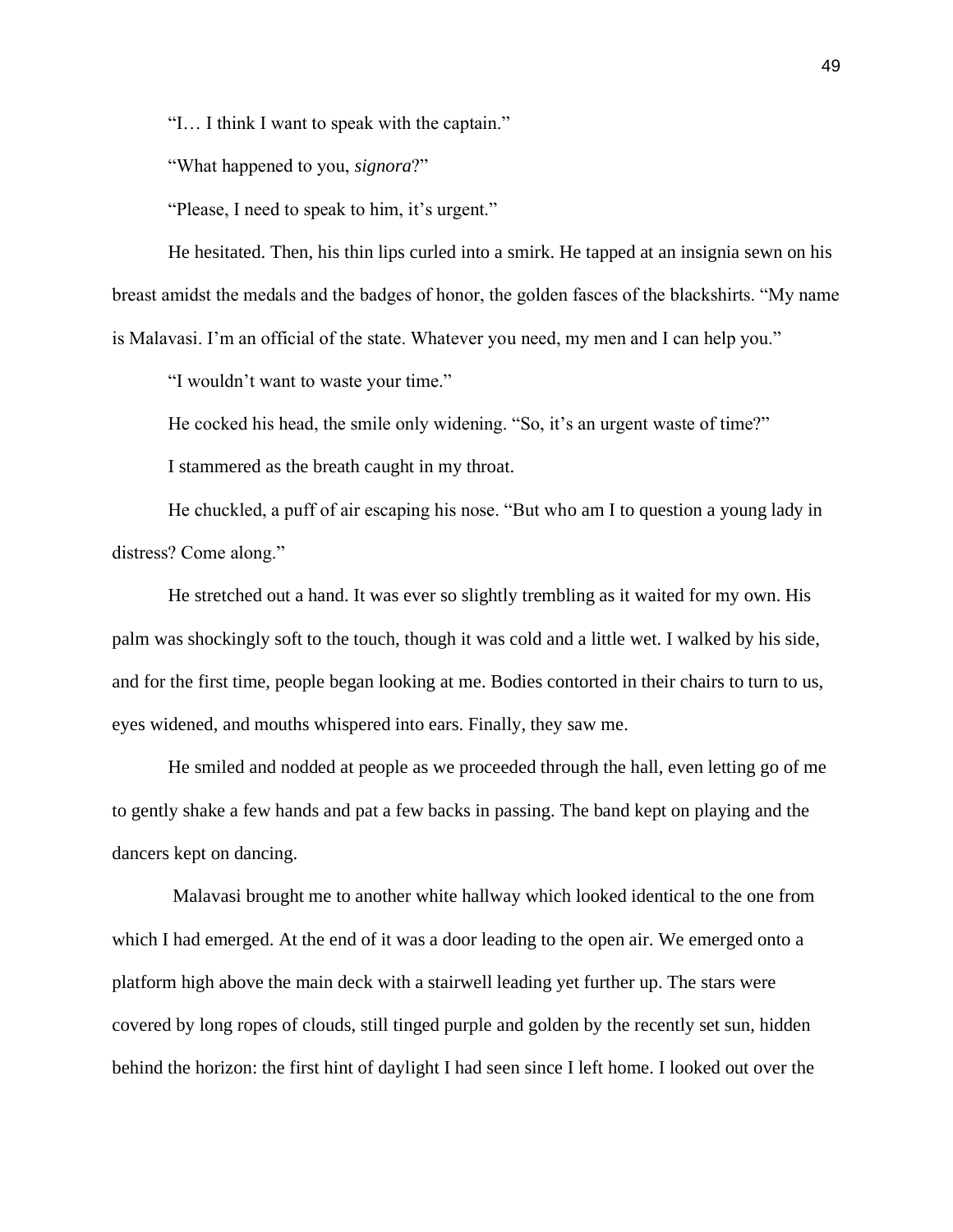"I… I think I want to speak with the captain."

"What happened to you, *signora*?"

"Please, I need to speak to him, it's urgent."

He hesitated. Then, his thin lips curled into a smirk. He tapped at an insignia sewn on his breast amidst the medals and the badges of honor, the golden fasces of the blackshirts. "My name is Malavasi. I'm an official of the state. Whatever you need, my men and I can help you."

"I wouldn't want to waste your time."

He cocked his head, the smile only widening. "So, it's an urgent waste of time?"

I stammered as the breath caught in my throat.

He chuckled, a puff of air escaping his nose. "But who am I to question a young lady in distress? Come along."

He stretched out a hand. It was ever so slightly trembling as it waited for my own. His palm was shockingly soft to the touch, though it was cold and a little wet. I walked by his side, and for the first time, people began looking at me. Bodies contorted in their chairs to turn to us, eyes widened, and mouths whispered into ears. Finally, they saw me.

He smiled and nodded at people as we proceeded through the hall, even letting go of me to gently shake a few hands and pat a few backs in passing. The band kept on playing and the dancers kept on dancing.

Malavasi brought me to another white hallway which looked identical to the one from which I had emerged. At the end of it was a door leading to the open air. We emerged onto a platform high above the main deck with a stairwell leading yet further up. The stars were covered by long ropes of clouds, still tinged purple and golden by the recently set sun, hidden behind the horizon: the first hint of daylight I had seen since I left home. I looked out over the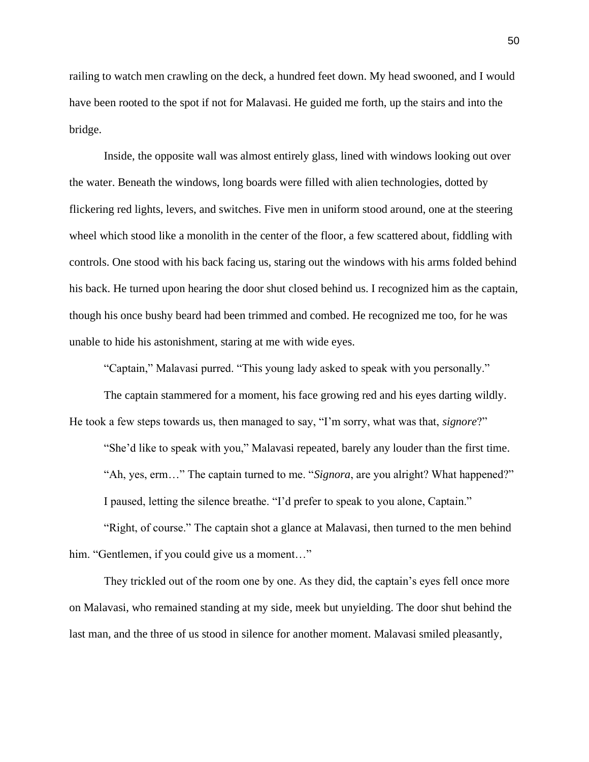railing to watch men crawling on the deck, a hundred feet down. My head swooned, and I would have been rooted to the spot if not for Malavasi. He guided me forth, up the stairs and into the bridge.

Inside, the opposite wall was almost entirely glass, lined with windows looking out over the water. Beneath the windows, long boards were filled with alien technologies, dotted by flickering red lights, levers, and switches. Five men in uniform stood around, one at the steering wheel which stood like a monolith in the center of the floor, a few scattered about, fiddling with controls. One stood with his back facing us, staring out the windows with his arms folded behind his back. He turned upon hearing the door shut closed behind us. I recognized him as the captain, though his once bushy beard had been trimmed and combed. He recognized me too, for he was unable to hide his astonishment, staring at me with wide eyes.

"Captain," Malavasi purred. "This young lady asked to speak with you personally."

The captain stammered for a moment, his face growing red and his eyes darting wildly. He took a few steps towards us, then managed to say, "I'm sorry, what was that, *signore*?"

"She'd like to speak with you," Malavasi repeated, barely any louder than the first time.

"Ah, yes, erm…" The captain turned to me. "*Signora*, are you alright? What happened?"

I paused, letting the silence breathe. "I'd prefer to speak to you alone, Captain."

"Right, of course." The captain shot a glance at Malavasi, then turned to the men behind him. "Gentlemen, if you could give us a moment…"

They trickled out of the room one by one. As they did, the captain's eyes fell once more on Malavasi, who remained standing at my side, meek but unyielding. The door shut behind the last man, and the three of us stood in silence for another moment. Malavasi smiled pleasantly,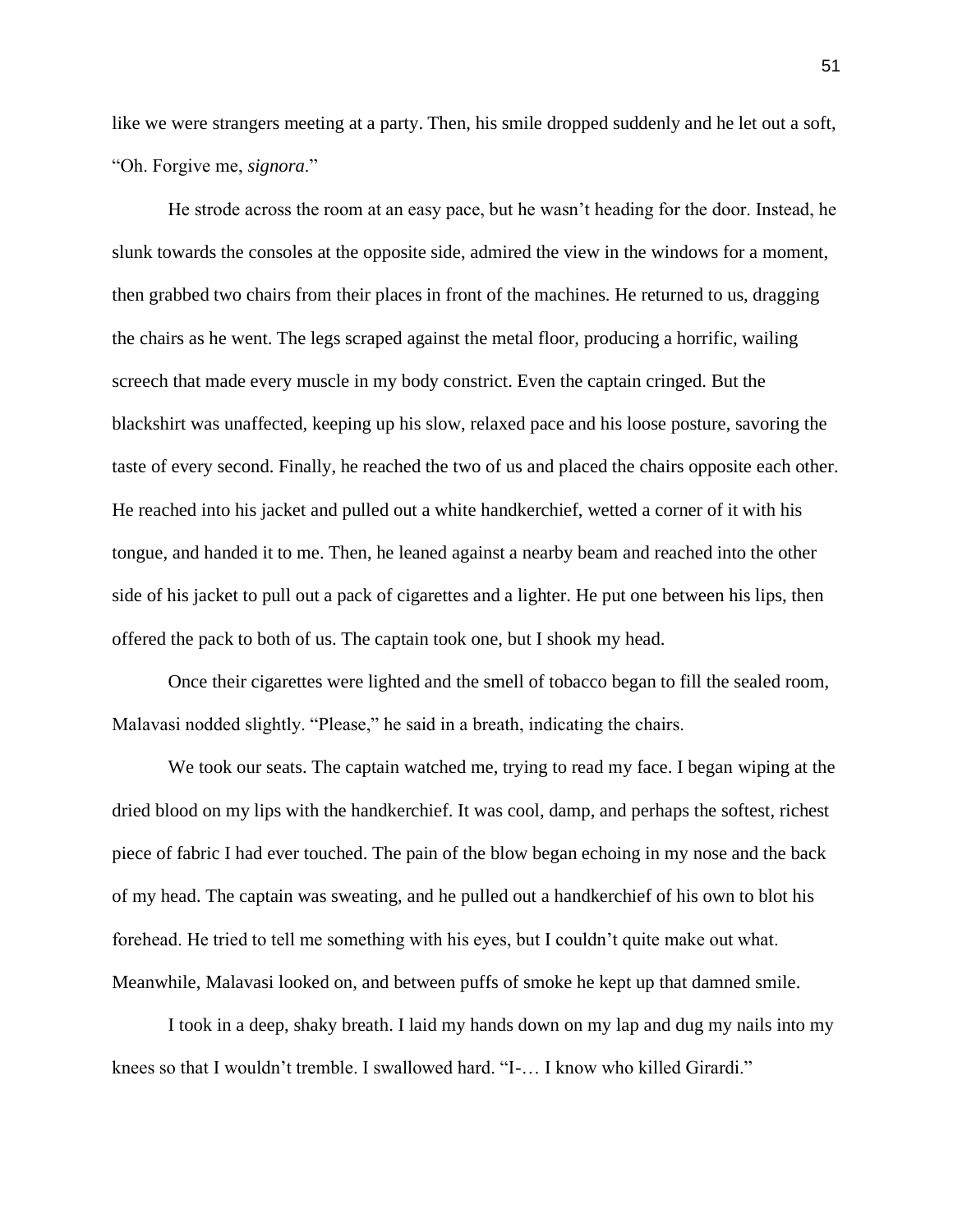like we were strangers meeting at a party. Then, his smile dropped suddenly and he let out a soft, "Oh. Forgive me, *signora*."

He strode across the room at an easy pace, but he wasn't heading for the door. Instead, he slunk towards the consoles at the opposite side, admired the view in the windows for a moment, then grabbed two chairs from their places in front of the machines. He returned to us, dragging the chairs as he went. The legs scraped against the metal floor, producing a horrific, wailing screech that made every muscle in my body constrict. Even the captain cringed. But the blackshirt was unaffected, keeping up his slow, relaxed pace and his loose posture, savoring the taste of every second. Finally, he reached the two of us and placed the chairs opposite each other. He reached into his jacket and pulled out a white handkerchief, wetted a corner of it with his tongue, and handed it to me. Then, he leaned against a nearby beam and reached into the other side of his jacket to pull out a pack of cigarettes and a lighter. He put one between his lips, then offered the pack to both of us. The captain took one, but I shook my head.

Once their cigarettes were lighted and the smell of tobacco began to fill the sealed room, Malavasi nodded slightly. "Please," he said in a breath, indicating the chairs.

We took our seats. The captain watched me, trying to read my face. I began wiping at the dried blood on my lips with the handkerchief. It was cool, damp, and perhaps the softest, richest piece of fabric I had ever touched. The pain of the blow began echoing in my nose and the back of my head. The captain was sweating, and he pulled out a handkerchief of his own to blot his forehead. He tried to tell me something with his eyes, but I couldn't quite make out what. Meanwhile, Malavasi looked on, and between puffs of smoke he kept up that damned smile.

I took in a deep, shaky breath. I laid my hands down on my lap and dug my nails into my knees so that I wouldn't tremble. I swallowed hard. "I-… I know who killed Girardi."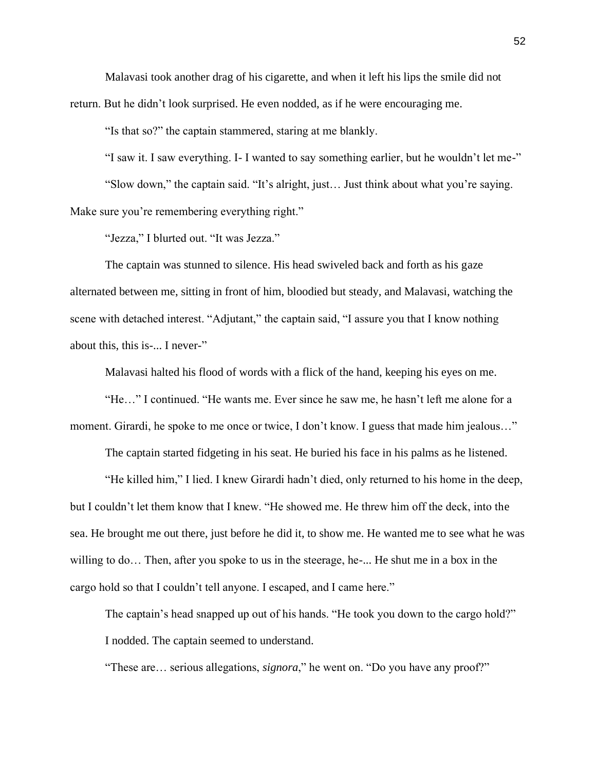Malavasi took another drag of his cigarette, and when it left his lips the smile did not return. But he didn't look surprised. He even nodded, as if he were encouraging me.

"Is that so?" the captain stammered, staring at me blankly.

"I saw it. I saw everything. I- I wanted to say something earlier, but he wouldn't let me-"

"Slow down," the captain said. "It's alright, just… Just think about what you're saying. Make sure you're remembering everything right."

"Jezza," I blurted out. "It was Jezza."

The captain was stunned to silence. His head swiveled back and forth as his gaze alternated between me, sitting in front of him, bloodied but steady, and Malavasi, watching the scene with detached interest. "Adjutant," the captain said, "I assure you that I know nothing about this, this is-... I never-"

Malavasi halted his flood of words with a flick of the hand, keeping his eyes on me.

"He…" I continued. "He wants me. Ever since he saw me, he hasn't left me alone for a moment. Girardi, he spoke to me once or twice, I don't know. I guess that made him jealous…"

The captain started fidgeting in his seat. He buried his face in his palms as he listened.

"He killed him," I lied. I knew Girardi hadn't died, only returned to his home in the deep, but I couldn't let them know that I knew. "He showed me. He threw him off the deck, into the sea. He brought me out there, just before he did it, to show me. He wanted me to see what he was willing to do… Then, after you spoke to us in the steerage, he-... He shut me in a box in the cargo hold so that I couldn't tell anyone. I escaped, and I came here."

The captain's head snapped up out of his hands. "He took you down to the cargo hold?"

I nodded. The captain seemed to understand.

"These are… serious allegations, *signora*," he went on. "Do you have any proof?"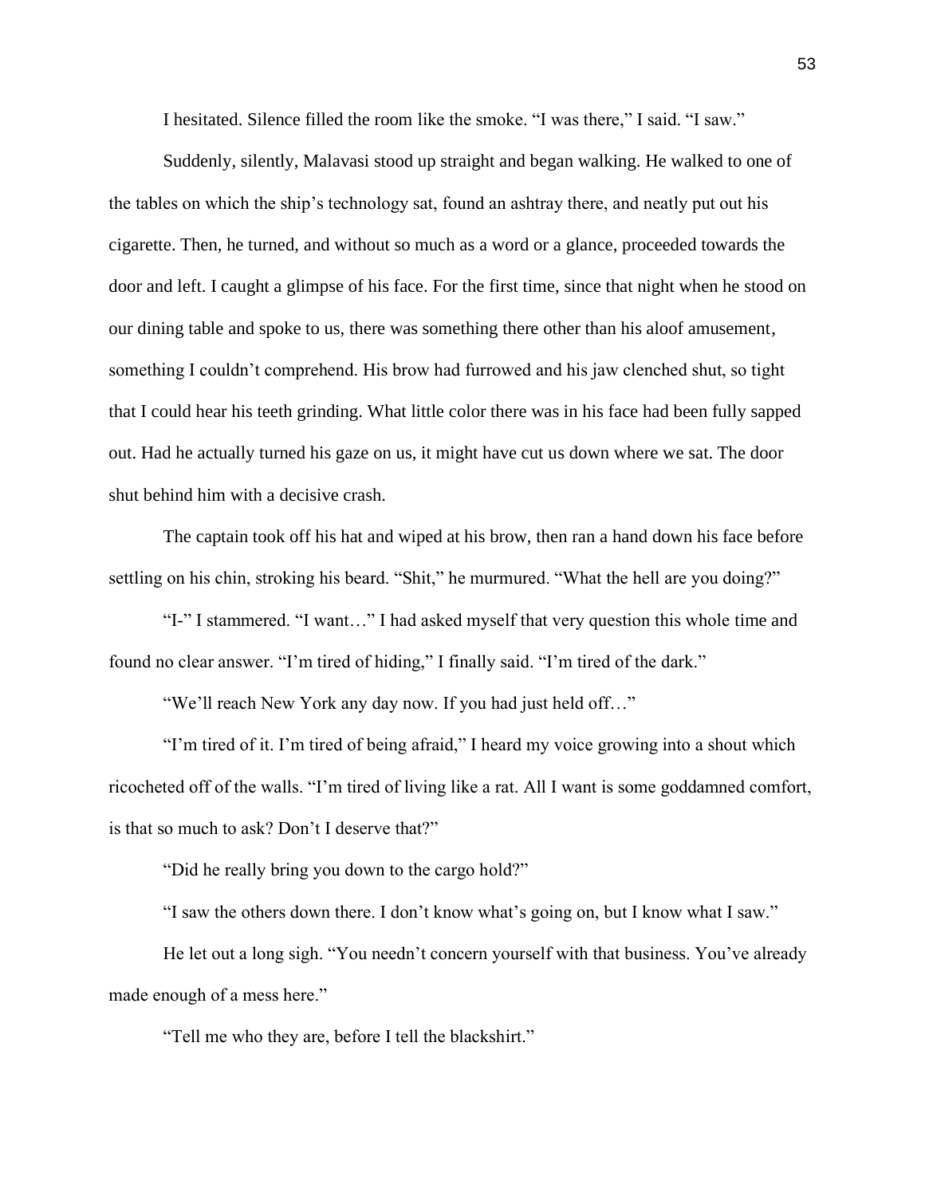I hesitated. Silence filled the room like the smoke. "I was there," I said. "I saw."

Suddenly, silently, Malavasi stood up straight and began walking. He walked to one of the tables on which the ship's technology sat, found an ashtray there, and neatly put out his cigarette. Then, he turned, and without so much as a word or a glance, proceeded towards the door and left. I caught a glimpse of his face. For the first time, since that night when he stood on our dining table and spoke to us, there was something there other than his aloof amusement, something I couldn't comprehend. His brow had furrowed and his jaw clenched shut, so tight that I could hear his teeth grinding. What little color there was in his face had been fully sapped out. Had he actually turned his gaze on us, it might have cut us down where we sat. The door shut behind him with a decisive crash.

The captain took off his hat and wiped at his brow, then ran a hand down his face before settling on his chin, stroking his beard. "Shit," he murmured. "What the hell are you doing?"

"I-" I stammered. "I want…" I had asked myself that very question this whole time and found no clear answer. "I'm tired of hiding," I finally said. "I'm tired of the dark."

"We'll reach New York any day now. If you had just held off…"

"I'm tired of it. I'm tired of being afraid," I heard my voice growing into a shout which ricocheted off of the walls. "I'm tired of living like a rat. All I want is some goddamned comfort, is that so much to ask? Don't I deserve that?"

"Did he really bring you down to the cargo hold?"

"I saw the others down there. I don't know what's going on, but I know what I saw."

He let out a long sigh. "You needn't concern yourself with that business. You've already made enough of a mess here."

"Tell me who they are, before I tell the blackshirt."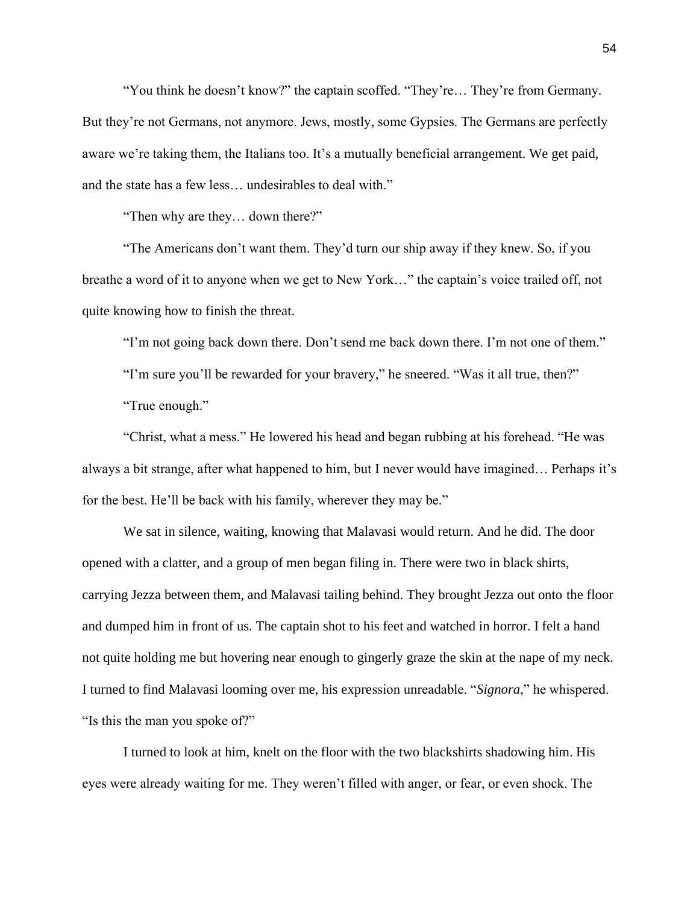"You think he doesn't know?" the captain scoffed. "They're… They're from Germany. But they're not Germans, not anymore. Jews, mostly, some Gypsies. The Germans are perfectly aware we're taking them, the Italians too. It's a mutually beneficial arrangement. We get paid, and the state has a few less… undesirables to deal with."

"Then why are they… down there?"

"The Americans don't want them. They'd turn our ship away if they knew. So, if you breathe a word of it to anyone when we get to New York…" the captain's voice trailed off, not quite knowing how to finish the threat.

"I'm not going back down there. Don't send me back down there. I'm not one of them."

"I'm sure you'll be rewarded for your bravery," he sneered. "Was it all true, then?"

"True enough."

"Christ, what a mess." He lowered his head and began rubbing at his forehead. "He was always a bit strange, after what happened to him, but I never would have imagined… Perhaps it's for the best. He'll be back with his family, wherever they may be."

We sat in silence, waiting, knowing that Malavasi would return. And he did. The door opened with a clatter, and a group of men began filing in. There were two in black shirts, carrying Jezza between them, and Malavasi tailing behind. They brought Jezza out onto the floor and dumped him in front of us. The captain shot to his feet and watched in horror. I felt a hand not quite holding me but hovering near enough to gingerly graze the skin at the nape of my neck. I turned to find Malavasi looming over me, his expression unreadable. "*Signora*," he whispered. "Is this the man you spoke of?"

I turned to look at him, knelt on the floor with the two blackshirts shadowing him. His eyes were already waiting for me. They weren't filled with anger, or fear, or even shock. The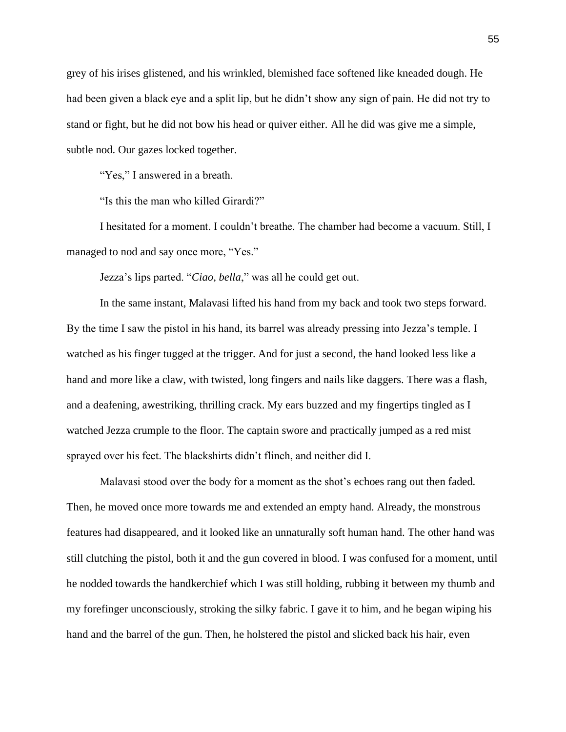grey of his irises glistened, and his wrinkled, blemished face softened like kneaded dough. He had been given a black eye and a split lip, but he didn't show any sign of pain. He did not try to stand or fight, but he did not bow his head or quiver either. All he did was give me a simple, subtle nod. Our gazes locked together.

"Yes," I answered in a breath.

"Is this the man who killed Girardi?"

I hesitated for a moment. I couldn't breathe. The chamber had become a vacuum. Still, I managed to nod and say once more, "Yes."

Jezza's lips parted. "*Ciao, bella*," was all he could get out.

In the same instant, Malavasi lifted his hand from my back and took two steps forward. By the time I saw the pistol in his hand, its barrel was already pressing into Jezza's temple. I watched as his finger tugged at the trigger. And for just a second, the hand looked less like a hand and more like a claw, with twisted, long fingers and nails like daggers. There was a flash, and a deafening, awestriking, thrilling crack. My ears buzzed and my fingertips tingled as I watched Jezza crumple to the floor. The captain swore and practically jumped as a red mist sprayed over his feet. The blackshirts didn't flinch, and neither did I.

Malavasi stood over the body for a moment as the shot's echoes rang out then faded. Then, he moved once more towards me and extended an empty hand. Already, the monstrous features had disappeared, and it looked like an unnaturally soft human hand. The other hand was still clutching the pistol, both it and the gun covered in blood. I was confused for a moment, until he nodded towards the handkerchief which I was still holding, rubbing it between my thumb and my forefinger unconsciously, stroking the silky fabric. I gave it to him, and he began wiping his hand and the barrel of the gun. Then, he holstered the pistol and slicked back his hair, even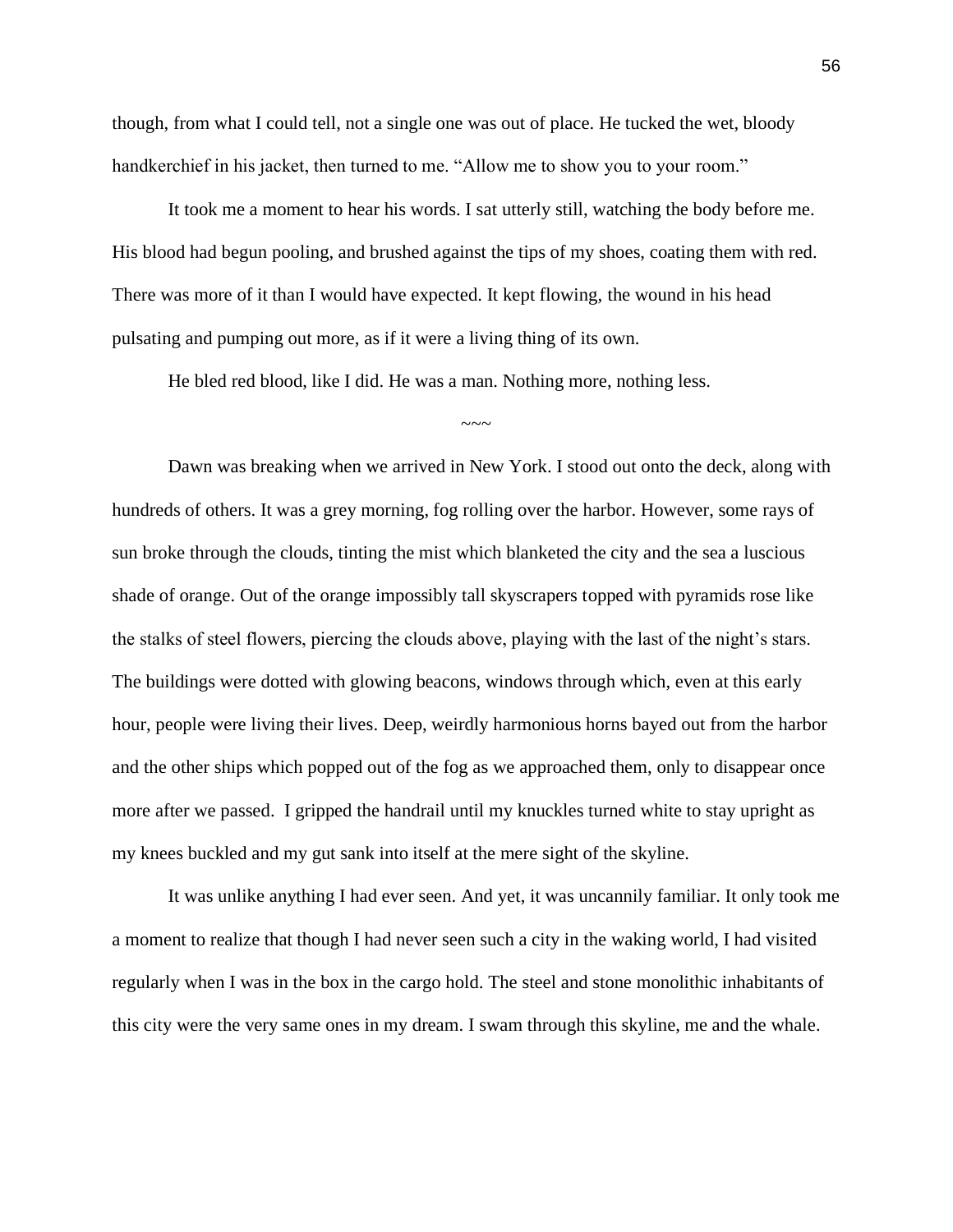though, from what I could tell, not a single one was out of place. He tucked the wet, bloody handkerchief in his jacket, then turned to me. "Allow me to show you to your room."

It took me a moment to hear his words. I sat utterly still, watching the body before me. His blood had begun pooling, and brushed against the tips of my shoes, coating them with red. There was more of it than I would have expected. It kept flowing, the wound in his head pulsating and pumping out more, as if it were a living thing of its own.

He bled red blood, like I did. He was a man. Nothing more, nothing less.

~~~

Dawn was breaking when we arrived in New York. I stood out onto the deck, along with hundreds of others. It was a grey morning, fog rolling over the harbor. However, some rays of sun broke through the clouds, tinting the mist which blanketed the city and the sea a luscious shade of orange. Out of the orange impossibly tall skyscrapers topped with pyramids rose like the stalks of steel flowers, piercing the clouds above, playing with the last of the night's stars. The buildings were dotted with glowing beacons, windows through which, even at this early hour, people were living their lives. Deep, weirdly harmonious horns bayed out from the harbor and the other ships which popped out of the fog as we approached them, only to disappear once more after we passed. I gripped the handrail until my knuckles turned white to stay upright as my knees buckled and my gut sank into itself at the mere sight of the skyline.

It was unlike anything I had ever seen. And yet, it was uncannily familiar. It only took me a moment to realize that though I had never seen such a city in the waking world, I had visited regularly when I was in the box in the cargo hold. The steel and stone monolithic inhabitants of this city were the very same ones in my dream. I swam through this skyline, me and the whale.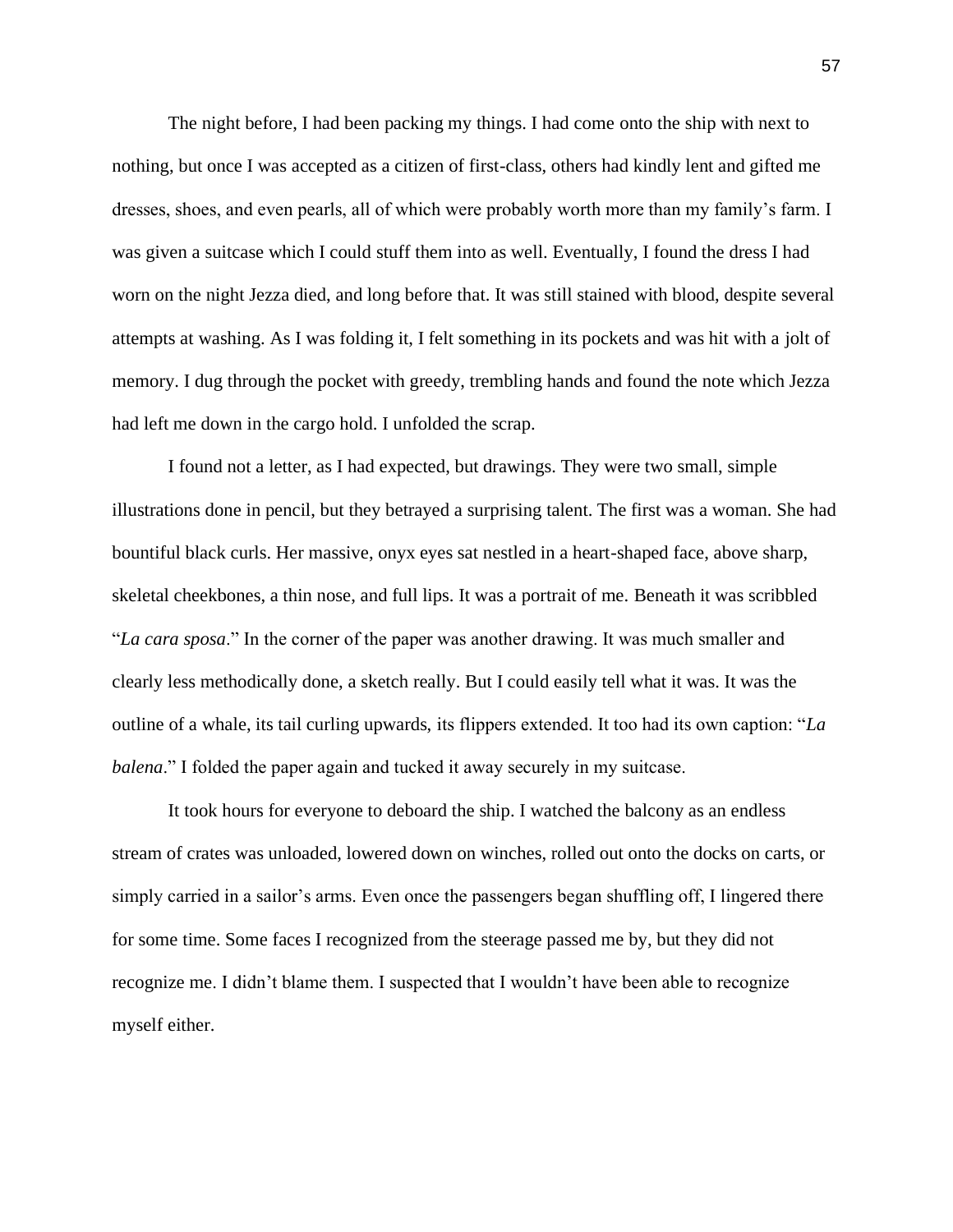The night before, I had been packing my things. I had come onto the ship with next to nothing, but once I was accepted as a citizen of first-class, others had kindly lent and gifted me dresses, shoes, and even pearls, all of which were probably worth more than my family's farm. I was given a suitcase which I could stuff them into as well. Eventually, I found the dress I had worn on the night Jezza died, and long before that. It was still stained with blood, despite several attempts at washing. As I was folding it, I felt something in its pockets and was hit with a jolt of memory. I dug through the pocket with greedy, trembling hands and found the note which Jezza had left me down in the cargo hold. I unfolded the scrap.

I found not a letter, as I had expected, but drawings. They were two small, simple illustrations done in pencil, but they betrayed a surprising talent. The first was a woman. She had bountiful black curls. Her massive, onyx eyes sat nestled in a heart-shaped face, above sharp, skeletal cheekbones, a thin nose, and full lips. It was a portrait of me. Beneath it was scribbled "*La cara sposa*." In the corner of the paper was another drawing. It was much smaller and clearly less methodically done, a sketch really. But I could easily tell what it was. It was the outline of a whale, its tail curling upwards, its flippers extended. It too had its own caption: "*La balena*." I folded the paper again and tucked it away securely in my suitcase.

It took hours for everyone to deboard the ship. I watched the balcony as an endless stream of crates was unloaded, lowered down on winches, rolled out onto the docks on carts, or simply carried in a sailor's arms. Even once the passengers began shuffling off, I lingered there for some time. Some faces I recognized from the steerage passed me by, but they did not recognize me. I didn't blame them. I suspected that I wouldn't have been able to recognize myself either.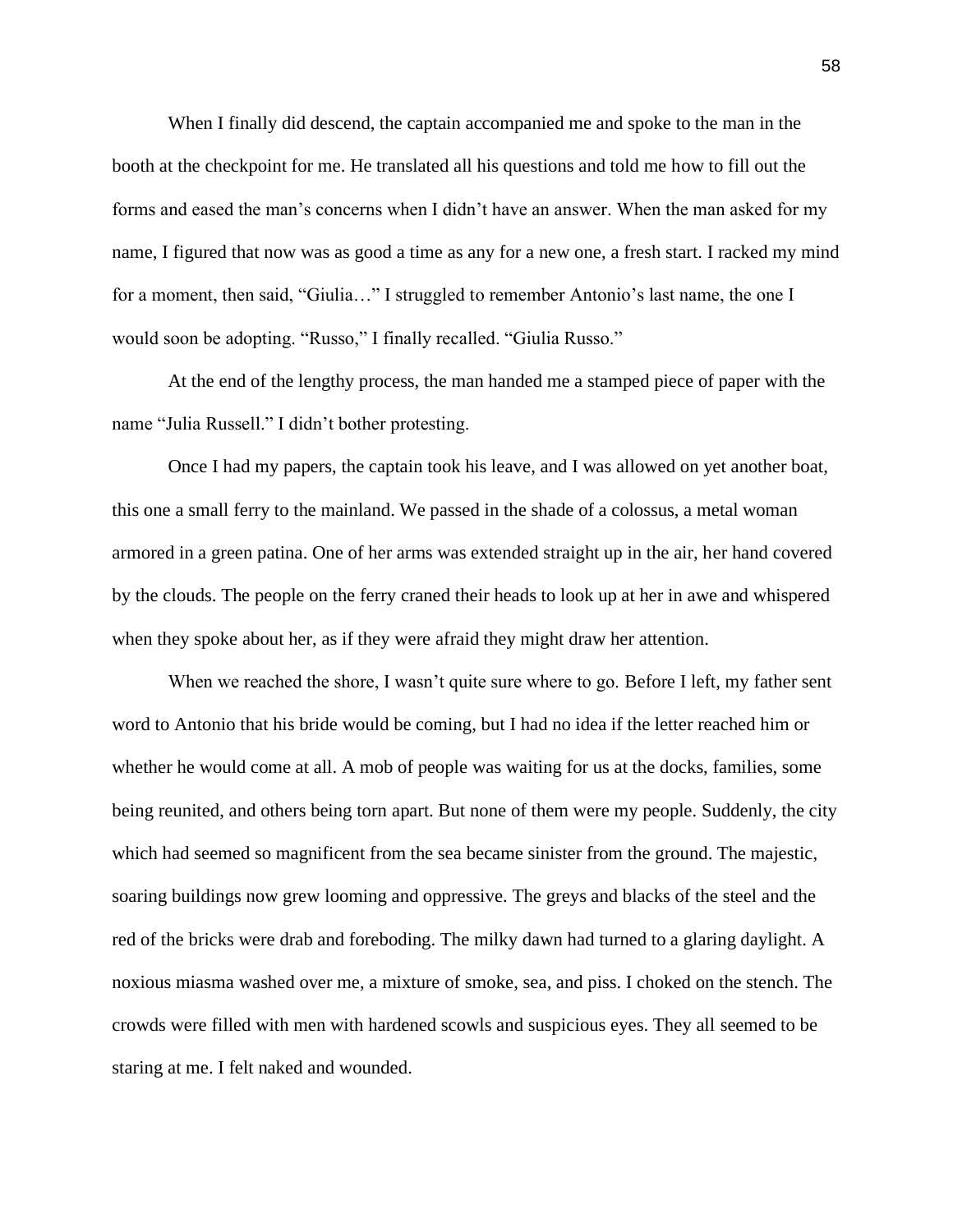When I finally did descend, the captain accompanied me and spoke to the man in the booth at the checkpoint for me. He translated all his questions and told me how to fill out the forms and eased the man's concerns when I didn't have an answer. When the man asked for my name, I figured that now was as good a time as any for a new one, a fresh start. I racked my mind for a moment, then said, "Giulia…" I struggled to remember Antonio's last name, the one I would soon be adopting. "Russo," I finally recalled. "Giulia Russo."

At the end of the lengthy process, the man handed me a stamped piece of paper with the name "Julia Russell." I didn't bother protesting.

Once I had my papers, the captain took his leave, and I was allowed on yet another boat, this one a small ferry to the mainland. We passed in the shade of a colossus, a metal woman armored in a green patina. One of her arms was extended straight up in the air, her hand covered by the clouds. The people on the ferry craned their heads to look up at her in awe and whispered when they spoke about her, as if they were afraid they might draw her attention.

When we reached the shore, I wasn't quite sure where to go. Before I left, my father sent word to Antonio that his bride would be coming, but I had no idea if the letter reached him or whether he would come at all. A mob of people was waiting for us at the docks, families, some being reunited, and others being torn apart. But none of them were my people. Suddenly, the city which had seemed so magnificent from the sea became sinister from the ground. The majestic, soaring buildings now grew looming and oppressive. The greys and blacks of the steel and the red of the bricks were drab and foreboding. The milky dawn had turned to a glaring daylight. A noxious miasma washed over me, a mixture of smoke, sea, and piss. I choked on the stench. The crowds were filled with men with hardened scowls and suspicious eyes. They all seemed to be staring at me. I felt naked and wounded.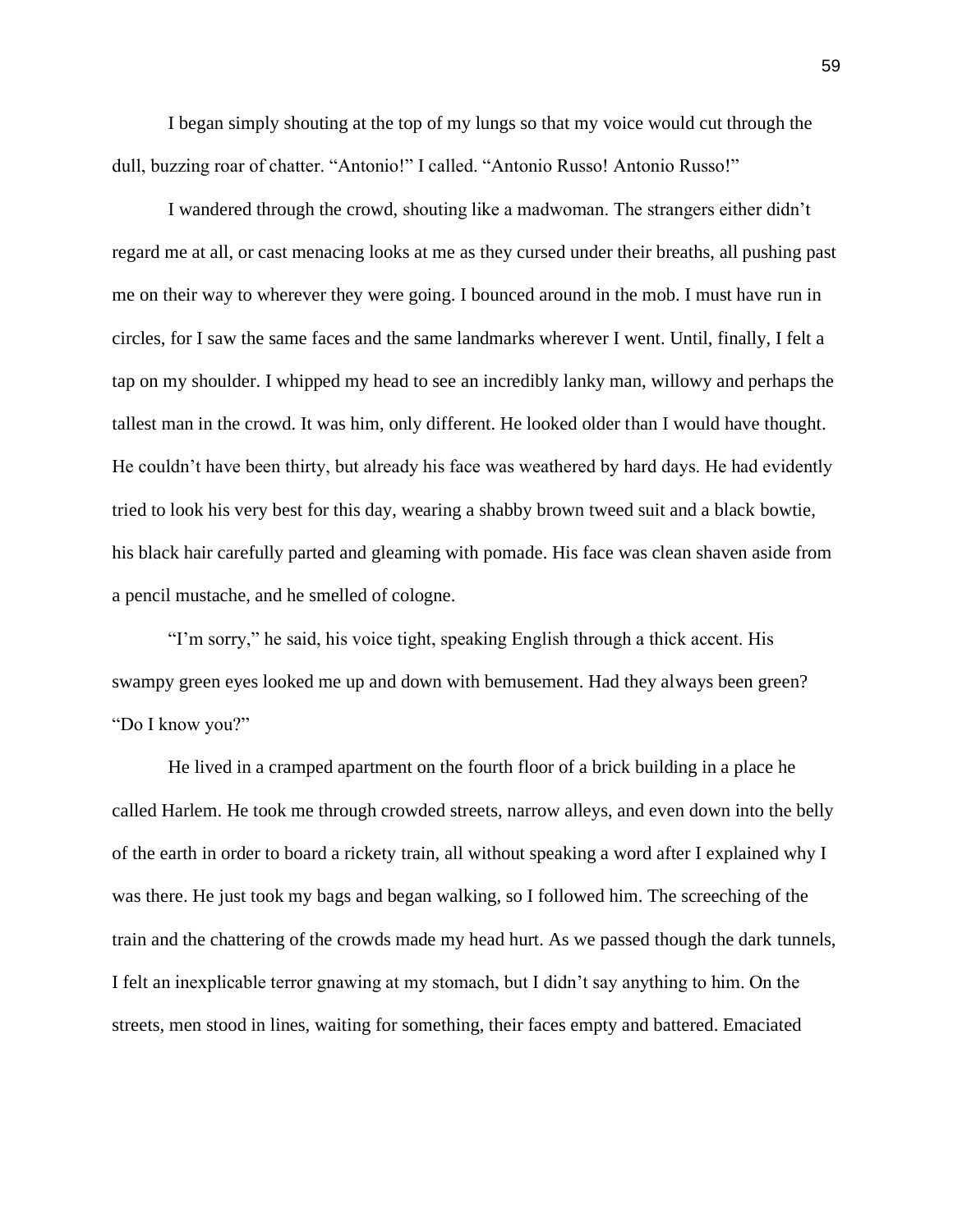I began simply shouting at the top of my lungs so that my voice would cut through the dull, buzzing roar of chatter. "Antonio!" I called. "Antonio Russo! Antonio Russo!"

I wandered through the crowd, shouting like a madwoman. The strangers either didn't regard me at all, or cast menacing looks at me as they cursed under their breaths, all pushing past me on their way to wherever they were going. I bounced around in the mob. I must have run in circles, for I saw the same faces and the same landmarks wherever I went. Until, finally, I felt a tap on my shoulder. I whipped my head to see an incredibly lanky man, willowy and perhaps the tallest man in the crowd. It was him, only different. He looked older than I would have thought. He couldn't have been thirty, but already his face was weathered by hard days. He had evidently tried to look his very best for this day, wearing a shabby brown tweed suit and a black bowtie, his black hair carefully parted and gleaming with pomade. His face was clean shaven aside from a pencil mustache, and he smelled of cologne.

"I'm sorry," he said, his voice tight, speaking English through a thick accent. His swampy green eyes looked me up and down with bemusement. Had they always been green? "Do I know you?"

He lived in a cramped apartment on the fourth floor of a brick building in a place he called Harlem. He took me through crowded streets, narrow alleys, and even down into the belly of the earth in order to board a rickety train, all without speaking a word after I explained why I was there. He just took my bags and began walking, so I followed him. The screeching of the train and the chattering of the crowds made my head hurt. As we passed though the dark tunnels, I felt an inexplicable terror gnawing at my stomach, but I didn't say anything to him. On the streets, men stood in lines, waiting for something, their faces empty and battered. Emaciated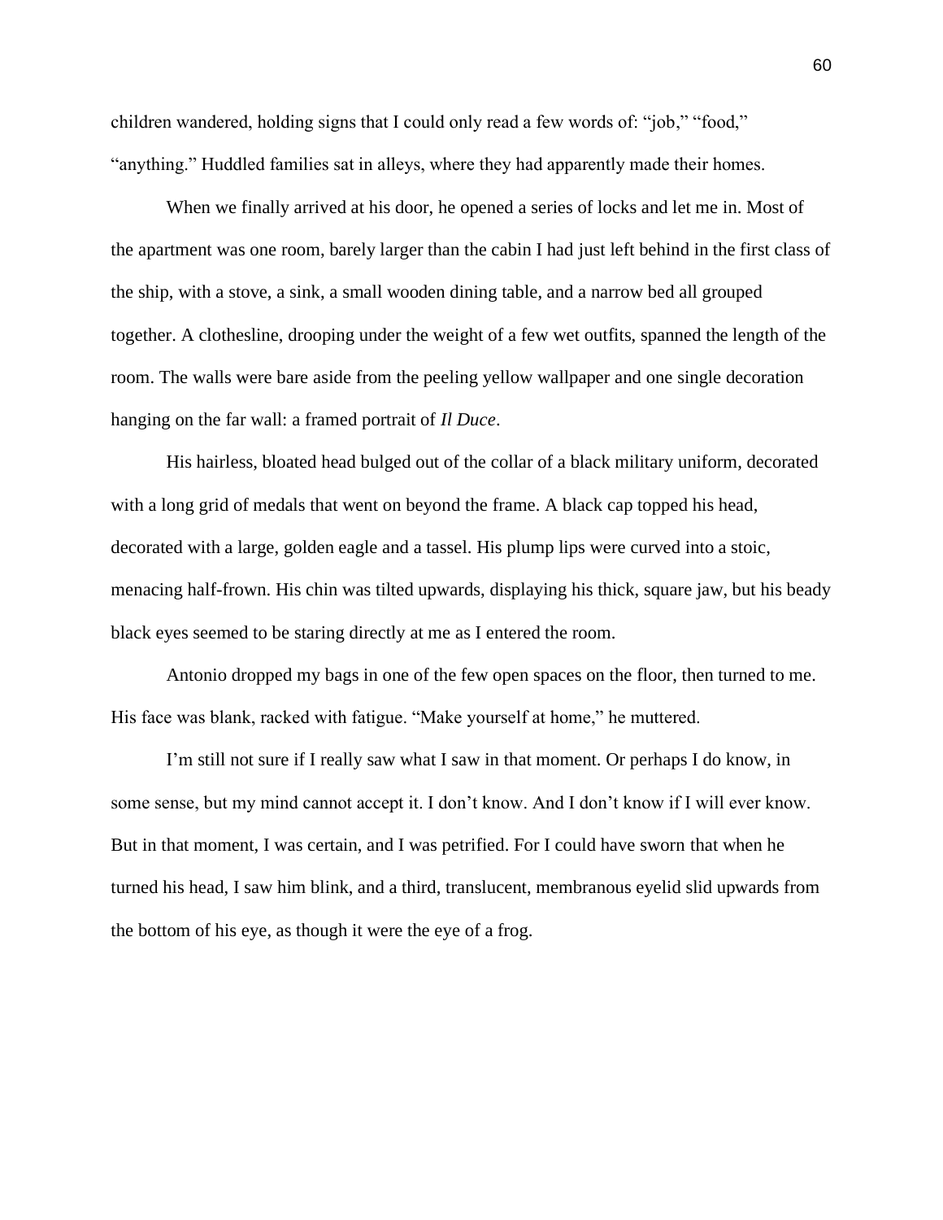children wandered, holding signs that I could only read a few words of: "job," "food," "anything." Huddled families sat in alleys, where they had apparently made their homes.

When we finally arrived at his door, he opened a series of locks and let me in. Most of the apartment was one room, barely larger than the cabin I had just left behind in the first class of the ship, with a stove, a sink, a small wooden dining table, and a narrow bed all grouped together. A clothesline, drooping under the weight of a few wet outfits, spanned the length of the room. The walls were bare aside from the peeling yellow wallpaper and one single decoration hanging on the far wall: a framed portrait of *Il Duce*.

His hairless, bloated head bulged out of the collar of a black military uniform, decorated with a long grid of medals that went on beyond the frame. A black cap topped his head, decorated with a large, golden eagle and a tassel. His plump lips were curved into a stoic, menacing half-frown. His chin was tilted upwards, displaying his thick, square jaw, but his beady black eyes seemed to be staring directly at me as I entered the room.

Antonio dropped my bags in one of the few open spaces on the floor, then turned to me. His face was blank, racked with fatigue. "Make yourself at home," he muttered.

I'm still not sure if I really saw what I saw in that moment. Or perhaps I do know, in some sense, but my mind cannot accept it. I don't know. And I don't know if I will ever know. But in that moment, I was certain, and I was petrified. For I could have sworn that when he turned his head, I saw him blink, and a third, translucent, membranous eyelid slid upwards from the bottom of his eye, as though it were the eye of a frog.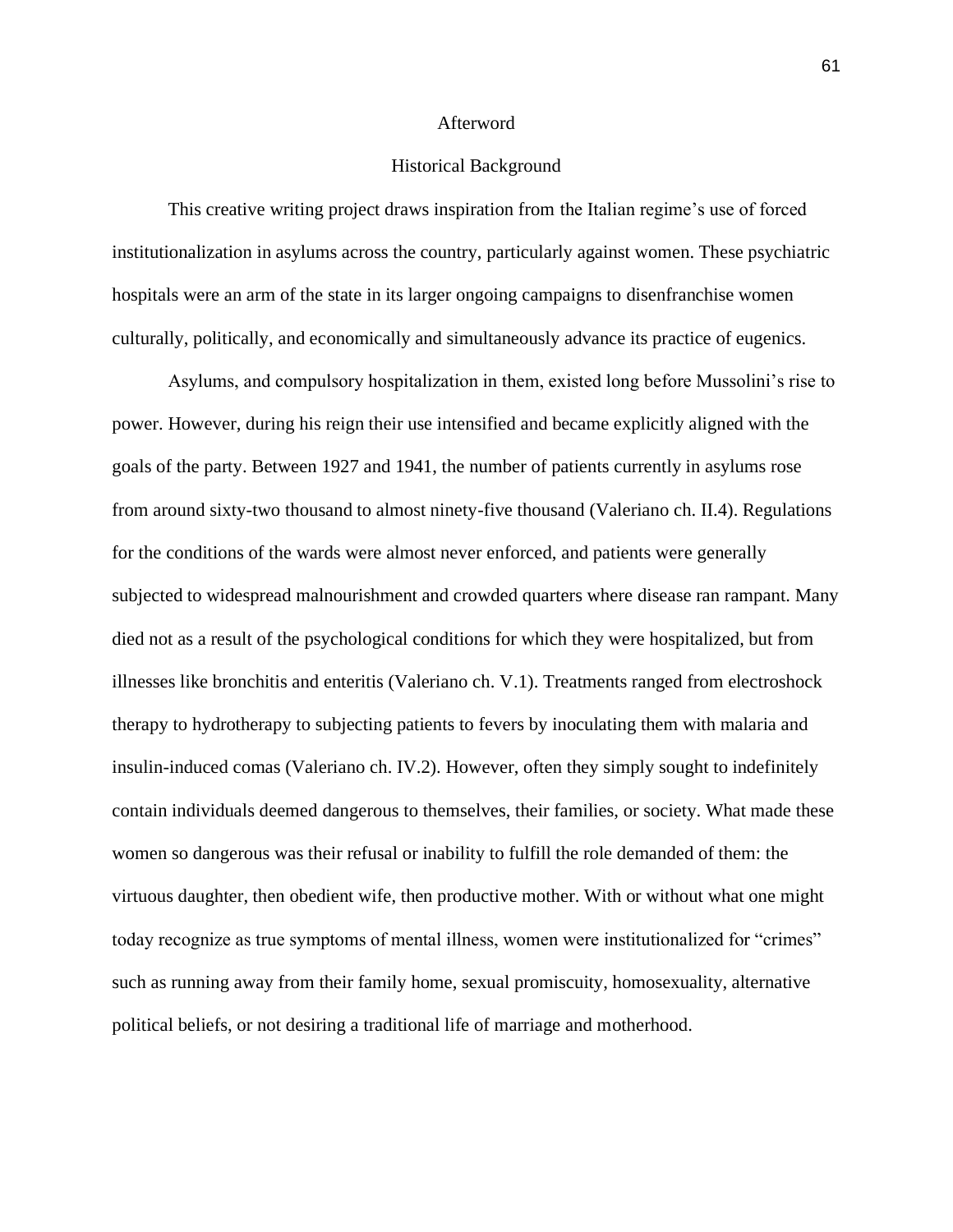# Afterword

## Historical Background

This creative writing project draws inspiration from the Italian regime's use of forced institutionalization in asylums across the country, particularly against women. These psychiatric hospitals were an arm of the state in its larger ongoing campaigns to disenfranchise women culturally, politically, and economically and simultaneously advance its practice of eugenics.

Asylums, and compulsory hospitalization in them, existed long before Mussolini's rise to power. However, during his reign their use intensified and became explicitly aligned with the goals of the party. Between 1927 and 1941, the number of patients currently in asylums rose from around sixty-two thousand to almost ninety-five thousand (Valeriano ch. II.4). Regulations for the conditions of the wards were almost never enforced, and patients were generally subjected to widespread malnourishment and crowded quarters where disease ran rampant. Many died not as a result of the psychological conditions for which they were hospitalized, but from illnesses like bronchitis and enteritis (Valeriano ch. V.1). Treatments ranged from electroshock therapy to hydrotherapy to subjecting patients to fevers by inoculating them with malaria and insulin-induced comas (Valeriano ch. IV.2). However, often they simply sought to indefinitely contain individuals deemed dangerous to themselves, their families, or society. What made these women so dangerous was their refusal or inability to fulfill the role demanded of them: the virtuous daughter, then obedient wife, then productive mother. With or without what one might today recognize as true symptoms of mental illness, women were institutionalized for "crimes" such as running away from their family home, sexual promiscuity, homosexuality, alternative political beliefs, or not desiring a traditional life of marriage and motherhood.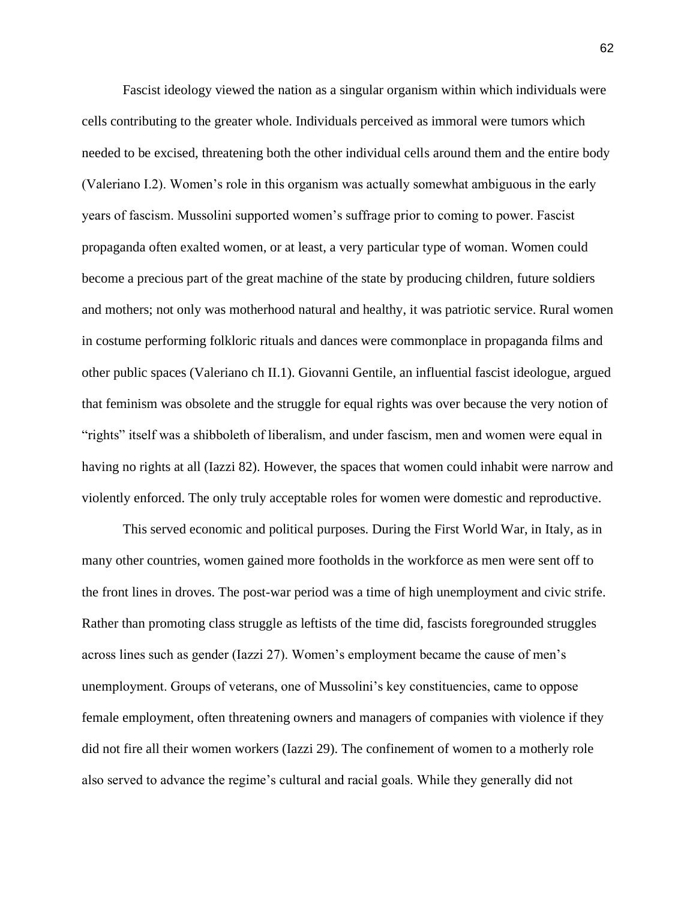Fascist ideology viewed the nation as a singular organism within which individuals were cells contributing to the greater whole. Individuals perceived as immoral were tumors which needed to be excised, threatening both the other individual cells around them and the entire body (Valeriano I.2). Women's role in this organism was actually somewhat ambiguous in the early years of fascism. Mussolini supported women's suffrage prior to coming to power. Fascist propaganda often exalted women, or at least, a very particular type of woman. Women could become a precious part of the great machine of the state by producing children, future soldiers and mothers; not only was motherhood natural and healthy, it was patriotic service. Rural women in costume performing folkloric rituals and dances were commonplace in propaganda films and other public spaces (Valeriano ch II.1). Giovanni Gentile, an influential fascist ideologue, argued that feminism was obsolete and the struggle for equal rights was over because the very notion of "rights" itself was a shibboleth of liberalism, and under fascism, men and women were equal in having no rights at all (Iazzi 82). However, the spaces that women could inhabit were narrow and violently enforced. The only truly acceptable roles for women were domestic and reproductive.

This served economic and political purposes. During the First World War, in Italy, as in many other countries, women gained more footholds in the workforce as men were sent off to the front lines in droves. The post-war period was a time of high unemployment and civic strife. Rather than promoting class struggle as leftists of the time did, fascists foregrounded struggles across lines such as gender (Iazzi 27). Women's employment became the cause of men's unemployment. Groups of veterans, one of Mussolini's key constituencies, came to oppose female employment, often threatening owners and managers of companies with violence if they did not fire all their women workers (Iazzi 29). The confinement of women to a motherly role also served to advance the regime's cultural and racial goals. While they generally did not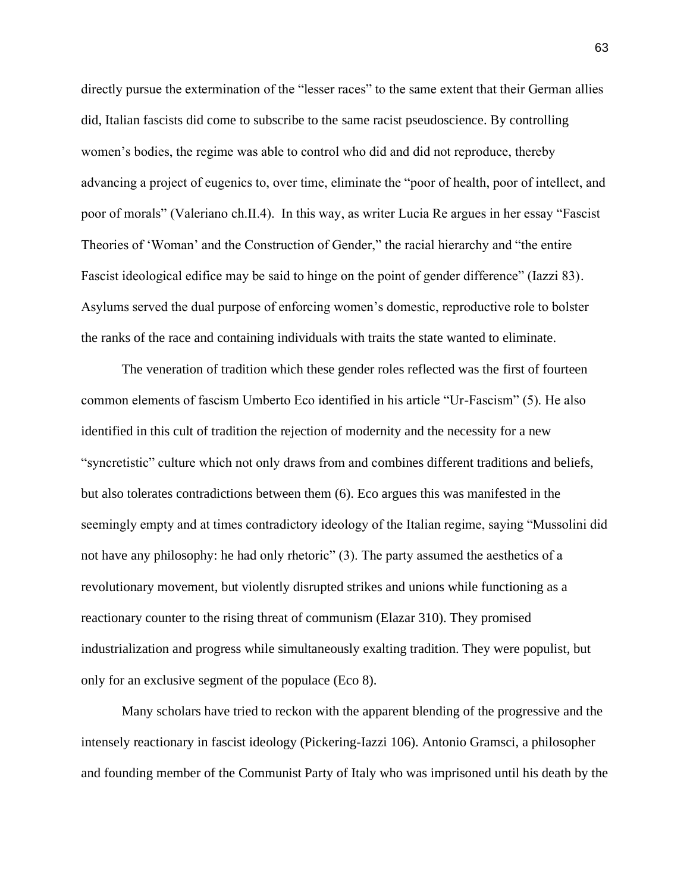directly pursue the extermination of the "lesser races" to the same extent that their German allies did, Italian fascists did come to subscribe to the same racist pseudoscience. By controlling women's bodies, the regime was able to control who did and did not reproduce, thereby advancing a project of eugenics to, over time, eliminate the "poor of health, poor of intellect, and poor of morals" (Valeriano ch.II.4). In this way, as writer Lucia Re argues in her essay "Fascist Theories of 'Woman' and the Construction of Gender," the racial hierarchy and "the entire Fascist ideological edifice may be said to hinge on the point of gender difference" (Iazzi 83). Asylums served the dual purpose of enforcing women's domestic, reproductive role to bolster the ranks of the race and containing individuals with traits the state wanted to eliminate.

The veneration of tradition which these gender roles reflected was the first of fourteen common elements of fascism Umberto Eco identified in his article "Ur-Fascism" (5). He also identified in this cult of tradition the rejection of modernity and the necessity for a new "syncretistic" culture which not only draws from and combines different traditions and beliefs, but also tolerates contradictions between them (6). Eco argues this was manifested in the seemingly empty and at times contradictory ideology of the Italian regime, saying "Mussolini did not have any philosophy: he had only rhetoric" (3). The party assumed the aesthetics of a revolutionary movement, but violently disrupted strikes and unions while functioning as a reactionary counter to the rising threat of communism (Elazar 310). They promised industrialization and progress while simultaneously exalting tradition. They were populist, but only for an exclusive segment of the populace (Eco 8).

Many scholars have tried to reckon with the apparent blending of the progressive and the intensely reactionary in fascist ideology (Pickering-Iazzi 106). Antonio Gramsci, a philosopher and founding member of the Communist Party of Italy who was imprisoned until his death by the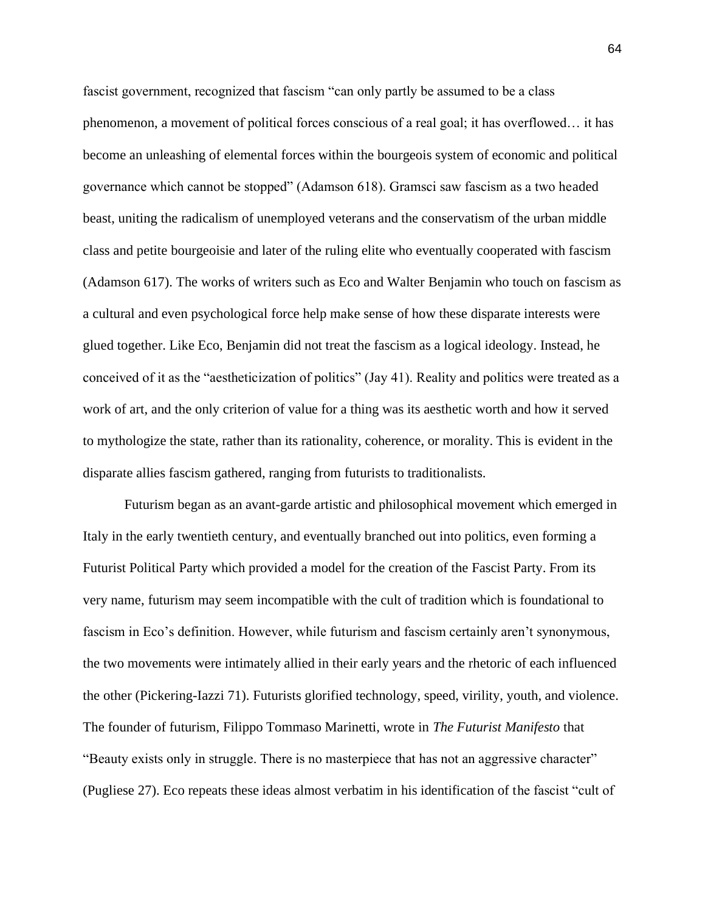fascist government, recognized that fascism "can only partly be assumed to be a class phenomenon, a movement of political forces conscious of a real goal; it has overflowed… it has become an unleashing of elemental forces within the bourgeois system of economic and political governance which cannot be stopped" (Adamson 618). Gramsci saw fascism as a two headed beast, uniting the radicalism of unemployed veterans and the conservatism of the urban middle class and petite bourgeoisie and later of the ruling elite who eventually cooperated with fascism (Adamson 617). The works of writers such as Eco and Walter Benjamin who touch on fascism as a cultural and even psychological force help make sense of how these disparate interests were glued together. Like Eco, Benjamin did not treat the fascism as a logical ideology. Instead, he conceived of it as the "aestheticization of politics" (Jay 41). Reality and politics were treated as a work of art, and the only criterion of value for a thing was its aesthetic worth and how it served to mythologize the state, rather than its rationality, coherence, or morality. This is evident in the disparate allies fascism gathered, ranging from futurists to traditionalists.

Futurism began as an avant-garde artistic and philosophical movement which emerged in Italy in the early twentieth century, and eventually branched out into politics, even forming a Futurist Political Party which provided a model for the creation of the Fascist Party. From its very name, futurism may seem incompatible with the cult of tradition which is foundational to fascism in Eco's definition. However, while futurism and fascism certainly aren't synonymous, the two movements were intimately allied in their early years and the rhetoric of each influenced the other (Pickering-Iazzi 71). Futurists glorified technology, speed, virility, youth, and violence. The founder of futurism, Filippo Tommaso Marinetti, wrote in *The Futurist Manifesto* that "Beauty exists only in struggle. There is no masterpiece that has not an aggressive character" (Pugliese 27). Eco repeats these ideas almost verbatim in his identification of the fascist "cult of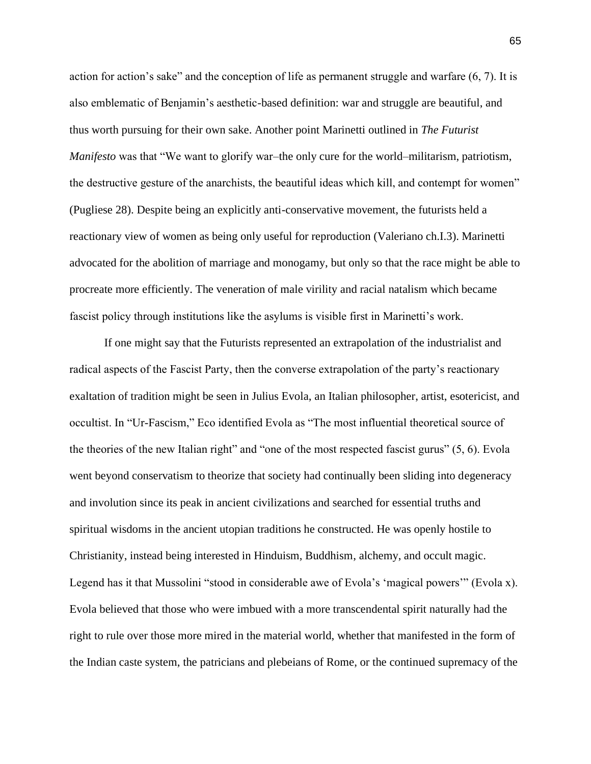action for action's sake" and the conception of life as permanent struggle and warfare (6, 7). It is also emblematic of Benjamin's aesthetic-based definition: war and struggle are beautiful, and thus worth pursuing for their own sake. Another point Marinetti outlined in *The Futurist Manifesto* was that "We want to glorify war–the only cure for the world–militarism, patriotism, the destructive gesture of the anarchists, the beautiful ideas which kill, and contempt for women" (Pugliese 28). Despite being an explicitly anti-conservative movement, the futurists held a reactionary view of women as being only useful for reproduction (Valeriano ch.I.3). Marinetti advocated for the abolition of marriage and monogamy, but only so that the race might be able to procreate more efficiently. The veneration of male virility and racial natalism which became fascist policy through institutions like the asylums is visible first in Marinetti's work.

If one might say that the Futurists represented an extrapolation of the industrialist and radical aspects of the Fascist Party, then the converse extrapolation of the party's reactionary exaltation of tradition might be seen in Julius Evola, an Italian philosopher, artist, esotericist, and occultist. In "Ur-Fascism," Eco identified Evola as "The most influential theoretical source of the theories of the new Italian right" and "one of the most respected fascist gurus" (5, 6). Evola went beyond conservatism to theorize that society had continually been sliding into degeneracy and involution since its peak in ancient civilizations and searched for essential truths and spiritual wisdoms in the ancient utopian traditions he constructed. He was openly hostile to Christianity, instead being interested in Hinduism, Buddhism, alchemy, and occult magic. Legend has it that Mussolini "stood in considerable awe of Evola's 'magical powers'" (Evola x). Evola believed that those who were imbued with a more transcendental spirit naturally had the right to rule over those more mired in the material world, whether that manifested in the form of the Indian caste system, the patricians and plebeians of Rome, or the continued supremacy of the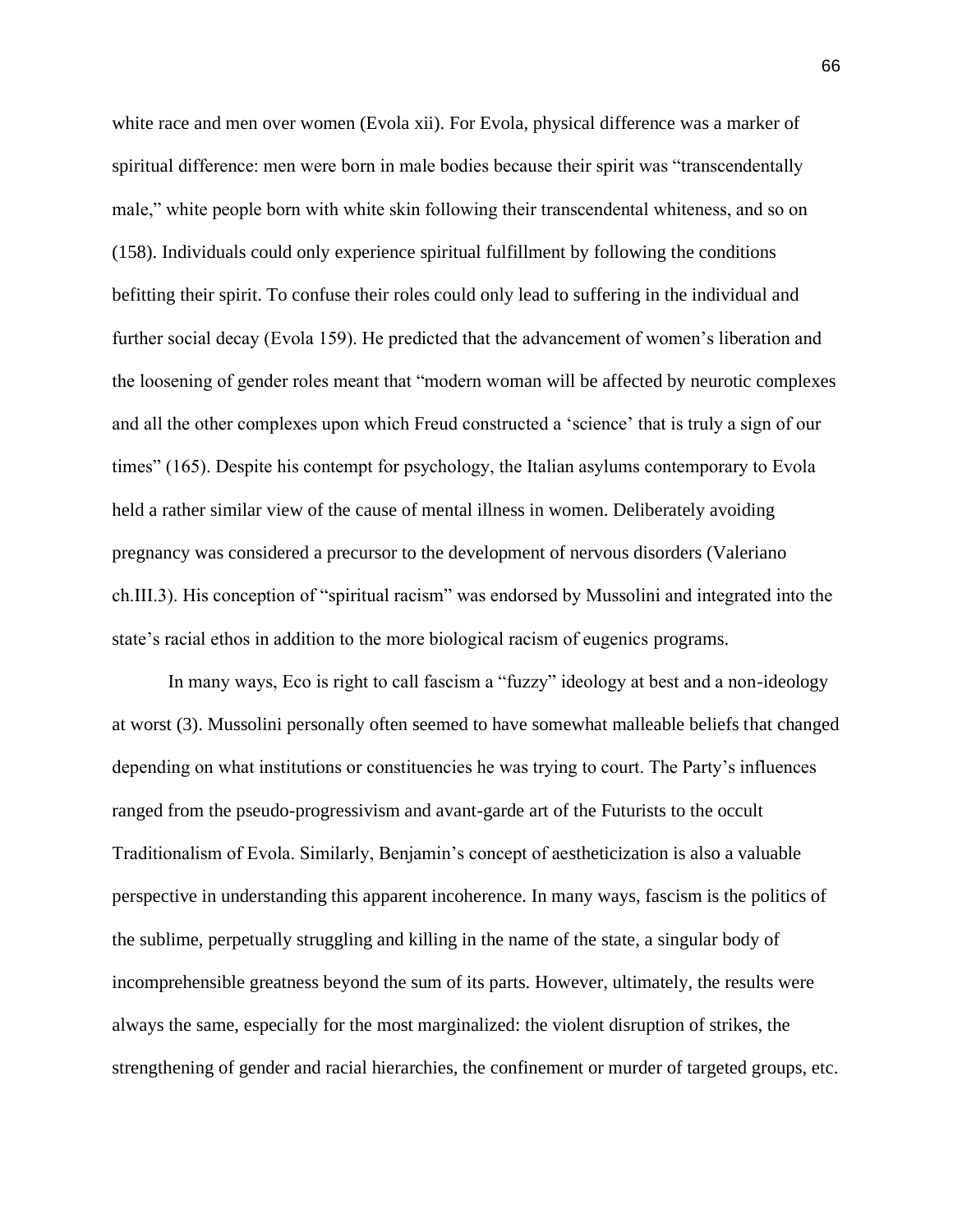white race and men over women (Evola xii). For Evola, physical difference was a marker of spiritual difference: men were born in male bodies because their spirit was "transcendentally male," white people born with white skin following their transcendental whiteness, and so on (158). Individuals could only experience spiritual fulfillment by following the conditions befitting their spirit. To confuse their roles could only lead to suffering in the individual and further social decay (Evola 159). He predicted that the advancement of women's liberation and the loosening of gender roles meant that "modern woman will be affected by neurotic complexes and all the other complexes upon which Freud constructed a 'science' that is truly a sign of our times" (165). Despite his contempt for psychology, the Italian asylums contemporary to Evola held a rather similar view of the cause of mental illness in women. Deliberately avoiding pregnancy was considered a precursor to the development of nervous disorders (Valeriano ch.III.3). His conception of "spiritual racism" was endorsed by Mussolini and integrated into the state's racial ethos in addition to the more biological racism of eugenics programs.

In many ways, Eco is right to call fascism a "fuzzy" ideology at best and a non-ideology at worst (3). Mussolini personally often seemed to have somewhat malleable beliefs that changed depending on what institutions or constituencies he was trying to court. The Party's influences ranged from the pseudo-progressivism and avant-garde art of the Futurists to the occult Traditionalism of Evola. Similarly, Benjamin's concept of aestheticization is also a valuable perspective in understanding this apparent incoherence. In many ways, fascism is the politics of the sublime, perpetually struggling and killing in the name of the state, a singular body of incomprehensible greatness beyond the sum of its parts. However, ultimately, the results were always the same, especially for the most marginalized: the violent disruption of strikes, the strengthening of gender and racial hierarchies, the confinement or murder of targeted groups, etc.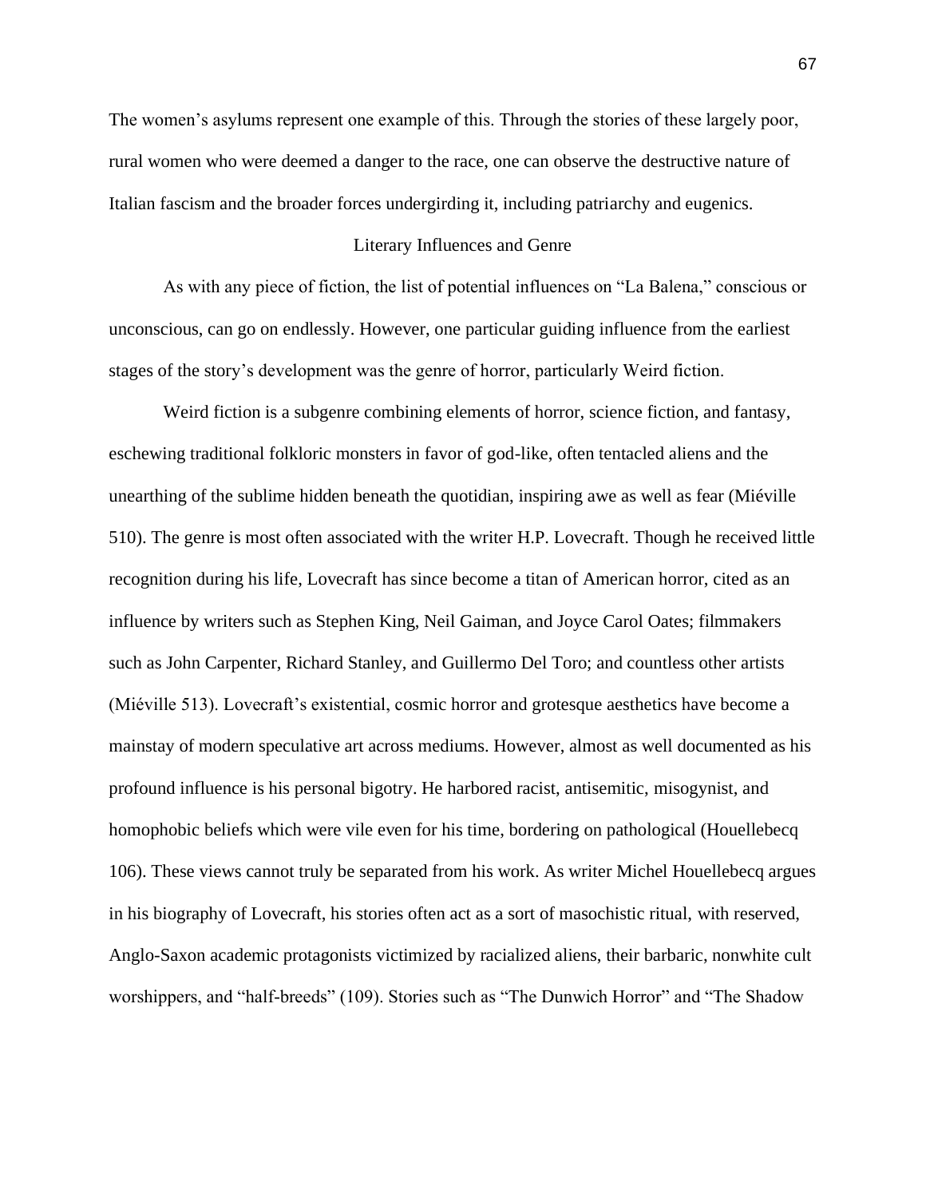The women's asylums represent one example of this. Through the stories of these largely poor, rural women who were deemed a danger to the race, one can observe the destructive nature of Italian fascism and the broader forces undergirding it, including patriarchy and eugenics.

## Literary Influences and Genre

As with any piece of fiction, the list of potential influences on "La Balena," conscious or unconscious, can go on endlessly. However, one particular guiding influence from the earliest stages of the story's development was the genre of horror, particularly Weird fiction.

Weird fiction is a subgenre combining elements of horror, science fiction, and fantasy, eschewing traditional folkloric monsters in favor of god-like, often tentacled aliens and the unearthing of the sublime hidden beneath the quotidian, inspiring awe as well as fear (Miéville 510). The genre is most often associated with the writer H.P. Lovecraft. Though he received little recognition during his life, Lovecraft has since become a titan of American horror, cited as an influence by writers such as Stephen King, Neil Gaiman, and Joyce Carol Oates; filmmakers such as John Carpenter, Richard Stanley, and Guillermo Del Toro; and countless other artists (Miéville 513). Lovecraft's existential, cosmic horror and grotesque aesthetics have become a mainstay of modern speculative art across mediums. However, almost as well documented as his profound influence is his personal bigotry. He harbored racist, antisemitic, misogynist, and homophobic beliefs which were vile even for his time, bordering on pathological (Houellebecq 106). These views cannot truly be separated from his work. As writer Michel Houellebecq argues in his biography of Lovecraft, his stories often act as a sort of masochistic ritual, with reserved, Anglo-Saxon academic protagonists victimized by racialized aliens, their barbaric, nonwhite cult worshippers, and "half-breeds" (109). Stories such as "The Dunwich Horror" and "The Shadow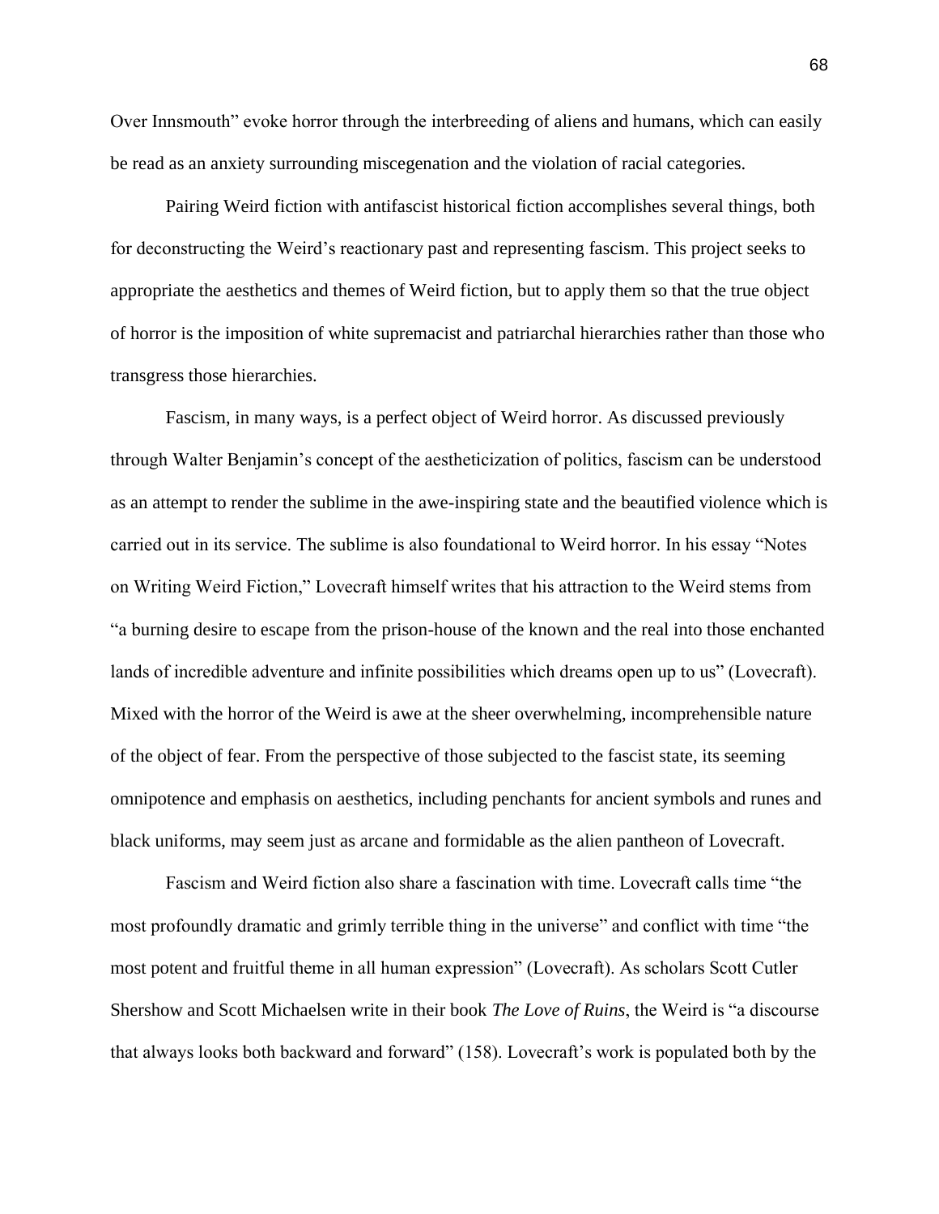Over Innsmouth" evoke horror through the interbreeding of aliens and humans, which can easily be read as an anxiety surrounding miscegenation and the violation of racial categories.

Pairing Weird fiction with antifascist historical fiction accomplishes several things, both for deconstructing the Weird's reactionary past and representing fascism. This project seeks to appropriate the aesthetics and themes of Weird fiction, but to apply them so that the true object of horror is the imposition of white supremacist and patriarchal hierarchies rather than those who transgress those hierarchies.

Fascism, in many ways, is a perfect object of Weird horror. As discussed previously through Walter Benjamin's concept of the aestheticization of politics, fascism can be understood as an attempt to render the sublime in the awe-inspiring state and the beautified violence which is carried out in its service. The sublime is also foundational to Weird horror. In his essay "Notes on Writing Weird Fiction," Lovecraft himself writes that his attraction to the Weird stems from "a burning desire to escape from the prison-house of the known and the real into those enchanted lands of incredible adventure and infinite possibilities which dreams open up to us" (Lovecraft). Mixed with the horror of the Weird is awe at the sheer overwhelming, incomprehensible nature of the object of fear. From the perspective of those subjected to the fascist state, its seeming omnipotence and emphasis on aesthetics, including penchants for ancient symbols and runes and black uniforms, may seem just as arcane and formidable as the alien pantheon of Lovecraft.

Fascism and Weird fiction also share a fascination with time. Lovecraft calls time "the most profoundly dramatic and grimly terrible thing in the universe" and conflict with time "the most potent and fruitful theme in all human expression" (Lovecraft). As scholars Scott Cutler Shershow and Scott Michaelsen write in their book *The Love of Ruins*, the Weird is "a discourse that always looks both backward and forward" (158). Lovecraft's work is populated both by the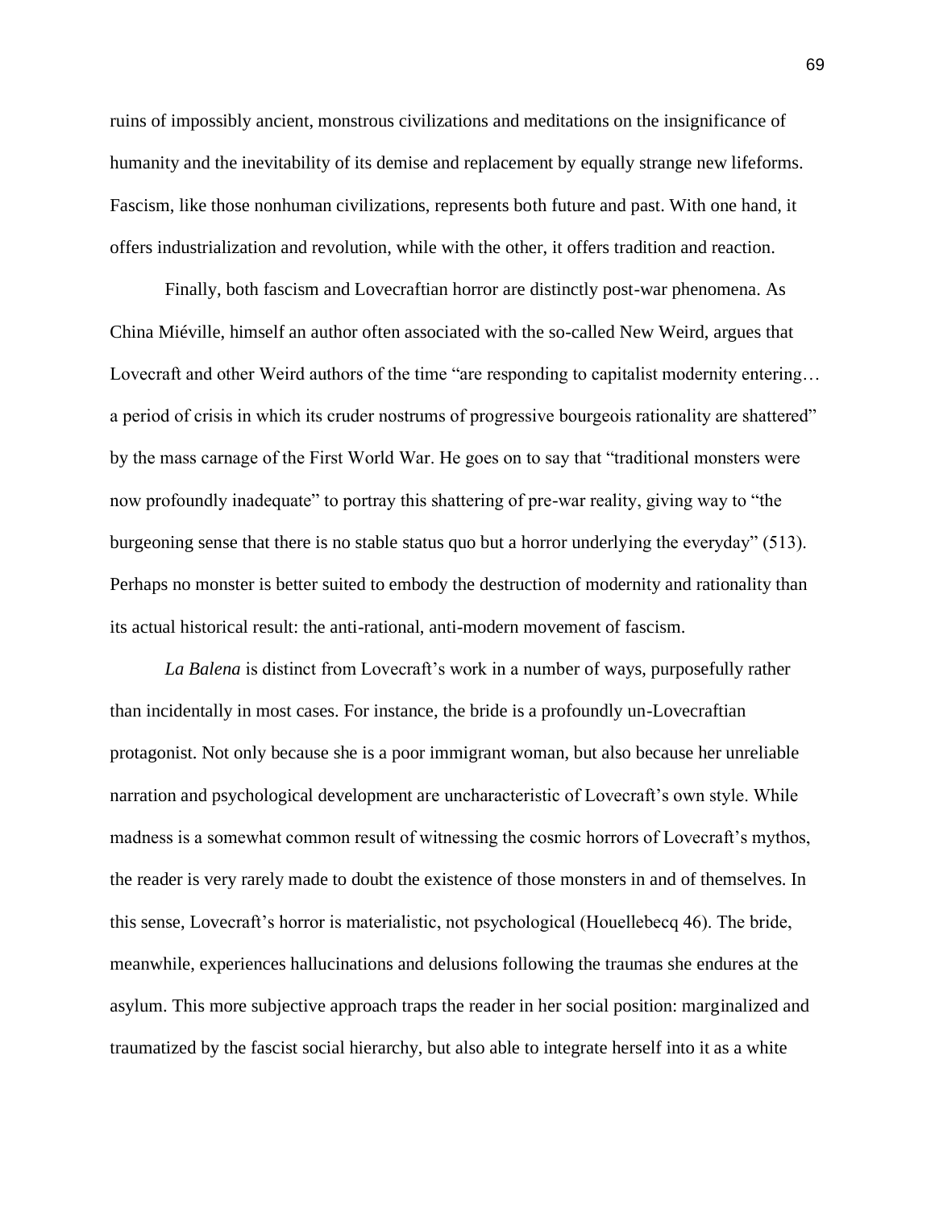ruins of impossibly ancient, monstrous civilizations and meditations on the insignificance of humanity and the inevitability of its demise and replacement by equally strange new lifeforms. Fascism, like those nonhuman civilizations, represents both future and past. With one hand, it offers industrialization and revolution, while with the other, it offers tradition and reaction.

Finally, both fascism and Lovecraftian horror are distinctly post-war phenomena. As China Miéville, himself an author often associated with the so-called New Weird, argues that Lovecraft and other Weird authors of the time "are responding to capitalist modernity entering… a period of crisis in which its cruder nostrums of progressive bourgeois rationality are shattered" by the mass carnage of the First World War. He goes on to say that "traditional monsters were now profoundly inadequate" to portray this shattering of pre-war reality, giving way to "the burgeoning sense that there is no stable status quo but a horror underlying the everyday" (513). Perhaps no monster is better suited to embody the destruction of modernity and rationality than its actual historical result: the anti-rational, anti-modern movement of fascism.

*La Balena* is distinct from Lovecraft's work in a number of ways, purposefully rather than incidentally in most cases. For instance, the bride is a profoundly un-Lovecraftian protagonist. Not only because she is a poor immigrant woman, but also because her unreliable narration and psychological development are uncharacteristic of Lovecraft's own style. While madness is a somewhat common result of witnessing the cosmic horrors of Lovecraft's mythos, the reader is very rarely made to doubt the existence of those monsters in and of themselves. In this sense, Lovecraft's horror is materialistic, not psychological (Houellebecq 46). The bride, meanwhile, experiences hallucinations and delusions following the traumas she endures at the asylum. This more subjective approach traps the reader in her social position: marginalized and traumatized by the fascist social hierarchy, but also able to integrate herself into it as a white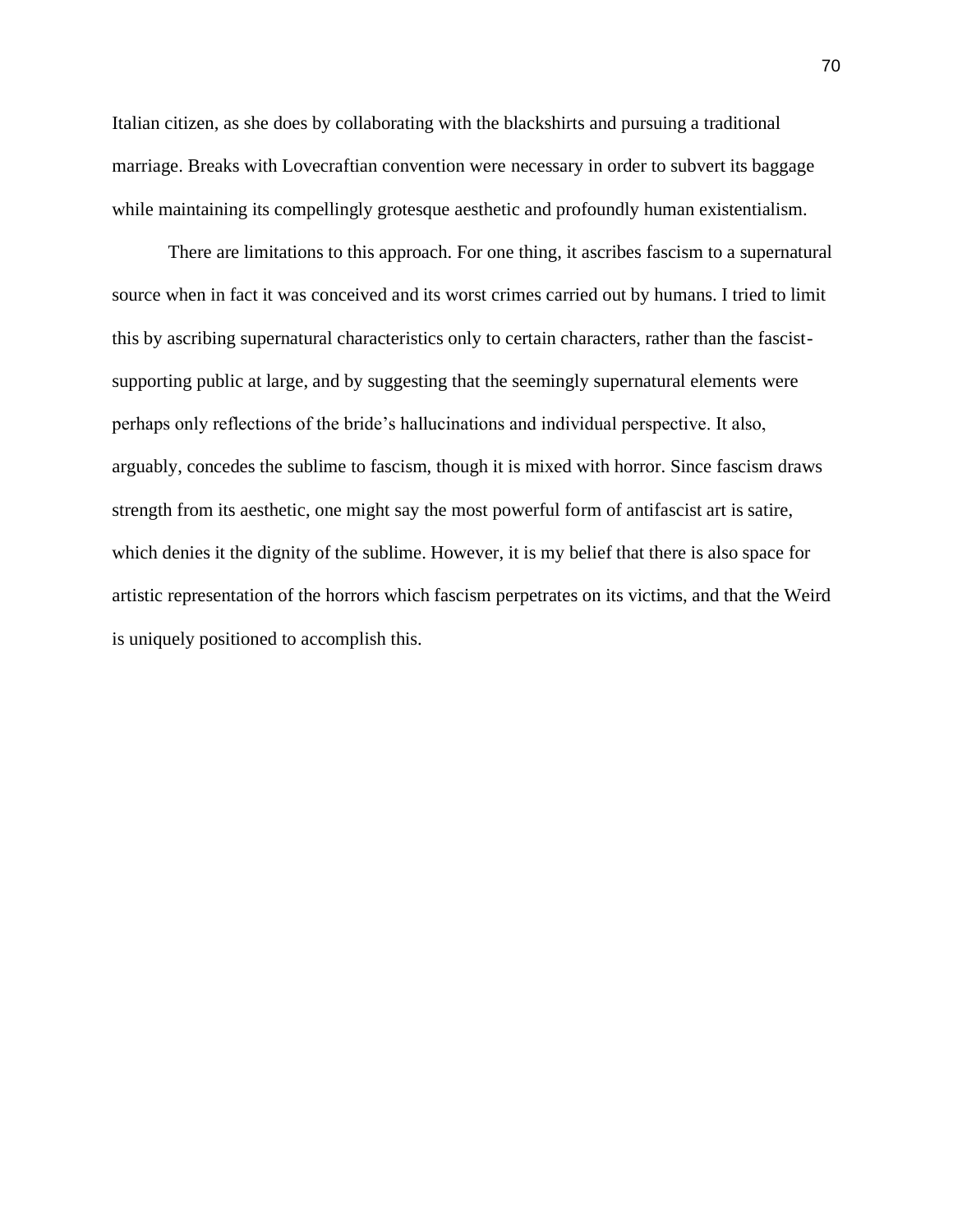Italian citizen, as she does by collaborating with the blackshirts and pursuing a traditional marriage. Breaks with Lovecraftian convention were necessary in order to subvert its baggage while maintaining its compellingly grotesque aesthetic and profoundly human existentialism.

There are limitations to this approach. For one thing, it ascribes fascism to a supernatural source when in fact it was conceived and its worst crimes carried out by humans. I tried to limit this by ascribing supernatural characteristics only to certain characters, rather than the fascist-supporting public at large, and by suggesting that the seemingly supernatural elements were perhaps only reflections of the bride's hallucinations and individual perspective. It also, arguably, concedes the sublime to fascism, though it is mixed with horror. Since fascism draws strength from its aesthetic, one might say the most powerful form of antifascist art is satire, which denies it the dignity of the sublime. However, it is my belief that there is also space for artistic representation of the horrors which fascism perpetrates on its victims, and that the Weird is uniquely positioned to accomplish this.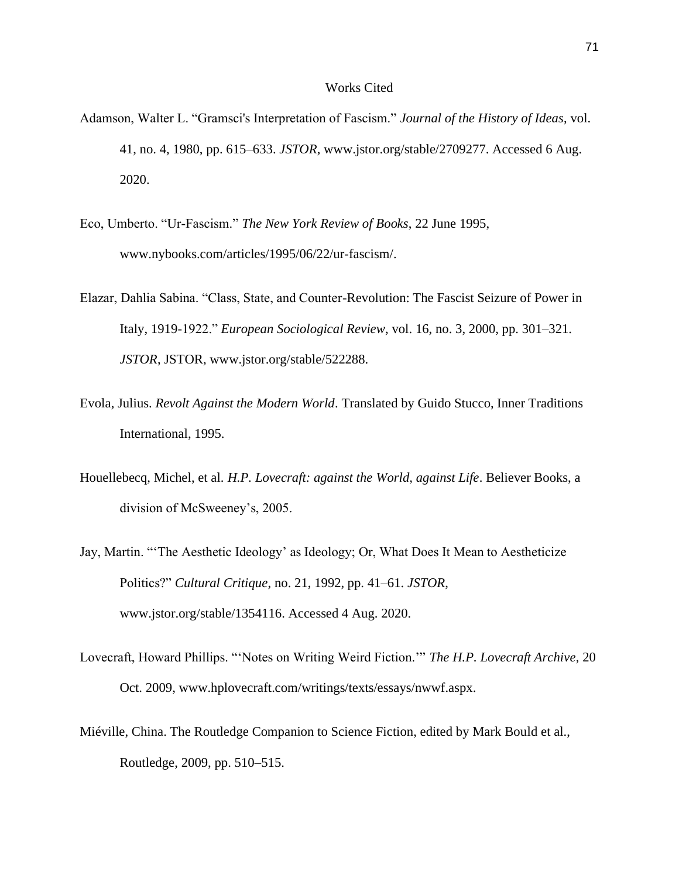# Works Cited

Adamson, Walter L. "Gramsci's Interpretation of Fascism." *Journal of the History of Ideas*, vol. 41, no. 4, 1980, pp. 615–633. *JSTOR*, www.jstor.org/stable/2709277. Accessed 6 Aug. 2020.

Eco, Umberto. "Ur-Fascism." *The New York Review of Books*, 22 June 1995, www.nybooks.com/articles/1995/06/22/ur-fascism/.

Elazar, Dahlia Sabina. "Class, State, and Counter-Revolution: The Fascist Seizure of Power in Italy, 1919-1922." *European Sociological Review*, vol. 16, no. 3, 2000, pp. 301–321. *JSTOR*, JSTOR, www.jstor.org/stable/522288.

Evola, Julius. *Revolt Against the Modern World*. Translated by Guido Stucco, Inner Traditions International, 1995.

Houellebecq, Michel, et al. *H.P. Lovecraft: against the World, against Life*. Believer Books, a division of McSweeney's, 2005.

Jay, Martin. "'The Aesthetic Ideology' as Ideology; Or, What Does It Mean to Aestheticize Politics?" *Cultural Critique*, no. 21, 1992, pp. 41–61. *JSTOR*, www.jstor.org/stable/1354116. Accessed 4 Aug. 2020.

Lovecraft, Howard Phillips. "'Notes on Writing Weird Fiction.'" *The H.P. Lovecraft Archive*, 20 Oct. 2009, www.hplovecraft.com/writings/texts/essays/nwwf.aspx.

Miéville, China. The Routledge Companion to Science Fiction, edited by Mark Bould et al., Routledge, 2009, pp. 510–515.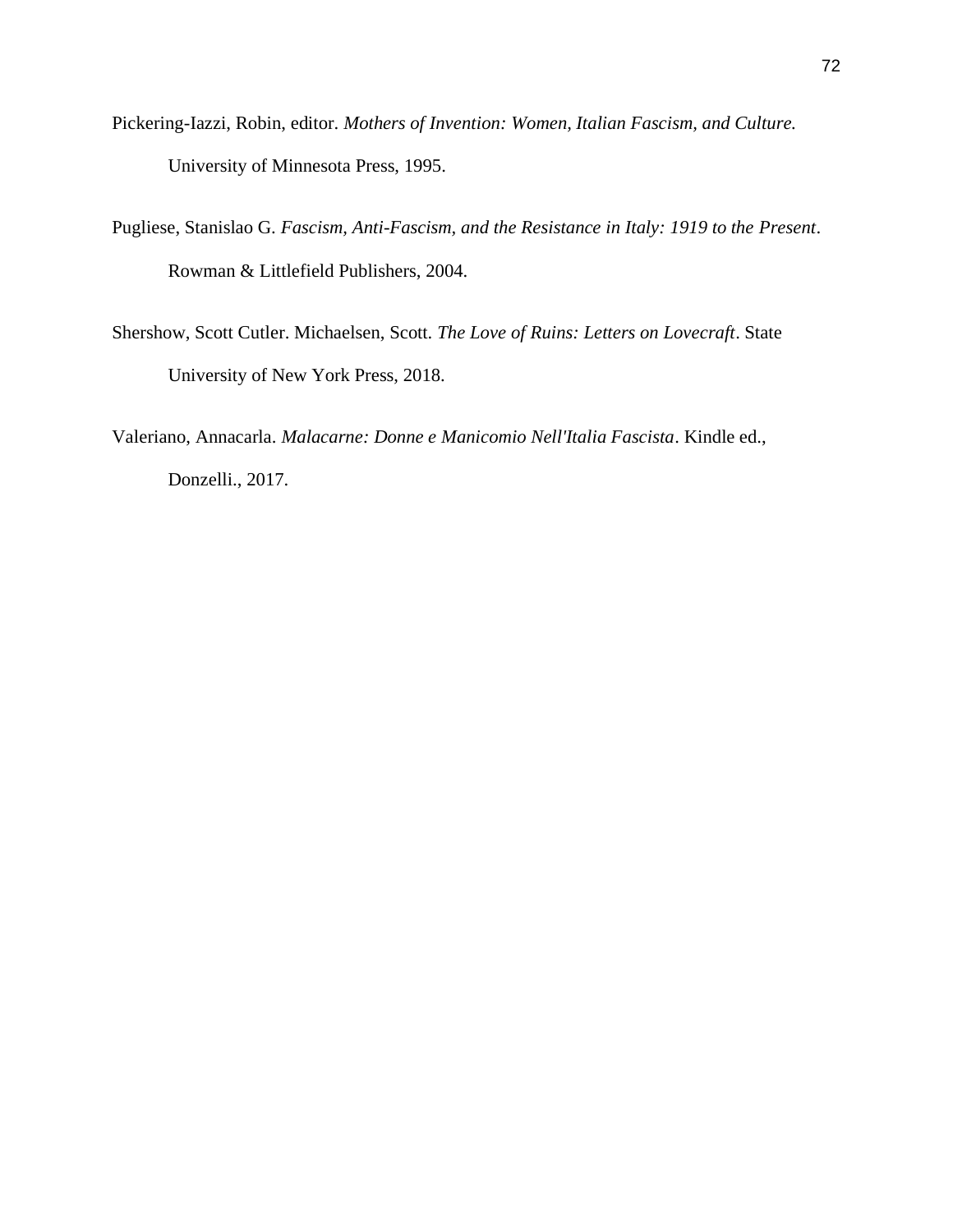Pickering-Iazzi, Robin, editor. *Mothers of Invention: Women, Italian Fascism, and Culture.* University of Minnesota Press, 1995.

Pugliese, Stanislao G. *Fascism, Anti-Fascism, and the Resistance in Italy: 1919 to the Present*. Rowman & Littlefield Publishers, 2004.

Shershow, Scott Cutler. Michaelsen, Scott. *The Love of Ruins: Letters on Lovecraft*. State University of New York Press, 2018.

Valeriano, Annacarla. *Malacarne: Donne e Manicomio Nell'Italia Fascista*. Kindle ed., Donzelli., 2017.